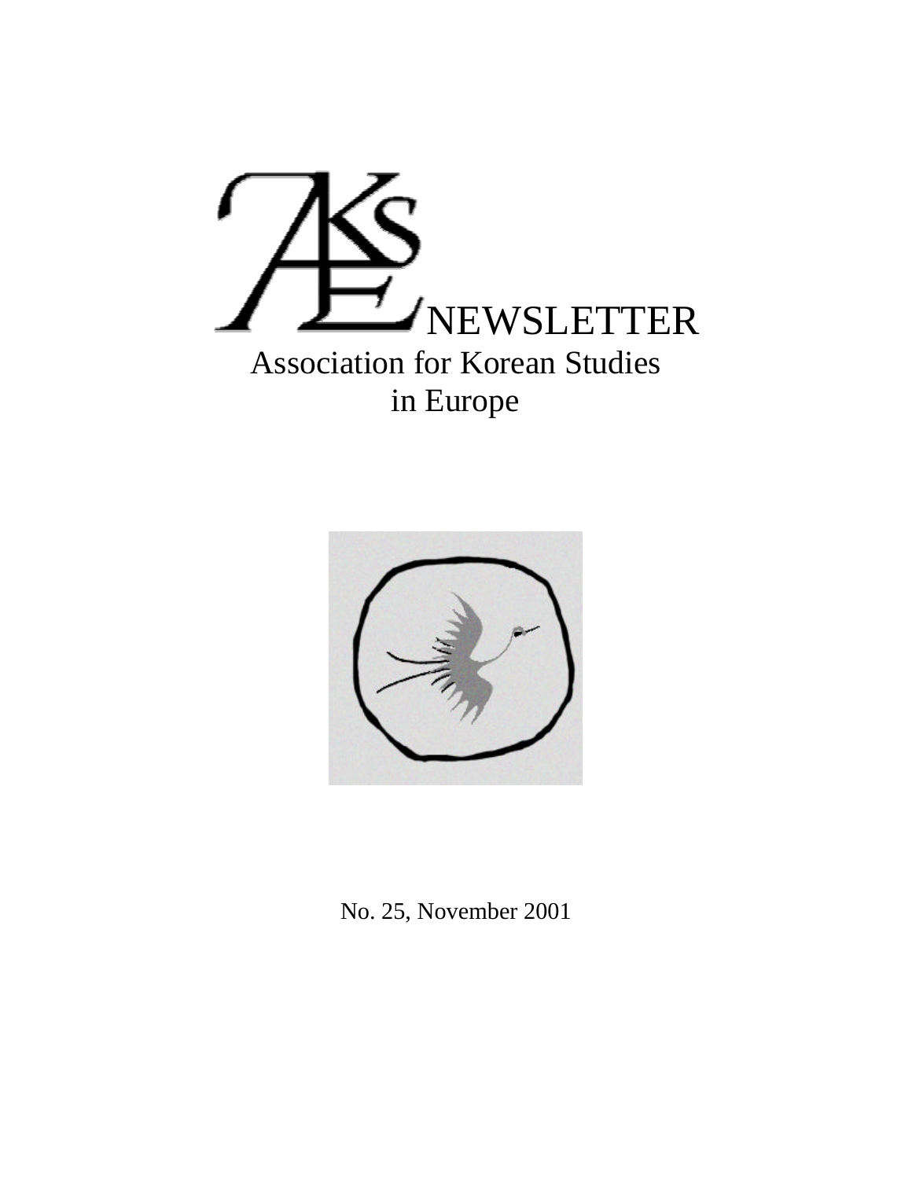# AKSE NEWSLETTER

## Association for Korean Studies in Europe

No. 25, November 2001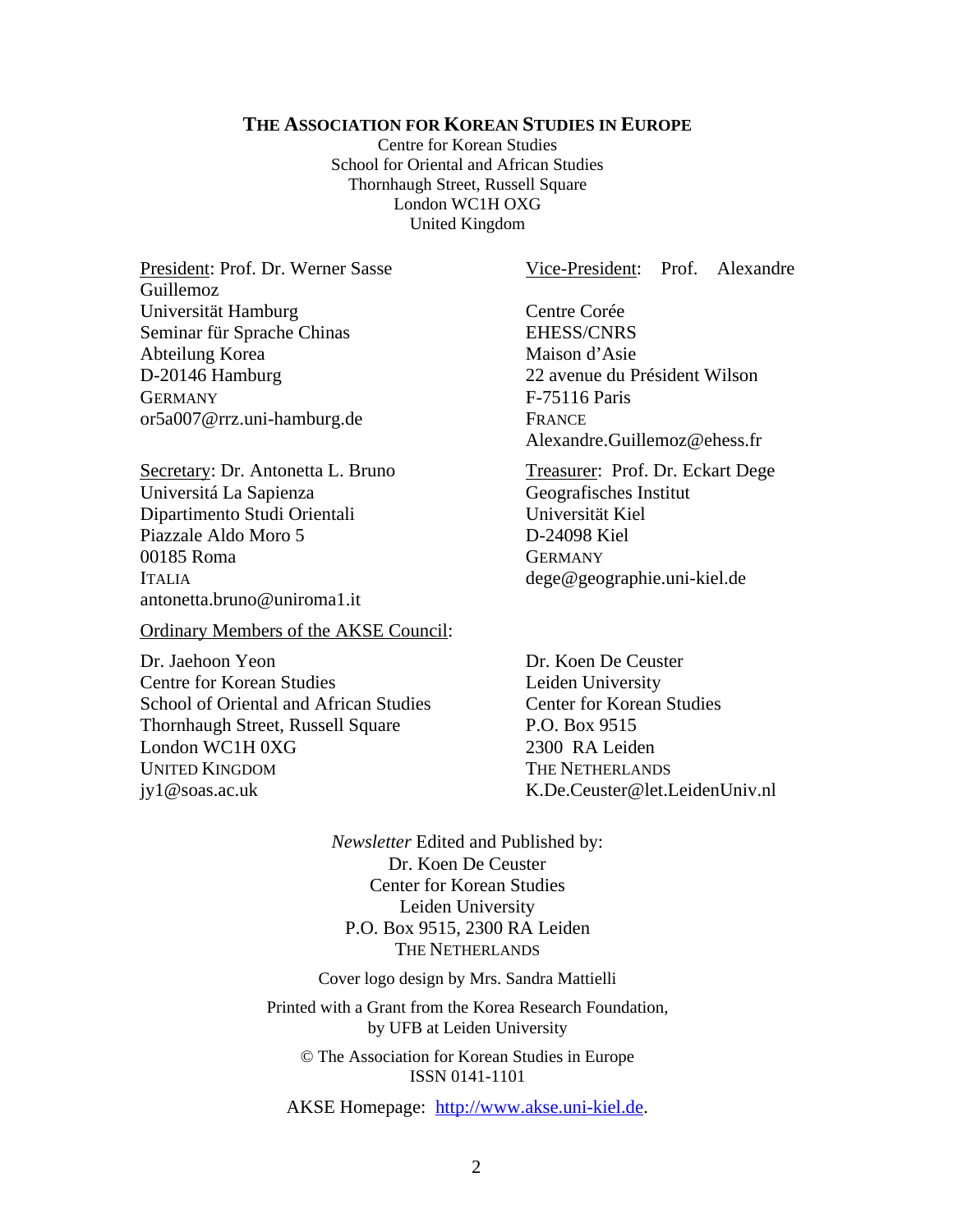**THE ASSOCIATION FOR KOREAN STUDIES IN EUROPE**

Centre for Korean Studies
School for Oriental and African Studies
Thornhaugh Street, Russell Square
London WC1H OXG
United Kingdom

President: Prof. Dr. Werner Sasse
Universität Hamburg
Seminar für Sprache Chinas
Abteilung Korea
D-20146 Hamburg
GERMANY
or5a007@rrz.uni-hamburg.de

Vice-President: Prof. Alexandre Guillemoz
Centre Corée
EHESS/CNRS
Maison d'Asie
22 avenue du Président Wilson
F-75116 Paris
FRANCE
Alexandre.Guillemoz@ehess.fr

Secretary: Dr. Antonetta L. Bruno
Universitá La Sapienza
Dipartimento Studi Orientali
Piazzale Aldo Moro 5
00185 Roma
ITALIA
antonetta.bruno@uniroma1.it

Treasurer: Prof. Dr. Eckart Dege
Geografisches Institut
Universität Kiel
D-24098 Kiel
GERMANY
dege@geographie.uni-kiel.de

Ordinary Members of the AKSE Council:

Dr. Jaehoon Yeon
Centre for Korean Studies
School of Oriental and African Studies
Thornhaugh Street, Russell Square
London WC1H 0XG
UNITED KINGDOM
jy1@soas.ac.uk

Dr. Koen De Ceuster
Leiden University
Center for Korean Studies
P.O. Box 9515
2300 RA Leiden
THE NETHERLANDS
K.De.Ceuster@let.LeidenUniv.nl

*Newsletter* Edited and Published by:
Dr. Koen De Ceuster
Center for Korean Studies
Leiden University
P.O. Box 9515, 2300 RA Leiden
THE NETHERLANDS

Cover logo design by Mrs. Sandra Mattielli

Printed with a Grant from the Korea Research Foundation,
by UFB at Leiden University

© The Association for Korean Studies in Europe
ISSN 0141-1101

AKSE Homepage: http://www.akse.uni-kiel.de.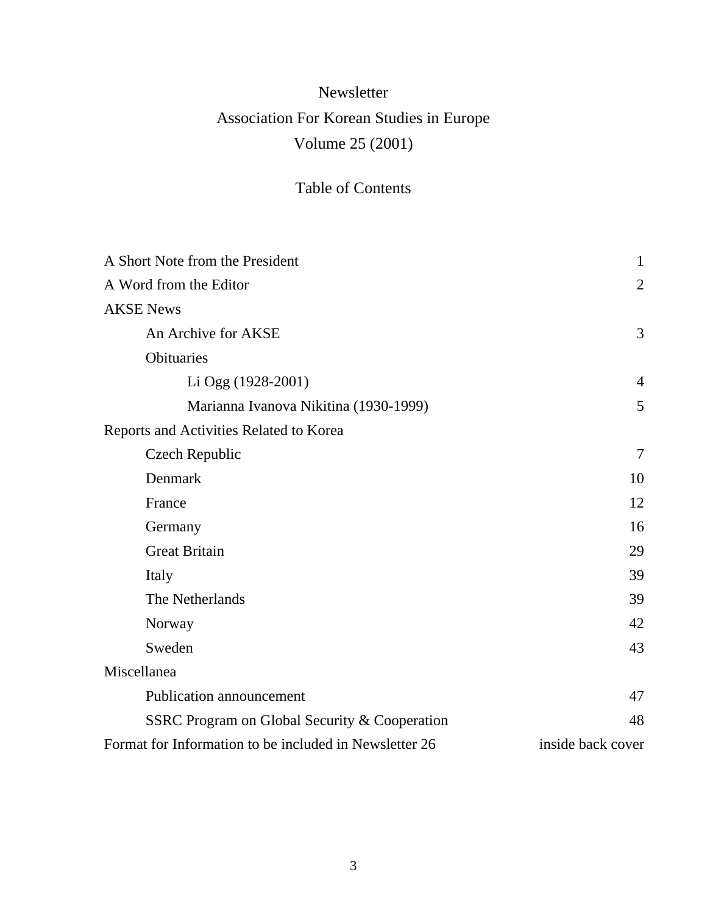# Newsletter

# Association For Korean Studies in Europe

# Volume 25 (2001)

## Table of Contents

| | |
|---|---|
| A Short Note from the President | 1 |
| A Word from the Editor | 2 |
| AKSE News | |
| &nbsp;&nbsp;&nbsp;&nbsp;An Archive for AKSE | 3 |
| &nbsp;&nbsp;&nbsp;&nbsp;Obituaries | |
| &nbsp;&nbsp;&nbsp;&nbsp;&nbsp;&nbsp;&nbsp;&nbsp;Li Ogg (1928-2001) | 4 |
| &nbsp;&nbsp;&nbsp;&nbsp;&nbsp;&nbsp;&nbsp;&nbsp;Marianna Ivanova Nikitina (1930-1999) | 5 |
| Reports and Activities Related to Korea | |
| &nbsp;&nbsp;&nbsp;&nbsp;Czech Republic | 7 |
| &nbsp;&nbsp;&nbsp;&nbsp;Denmark | 10 |
| &nbsp;&nbsp;&nbsp;&nbsp;France | 12 |
| &nbsp;&nbsp;&nbsp;&nbsp;Germany | 16 |
| &nbsp;&nbsp;&nbsp;&nbsp;Great Britain | 29 |
| &nbsp;&nbsp;&nbsp;&nbsp;Italy | 39 |
| &nbsp;&nbsp;&nbsp;&nbsp;The Netherlands | 39 |
| &nbsp;&nbsp;&nbsp;&nbsp;Norway | 42 |
| &nbsp;&nbsp;&nbsp;&nbsp;Sweden | 43 |
| Miscellanea | |
| &nbsp;&nbsp;&nbsp;&nbsp;Publication announcement | 47 |
| &nbsp;&nbsp;&nbsp;&nbsp;SSRC Program on Global Security & Cooperation | 48 |
| Format for Information to be included in Newsletter 26 | inside back cover |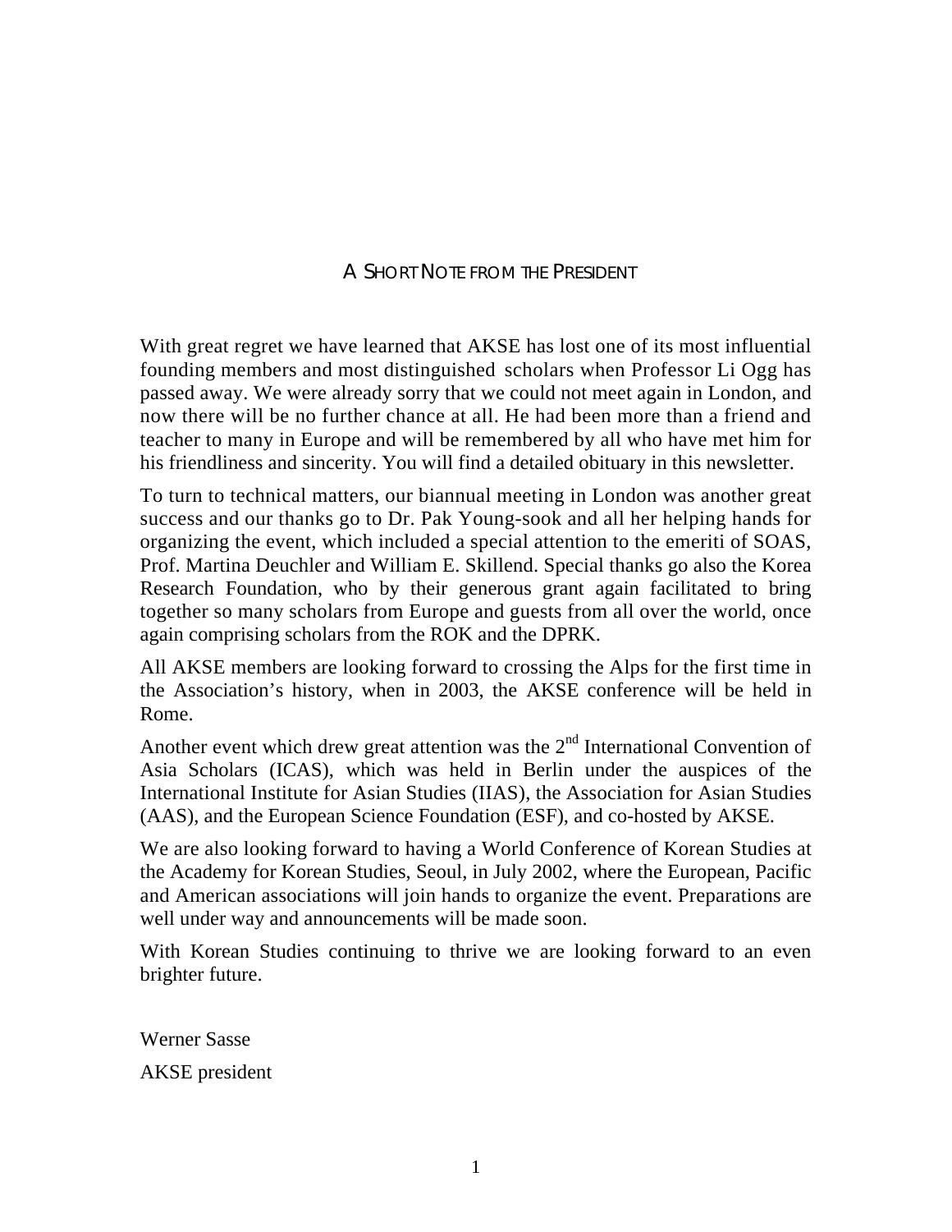## A Short Note from the President

With great regret we have learned that AKSE has lost one of its most influential founding members and most distinguished scholars when Professor Li Ogg has passed away. We were already sorry that we could not meet again in London, and now there will be no further chance at all. He had been more than a friend and teacher to many in Europe and will be remembered by all who have met him for his friendliness and sincerity. You will find a detailed obituary in this newsletter.

To turn to technical matters, our biannual meeting in London was another great success and our thanks go to Dr. Pak Young-sook and all her helping hands for organizing the event, which included a special attention to the emeriti of SOAS, Prof. Martina Deuchler and William E. Skillend. Special thanks go also the Korea Research Foundation, who by their generous grant again facilitated to bring together so many scholars from Europe and guests from all over the world, once again comprising scholars from the ROK and the DPRK.

All AKSE members are looking forward to crossing the Alps for the first time in the Association's history, when in 2003, the AKSE conference will be held in Rome.

Another event which drew great attention was the 2nd International Convention of Asia Scholars (ICAS), which was held in Berlin under the auspices of the International Institute for Asian Studies (IIAS), the Association for Asian Studies (AAS), and the European Science Foundation (ESF), and co-hosted by AKSE.

We are also looking forward to having a World Conference of Korean Studies at the Academy for Korean Studies, Seoul, in July 2002, where the European, Pacific and American associations will join hands to organize the event. Preparations are well under way and announcements will be made soon.

With Korean Studies continuing to thrive we are looking forward to an even brighter future.

Werner Sasse

AKSE president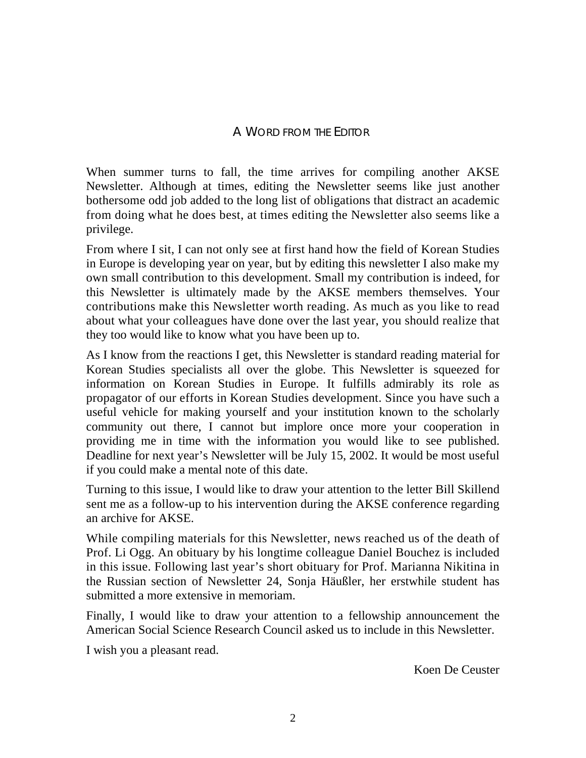## A Word from the Editor

When summer turns to fall, the time arrives for compiling another AKSE Newsletter. Although at times, editing the Newsletter seems like just another bothersome odd job added to the long list of obligations that distract an academic from doing what he does best, at times editing the Newsletter also seems like a privilege.

From where I sit, I can not only see at first hand how the field of Korean Studies in Europe is developing year on year, but by editing this newsletter I also make my own small contribution to this development. Small my contribution is indeed, for this Newsletter is ultimately made by the AKSE members themselves. Your contributions make this Newsletter worth reading. As much as you like to read about what your colleagues have done over the last year, you should realize that they too would like to know what you have been up to.

As I know from the reactions I get, this Newsletter is standard reading material for Korean Studies specialists all over the globe. This Newsletter is squeezed for information on Korean Studies in Europe. It fulfills admirably its role as propagator of our efforts in Korean Studies development. Since you have such a useful vehicle for making yourself and your institution known to the scholarly community out there, I cannot but implore once more your cooperation in providing me in time with the information you would like to see published. Deadline for next year's Newsletter will be July 15, 2002. It would be most useful if you could make a mental note of this date.

Turning to this issue, I would like to draw your attention to the letter Bill Skillend sent me as a follow-up to his intervention during the AKSE conference regarding an archive for AKSE.

While compiling materials for this Newsletter, news reached us of the death of Prof. Li Ogg. An obituary by his longtime colleague Daniel Bouchez is included in this issue. Following last year's short obituary for Prof. Marianna Nikitina in the Russian section of Newsletter 24, Sonja Häußler, her erstwhile student has submitted a more extensive in memoriam.

Finally, I would like to draw your attention to a fellowship announcement the American Social Science Research Council asked us to include in this Newsletter.

I wish you a pleasant read.

Koen De Ceuster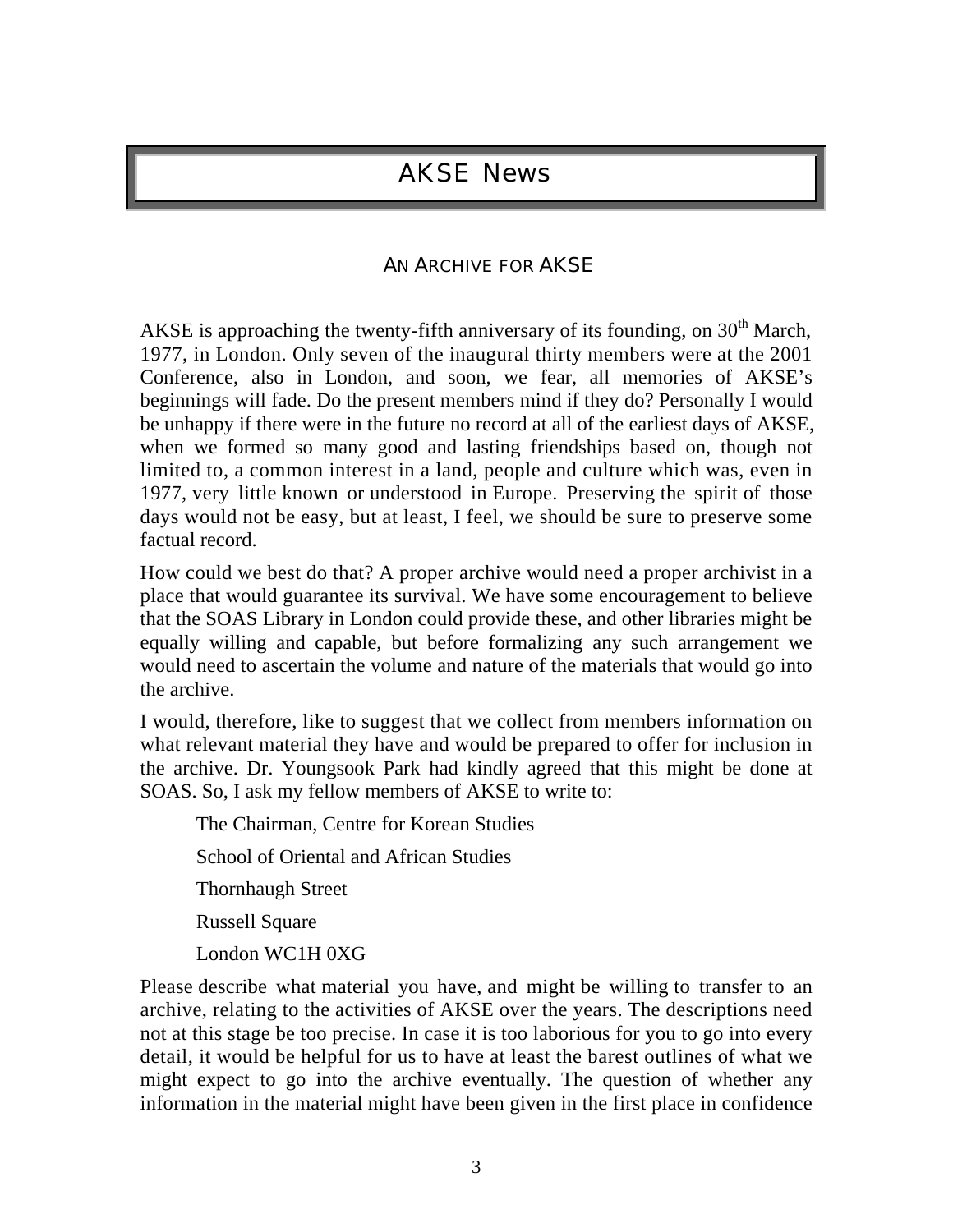# AKSE News

## AN ARCHIVE FOR AKSE

AKSE is approaching the twenty-fifth anniversary of its founding, on 30th March, 1977, in London. Only seven of the inaugural thirty members were at the 2001 Conference, also in London, and soon, we fear, all memories of AKSE's beginnings will fade. Do the present members mind if they do? Personally I would be unhappy if there were in the future no record at all of the earliest days of AKSE, when we formed so many good and lasting friendships based on, though not limited to, a common interest in a land, people and culture which was, even in 1977, very little known or understood in Europe. Preserving the spirit of those days would not be easy, but at least, I feel, we should be sure to preserve some factual record.

How could we best do that? A proper archive would need a proper archivist in a place that would guarantee its survival. We have some encouragement to believe that the SOAS Library in London could provide these, and other libraries might be equally willing and capable, but before formalizing any such arrangement we would need to ascertain the volume and nature of the materials that would go into the archive.

I would, therefore, like to suggest that we collect from members information on what relevant material they have and would be prepared to offer for inclusion in the archive. Dr. Youngsook Park had kindly agreed that this might be done at SOAS. So, I ask my fellow members of AKSE to write to:

The Chairman, Centre for Korean Studies

School of Oriental and African Studies

Thornhaugh Street

Russell Square

London WC1H 0XG

Please describe what material you have, and might be willing to transfer to an archive, relating to the activities of AKSE over the years. The descriptions need not at this stage be too precise. In case it is too laborious for you to go into every detail, it would be helpful for us to have at least the barest outlines of what we might expect to go into the archive eventually. The question of whether any information in the material might have been given in the first place in confidence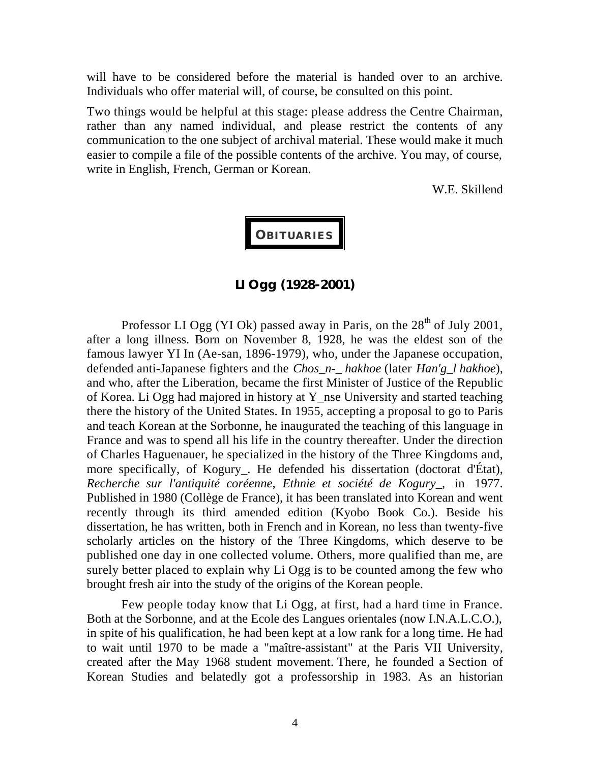will have to be considered before the material is handed over to an archive. Individuals who offer material will, of course, be consulted on this point.

Two things would be helpful at this stage: please address the Centre Chairman, rather than any named individual, and please restrict the contents of any communication to the one subject of archival material. These would make it much easier to compile a file of the possible contents of the archive. You may, of course, write in English, French, German or Korean.

W.E. Skillend

## OBITUARIES

### LI Ogg (1928-2001)

Professor LI Ogg (YI Ok) passed away in Paris, on the 28th of July 2001, after a long illness. Born on November 8, 1928, he was the eldest son of the famous lawyer YI In (Ae-san, 1896-1979), who, under the Japanese occupation, defended anti-Japanese fighters and the *Chos_n-_ hakhoe* (later *Han'g_l hakhoe*), and who, after the Liberation, became the first Minister of Justice of the Republic of Korea. Li Ogg had majored in history at Y_nse University and started teaching there the history of the United States. In 1955, accepting a proposal to go to Paris and teach Korean at the Sorbonne, he inaugurated the teaching of this language in France and was to spend all his life in the country thereafter. Under the direction of Charles Haguenauer, he specialized in the history of the Three Kingdoms and, more specifically, of Kogury_. He defended his dissertation (doctorat d'État), *Recherche sur l'antiquité coréenne, Ethnie et société de Kogury_*, in 1977. Published in 1980 (Collège de France), it has been translated into Korean and went recently through its third amended edition (Kyobo Book Co.). Beside his dissertation, he has written, both in French and in Korean, no less than twenty-five scholarly articles on the history of the Three Kingdoms, which deserve to be published one day in one collected volume. Others, more qualified than me, are surely better placed to explain why Li Ogg is to be counted among the few who brought fresh air into the study of the origins of the Korean people.

Few people today know that Li Ogg, at first, had a hard time in France. Both at the Sorbonne, and at the Ecole des Langues orientales (now I.N.A.L.C.O.), in spite of his qualification, he had been kept at a low rank for a long time. He had to wait until 1970 to be made a "maître-assistant" at the Paris VII University, created after the May 1968 student movement. There, he founded a Section of Korean Studies and belatedly got a professorship in 1983. As an historian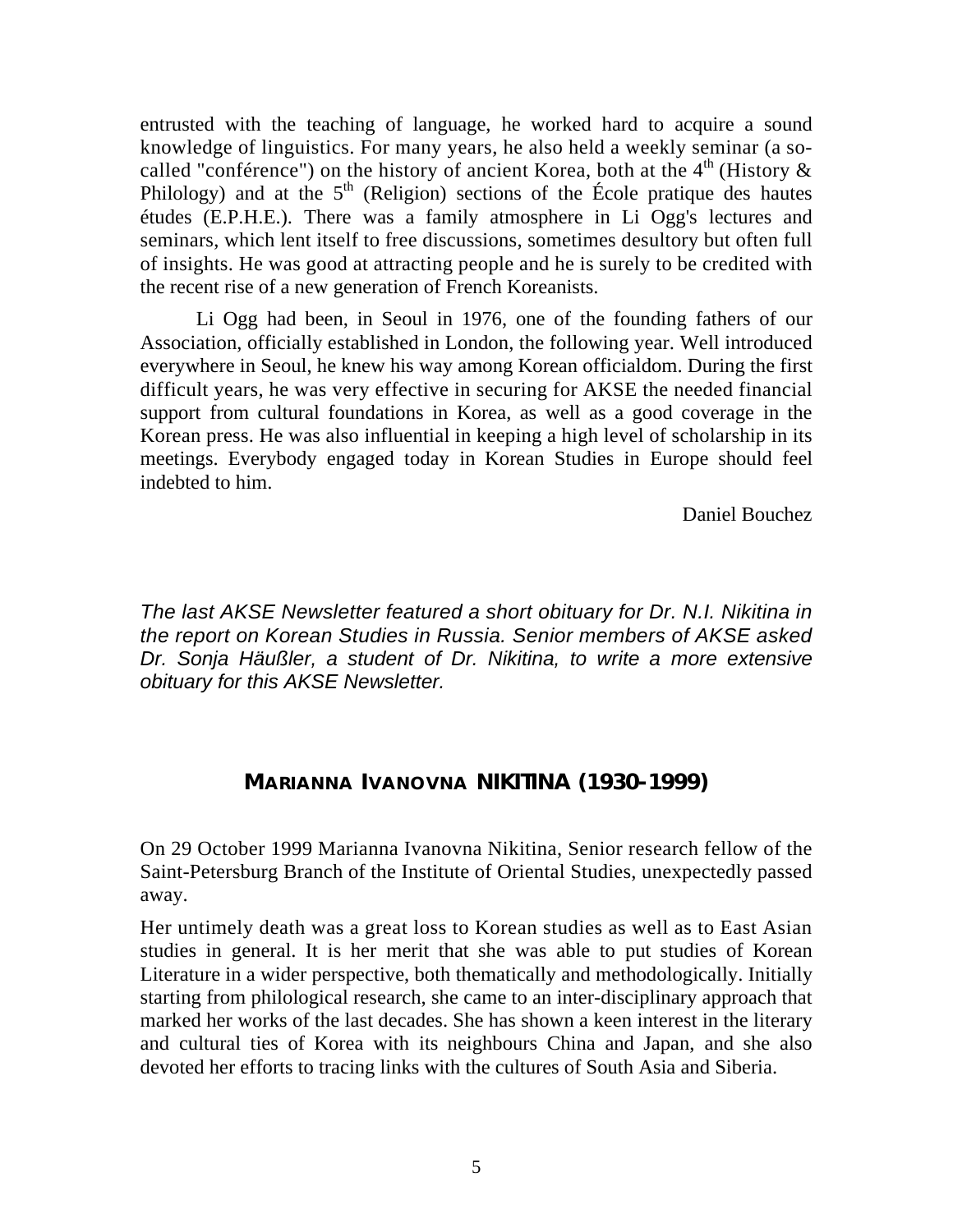entrusted with the teaching of language, he worked hard to acquire a sound knowledge of linguistics. For many years, he also held a weekly seminar (a so-called "conférence") on the history of ancient Korea, both at the 4th (History & Philology) and at the 5th (Religion) sections of the École pratique des hautes études (E.P.H.E.). There was a family atmosphere in Li Ogg's lectures and seminars, which lent itself to free discussions, sometimes desultory but often full of insights. He was good at attracting people and he is surely to be credited with the recent rise of a new generation of French Koreanists.

Li Ogg had been, in Seoul in 1976, one of the founding fathers of our Association, officially established in London, the following year. Well introduced everywhere in Seoul, he knew his way among Korean officialdom. During the first difficult years, he was very effective in securing for AKSE the needed financial support from cultural foundations in Korea, as well as a good coverage in the Korean press. He was also influential in keeping a high level of scholarship in its meetings. Everybody engaged today in Korean Studies in Europe should feel indebted to him.

Daniel Bouchez

*The last AKSE Newsletter featured a short obituary for Dr. N.I. Nikitina in the report on Korean Studies in Russia. Senior members of AKSE asked Dr. Sonja Häußler, a student of Dr. Nikitina, to write a more extensive obituary for this AKSE Newsletter.*

## MARIANNA IVANOVNA NIKITINA (1930-1999)

On 29 October 1999 Marianna Ivanovna Nikitina, Senior research fellow of the Saint-Petersburg Branch of the Institute of Oriental Studies, unexpectedly passed away.

Her untimely death was a great loss to Korean studies as well as to East Asian studies in general. It is her merit that she was able to put studies of Korean Literature in a wider perspective, both thematically and methodologically. Initially starting from philological research, she came to an inter-disciplinary approach that marked her works of the last decades. She has shown a keen interest in the literary and cultural ties of Korea with its neighbours China and Japan, and she also devoted her efforts to tracing links with the cultures of South Asia and Siberia.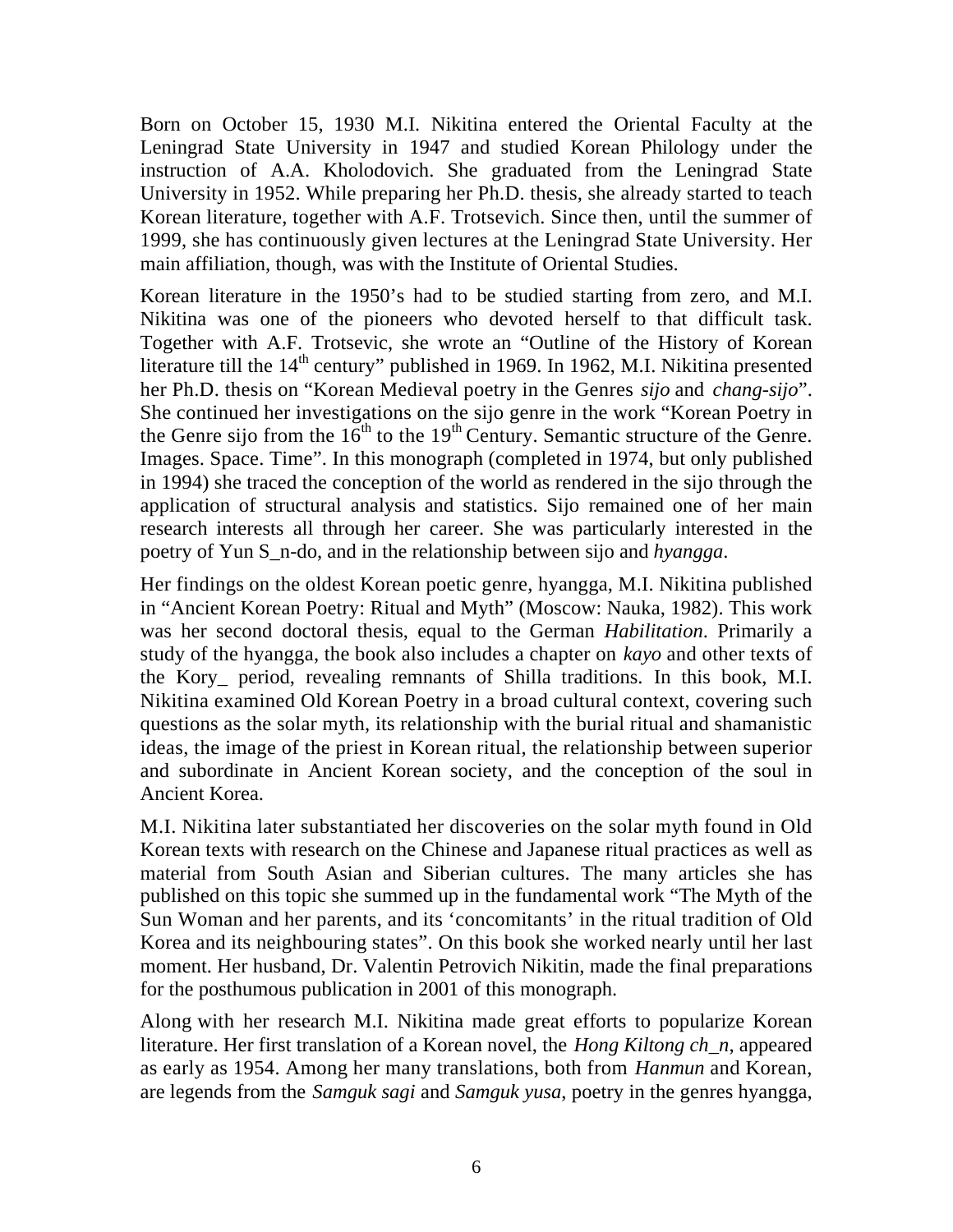Born on October 15, 1930 M.I. Nikitina entered the Oriental Faculty at the Leningrad State University in 1947 and studied Korean Philology under the instruction of A.A. Kholodovich. She graduated from the Leningrad State University in 1952. While preparing her Ph.D. thesis, she already started to teach Korean literature, together with A.F. Trotsevich. Since then, until the summer of 1999, she has continuously given lectures at the Leningrad State University. Her main affiliation, though, was with the Institute of Oriental Studies.

Korean literature in the 1950's had to be studied starting from zero, and M.I. Nikitina was one of the pioneers who devoted herself to that difficult task. Together with A.F. Trotsevic, she wrote an "Outline of the History of Korean literature till the 14th century" published in 1969. In 1962, M.I. Nikitina presented her Ph.D. thesis on "Korean Medieval poetry in the Genres *sijo* and *chang-sijo*". She continued her investigations on the sijo genre in the work "Korean Poetry in the Genre sijo from the 16th to the 19th Century. Semantic structure of the Genre. Images. Space. Time". In this monograph (completed in 1974, but only published in 1994) she traced the conception of the world as rendered in the sijo through the application of structural analysis and statistics. Sijo remained one of her main research interests all through her career. She was particularly interested in the poetry of Yun S_n-do, and in the relationship between sijo and *hyangga*.

Her findings on the oldest Korean poetic genre, hyangga, M.I. Nikitina published in "Ancient Korean Poetry: Ritual and Myth" (Moscow: Nauka, 1982). This work was her second doctoral thesis, equal to the German *Habilitation*. Primarily a study of the hyangga, the book also includes a chapter on *kayo* and other texts of the Kory_ period, revealing remnants of Shilla traditions. In this book, M.I. Nikitina examined Old Korean Poetry in a broad cultural context, covering such questions as the solar myth, its relationship with the burial ritual and shamanistic ideas, the image of the priest in Korean ritual, the relationship between superior and subordinate in Ancient Korean society, and the conception of the soul in Ancient Korea.

M.I. Nikitina later substantiated her discoveries on the solar myth found in Old Korean texts with research on the Chinese and Japanese ritual practices as well as material from South Asian and Siberian cultures. The many articles she has published on this topic she summed up in the fundamental work "The Myth of the Sun Woman and her parents, and its 'concomitants' in the ritual tradition of Old Korea and its neighbouring states". On this book she worked nearly until her last moment. Her husband, Dr. Valentin Petrovich Nikitin, made the final preparations for the posthumous publication in 2001 of this monograph.

Along with her research M.I. Nikitina made great efforts to popularize Korean literature. Her first translation of a Korean novel, the *Hong Kiltong ch_n*, appeared as early as 1954. Among her many translations, both from *Hanmun* and Korean, are legends from the *Samguk sagi* and *Samguk yusa*, poetry in the genres hyangga,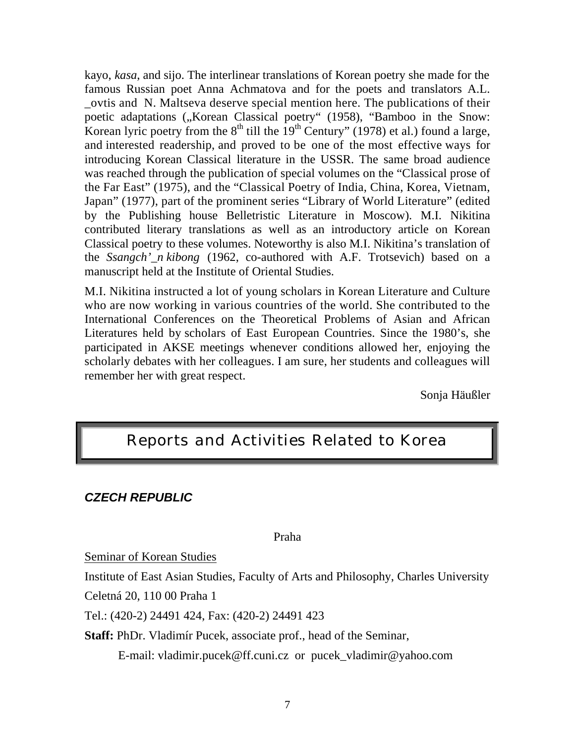kayo, *kasa*, and sijo. The interlinear translations of Korean poetry she made for the famous Russian poet Anna Achmatova and for the poets and translators A.L. _ovtis and N. Maltseva deserve special mention here. The publications of their poetic adaptations („Korean Classical poetry" (1958), "Bamboo in the Snow: Korean lyric poetry from the 8th till the 19th Century" (1978) et al.) found a large, and interested readership, and proved to be one of the most effective ways for introducing Korean Classical literature in the USSR. The same broad audience was reached through the publication of special volumes on the "Classical prose of the Far East" (1975), and the "Classical Poetry of India, China, Korea, Vietnam, Japan" (1977), part of the prominent series "Library of World Literature" (edited by the Publishing house Belletristic Literature in Moscow). M.I. Nikitina contributed literary translations as well as an introductory article on Korean Classical poetry to these volumes. Noteworthy is also M.I. Nikitina's translation of the *Ssangch'_n kibong* (1962, co-authored with A.F. Trotsevich) based on a manuscript held at the Institute of Oriental Studies.

M.I. Nikitina instructed a lot of young scholars in Korean Literature and Culture who are now working in various countries of the world. She contributed to the International Conferences on the Theoretical Problems of Asian and African Literatures held by scholars of East European Countries. Since the 1980's, she participated in AKSE meetings whenever conditions allowed her, enjoying the scholarly debates with her colleagues. I am sure, her students and colleagues will remember her with great respect.

Sonja Häußler

# Reports and Activities Related to Korea

## *CZECH REPUBLIC*

Praha

Seminar of Korean Studies

Institute of East Asian Studies, Faculty of Arts and Philosophy, Charles University

Celetná 20, 110 00 Praha 1

Tel.: (420-2) 24491 424, Fax: (420-2) 24491 423

**Staff:** PhDr. Vladimír Pucek, associate prof., head of the Seminar,

E-mail: vladimir.pucek@ff.cuni.cz or pucek_vladimir@yahoo.com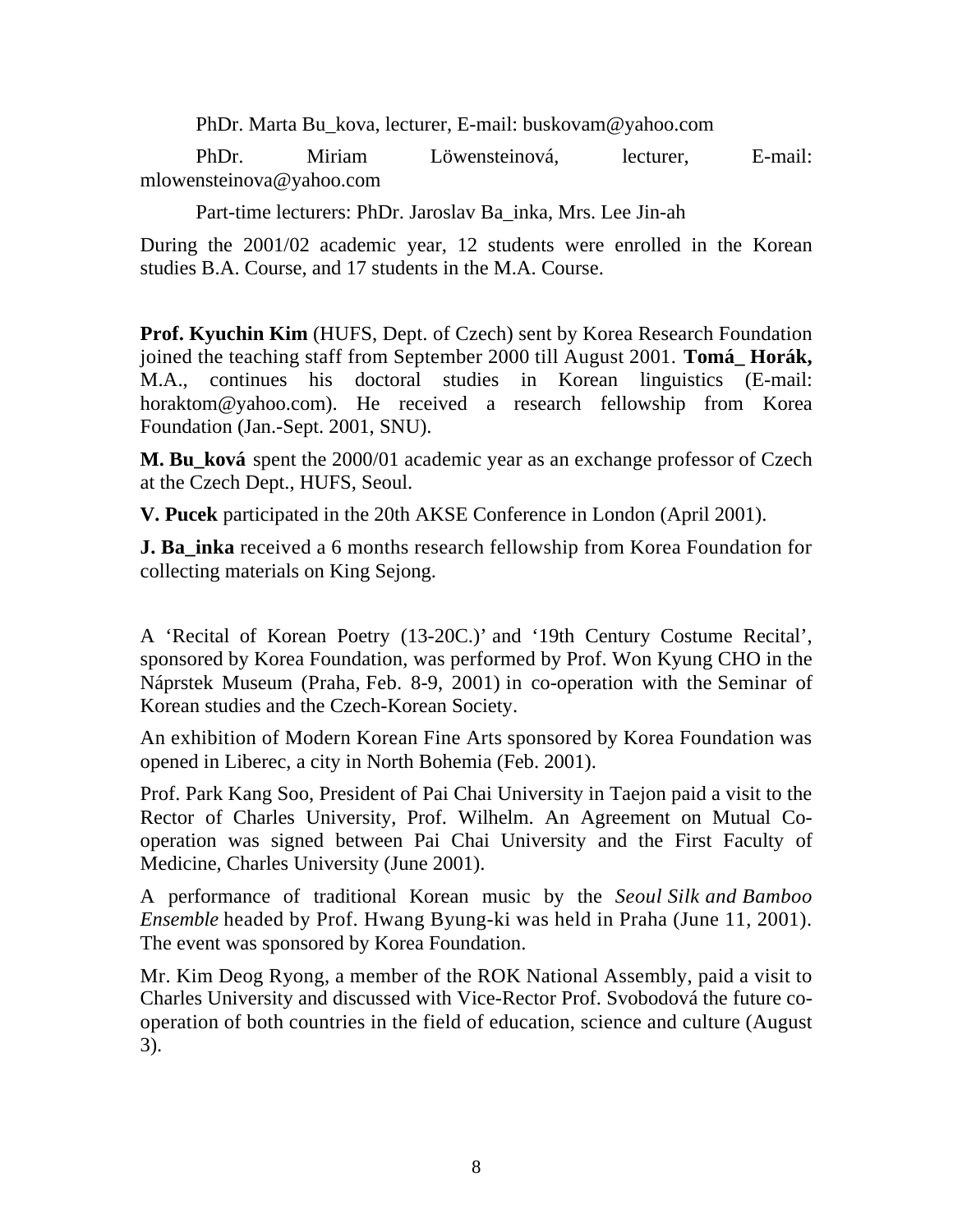PhDr. Marta Bu_kova, lecturer, E-mail: buskovam@yahoo.com

PhDr. Miriam Löwensteinová, lecturer, E-mail: mlowensteinova@yahoo.com

Part-time lecturers: PhDr. Jaroslav Ba_inka, Mrs. Lee Jin-ah

During the 2001/02 academic year, 12 students were enrolled in the Korean studies B.A. Course, and 17 students in the M.A. Course.

**Prof. Kyuchin Kim** (HUFS, Dept. of Czech) sent by Korea Research Foundation joined the teaching staff from September 2000 till August 2001. **Tomá_ Horák,** M.A., continues his doctoral studies in Korean linguistics (E-mail: horaktom@yahoo.com). He received a research fellowship from Korea Foundation (Jan.-Sept. 2001, SNU).

**M. Bu_ková** spent the 2000/01 academic year as an exchange professor of Czech at the Czech Dept., HUFS, Seoul.

**V. Pucek** participated in the 20th AKSE Conference in London (April 2001).

**J. Ba_inka** received a 6 months research fellowship from Korea Foundation for collecting materials on King Sejong.

A 'Recital of Korean Poetry (13-20C.)' and '19th Century Costume Recital', sponsored by Korea Foundation, was performed by Prof. Won Kyung CHO in the Náprstek Museum (Praha, Feb. 8-9, 2001) in co-operation with the Seminar of Korean studies and the Czech-Korean Society.

An exhibition of Modern Korean Fine Arts sponsored by Korea Foundation was opened in Liberec, a city in North Bohemia (Feb. 2001).

Prof. Park Kang Soo, President of Pai Chai University in Taejon paid a visit to the Rector of Charles University, Prof. Wilhelm. An Agreement on Mutual Co-operation was signed between Pai Chai University and the First Faculty of Medicine, Charles University (June 2001).

A performance of traditional Korean music by the *Seoul Silk and Bamboo Ensemble* headed by Prof. Hwang Byung-ki was held in Praha (June 11, 2001). The event was sponsored by Korea Foundation.

Mr. Kim Deog Ryong, a member of the ROK National Assembly, paid a visit to Charles University and discussed with Vice-Rector Prof. Svobodová the future co-operation of both countries in the field of education, science and culture (August 3).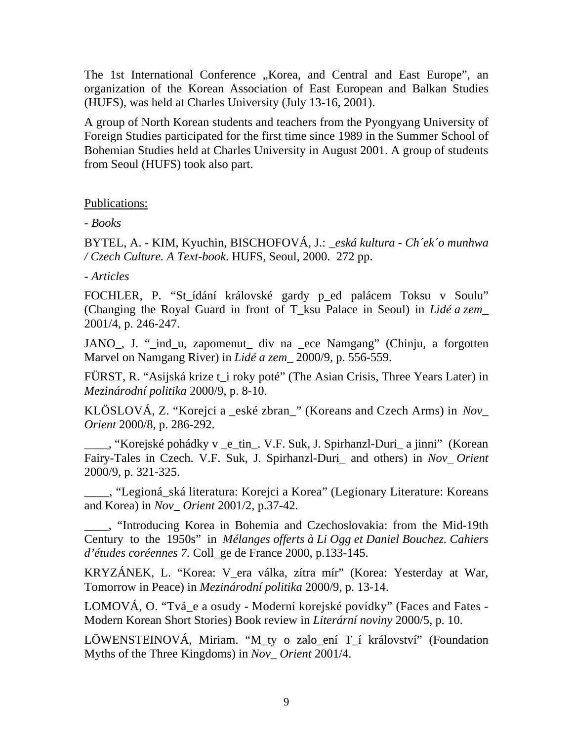The 1st International Conference „Korea, and Central and East Europe", an organization of the Korean Association of East European and Balkan Studies (HUFS), was held at Charles University (July 13-16, 2001).

A group of North Korean students and teachers from the Pyongyang University of Foreign Studies participated for the first time since 1989 in the Summer School of Bohemian Studies held at Charles University in August 2001. A group of students from Seoul (HUFS) took also part.

<u>Publications:</u>

- *Books*

BYTEL, A. - KIM, Kyuchin, BISCHOFOVÁ, J.: *_eská kultura - Ch´ek´o munhwa / Czech Culture. A Text-book*. HUFS, Seoul, 2000. 272 pp.

- *Articles*

FOCHLER, P. "St_ídání královské gardy p_ed palácem Toksu v Soulu" (Changing the Royal Guard in front of T_ksu Palace in Seoul) in *Lidé a zem_* 2001/4, p. 246-247.

JANO_, J. "_ind_u, zapomenut_ div na _ece Namgang" (Chinju, a forgotten Marvel on Namgang River) in *Lidé a zem_* 2000/9, p. 556-559.

FÜRST, R. "Asijská krize t_i roky poté" (The Asian Crisis, Three Years Later) in *Mezinárodní politika* 2000/9, p. 8-10.

KLÖSLOVÁ, Z. "Korejci a _eské zbran_" (Koreans and Czech Arms) in *Nov_ Orient* 2000/8, p. 286-292.

____, "Korejské pohádky v _e_tin_. V.F. Suk, J. Spirhanzl-Duri_ a jinni" (Korean Fairy-Tales in Czech. V.F. Suk, J. Spirhanzl-Duri_ and others) in *Nov_ Orient* 2000/9, p. 321-325.

____, "Legioná_ská literatura: Korejci a Korea" (Legionary Literature: Koreans and Korea) in *Nov_ Orient* 2001/2, p.37-42.

____, "Introducing Korea in Bohemia and Czechoslovakia: from the Mid-19th Century to the 1950s" in *Mélanges offerts à Li Ogg et Daniel Bouchez. Cahiers d'études coréennes 7*. Coll_ge de France 2000, p.133-145.

KRYZÁNEK, L. "Korea: V_era válka, zítra mír" (Korea: Yesterday at War, Tomorrow in Peace) in *Mezinárodní politika* 2000/9, p. 13-14.

LOMOVÁ, O. "Tvá_e a osudy - Moderní korejské povídky" (Faces and Fates - Modern Korean Short Stories) Book review in *Literární noviny* 2000/5, p. 10.

LÖWENSTEINOVÁ, Miriam. "M_ty o zalo_ení T_í království" (Foundation Myths of the Three Kingdoms) in *Nov_ Orient* 2001/4.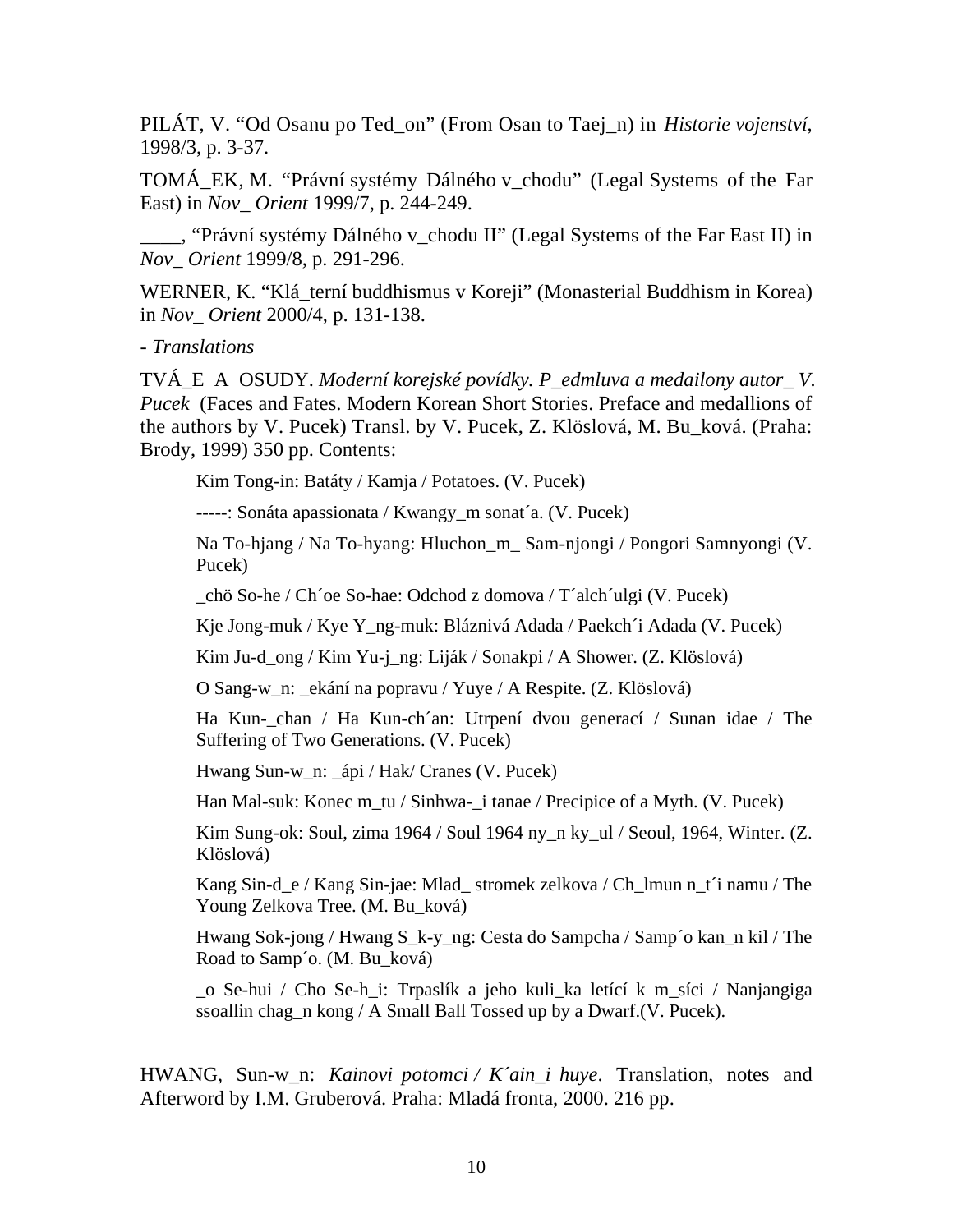PILÁT, V. “Od Osanu po Ted_on” (From Osan to Taej_n) in *Historie vojenství*, 1998/3, p. 3-37.

TOMÁ_EK, M. “Právní systémy Dálného v_chodu” (Legal Systems of the Far East) in *Nov_ Orient* 1999/7, p. 244-249.

____, “Právní systémy Dálného v_chodu II” (Legal Systems of the Far East II) in *Nov_ Orient* 1999/8, p. 291-296.

WERNER, K. “Klá_terní buddhismus v Koreji” (Monasterial Buddhism in Korea) in *Nov_ Orient* 2000/4, p. 131-138.

- *Translations*

TVÁ_E A OSUDY. *Moderní korejské povídky. P_edmluva a medailony autor_ V. Pucek* (Faces and Fates. Modern Korean Short Stories. Preface and medallions of the authors by V. Pucek) Transl. by V. Pucek, Z. Klöslová, M. Bu_ková. (Praha: Brody, 1999) 350 pp. Contents:

> Kim Tong-in: Batáty / Kamja / Potatoes. (V. Pucek)
>
> -----: Sonáta apassionata / Kwangy_m sonat´a. (V. Pucek)
>
> Na To-hjang / Na To-hyang: Hluchon_m_ Sam-njongi / Pongori Samnyongi (V. Pucek)
>
> _chö So-he / Ch´oe So-hae: Odchod z domova / T´alch´ulgi (V. Pucek)
>
> Kje Jong-muk / Kye Y_ng-muk: Bláznivá Adada / Paekch´i Adada (V. Pucek)
>
> Kim Ju-d_ong / Kim Yu-j_ng: Liják / Sonakpi / A Shower. (Z. Klöslová)
>
> O Sang-w_n: _ekání na popravu / Yuye / A Respite. (Z. Klöslová)
>
> Ha Kun-_chan / Ha Kun-ch´an: Utrpení dvou generací / Sunan idae / The Suffering of Two Generations. (V. Pucek)
>
> Hwang Sun-w_n: _ápi / Hak/ Cranes (V. Pucek)
>
> Han Mal-suk: Konec m_tu / Sinhwa-_i tanae / Precipice of a Myth. (V. Pucek)
>
> Kim Sung-ok: Soul, zima 1964 / Soul 1964 ny_n ky_ul / Seoul, 1964, Winter. (Z. Klöslová)
>
> Kang Sin-d_e / Kang Sin-jae: Mlad_ stromek zelkova / Ch_lmun n_t´i namu / The Young Zelkova Tree. (M. Bu_ková)
>
> Hwang Sok-jong / Hwang S_k-y_ng: Cesta do Sampcha / Samp´o kan_n kil / The Road to Samp´o. (M. Bu_ková)
>
> _o Se-hui / Cho Se-h_i: Trpaslík a jeho kuli_ka letící k m_síci / Nanjangiga ssoallin chag_n kong / A Small Ball Tossed up by a Dwarf.(V. Pucek).

HWANG, Sun-w_n: *Kainovi potomci / K´ain_i huye*. Translation, notes and Afterword by I.M. Gruberová. Praha: Mladá fronta, 2000. 216 pp.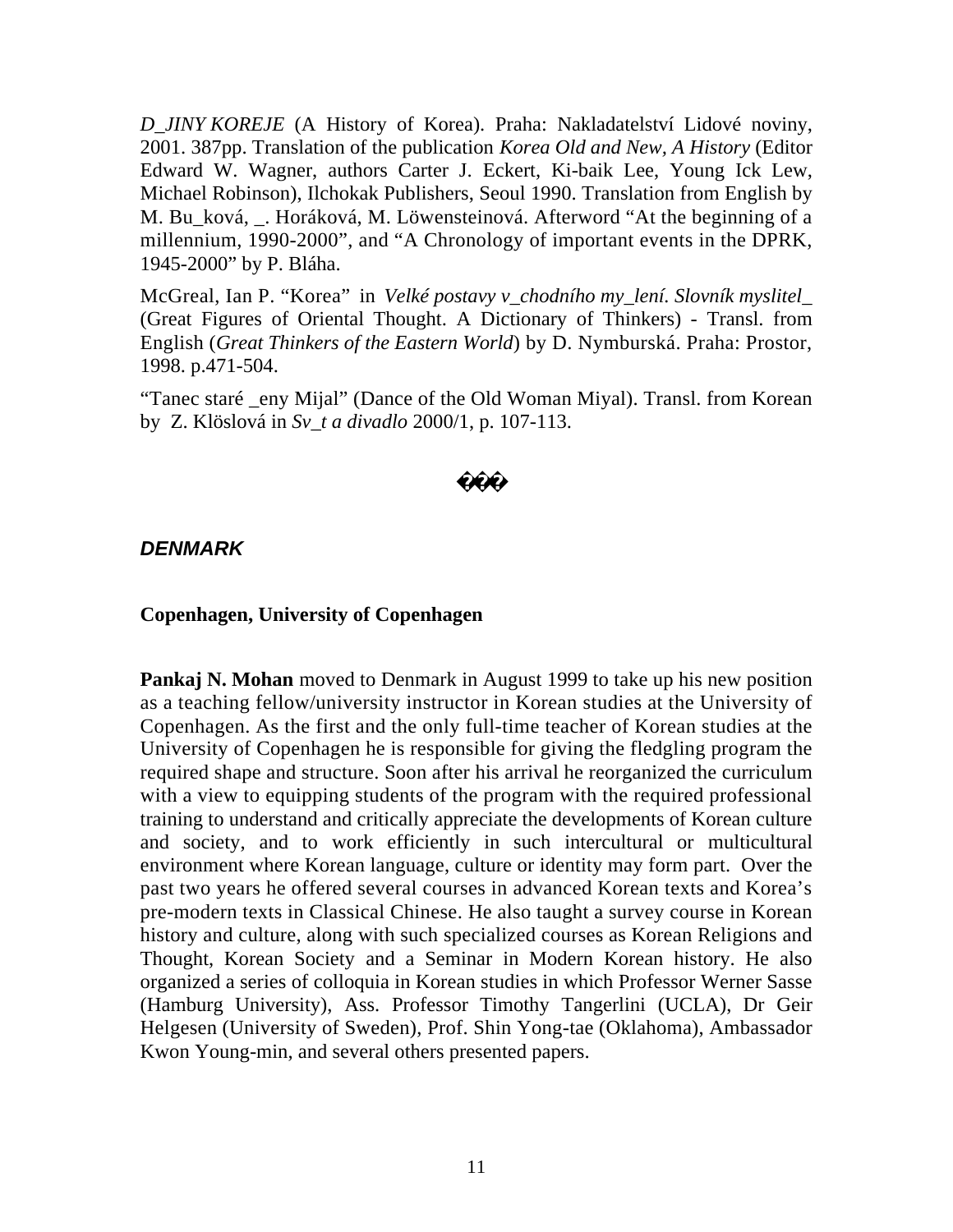*D_JINY KOREJE* (A History of Korea). Praha: Nakladatelství Lidové noviny, 2001. 387pp. Translation of the publication *Korea Old and New, A History* (Editor Edward W. Wagner, authors Carter J. Eckert, Ki-baik Lee, Young Ick Lew, Michael Robinson), Ilchokak Publishers, Seoul 1990. Translation from English by M. Bu_ková, _. Horáková, M. Löwensteinová. Afterword "At the beginning of a millennium, 1990-2000", and "A Chronology of important events in the DPRK, 1945-2000" by P. Bláha.

McGreal, Ian P. "Korea" in *Velké postavy v_chodního my_lení. Slovník myslitel_* (Great Figures of Oriental Thought. A Dictionary of Thinkers) - Transl. from English (*Great Thinkers of the Eastern World*) by D. Nymburská. Praha: Prostor, 1998. p.471-504.

"Tanec staré _eny Mijal" (Dance of the Old Woman Miyal). Transl. from Korean by Z. Klöslová in *Sv_t a divadlo* 2000/1, p. 107-113.

���

## *DENMARK*

### Copenhagen, University of Copenhagen

**Pankaj N. Mohan** moved to Denmark in August 1999 to take up his new position as a teaching fellow/university instructor in Korean studies at the University of Copenhagen. As the first and the only full-time teacher of Korean studies at the University of Copenhagen he is responsible for giving the fledgling program the required shape and structure. Soon after his arrival he reorganized the curriculum with a view to equipping students of the program with the required professional training to understand and critically appreciate the developments of Korean culture and society, and to work efficiently in such intercultural or multicultural environment where Korean language, culture or identity may form part. Over the past two years he offered several courses in advanced Korean texts and Korea's pre-modern texts in Classical Chinese. He also taught a survey course in Korean history and culture, along with such specialized courses as Korean Religions and Thought, Korean Society and a Seminar in Modern Korean history. He also organized a series of colloquia in Korean studies in which Professor Werner Sasse (Hamburg University), Ass. Professor Timothy Tangerlini (UCLA), Dr Geir Helgesen (University of Sweden), Prof. Shin Yong-tae (Oklahoma), Ambassador Kwon Young-min, and several others presented papers.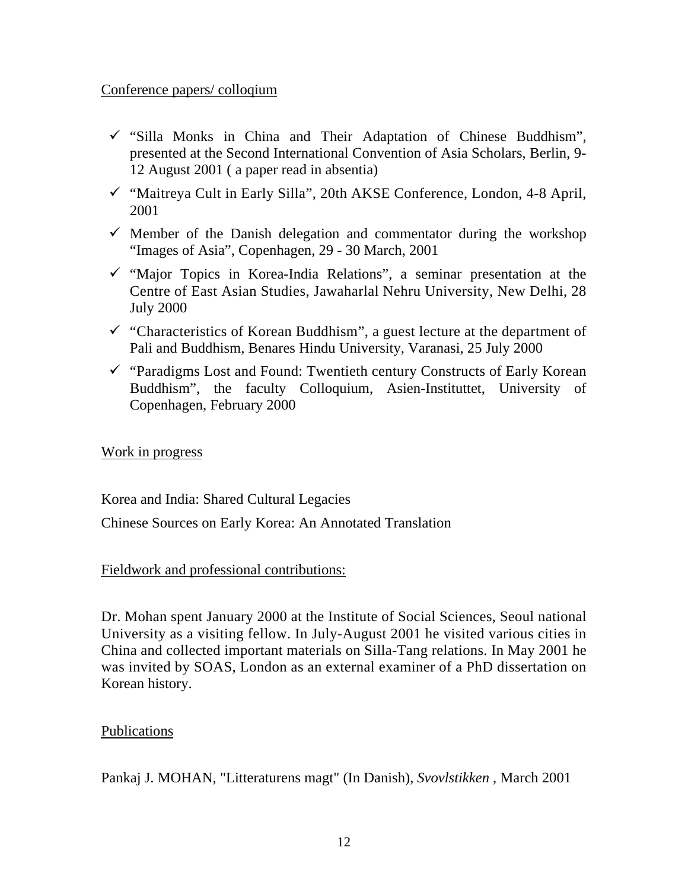Conference papers/ colloqium

- ✓ "Silla Monks in China and Their Adaptation of Chinese Buddhism", presented at the Second International Convention of Asia Scholars, Berlin, 9-12 August 2001 ( a paper read in absentia)
- ✓ "Maitreya Cult in Early Silla", 20th AKSE Conference, London, 4-8 April, 2001
- ✓ Member of the Danish delegation and commentator during the workshop "Images of Asia", Copenhagen, 29 - 30 March, 2001
- ✓ "Major Topics in Korea-India Relations", a seminar presentation at the Centre of East Asian Studies, Jawaharlal Nehru University, New Delhi, 28 July 2000
- ✓ "Characteristics of Korean Buddhism", a guest lecture at the department of Pali and Buddhism, Benares Hindu University, Varanasi, 25 July 2000
- ✓ "Paradigms Lost and Found: Twentieth century Constructs of Early Korean Buddhism", the faculty Colloquium, Asien-Instituttet, University of Copenhagen, February 2000

Work in progress

Korea and India: Shared Cultural Legacies

Chinese Sources on Early Korea: An Annotated Translation

Fieldwork and professional contributions:

Dr. Mohan spent January 2000 at the Institute of Social Sciences, Seoul national University as a visiting fellow. In July-August 2001 he visited various cities in China and collected important materials on Silla-Tang relations. In May 2001 he was invited by SOAS, London as an external examiner of a PhD dissertation on Korean history.

Publications

Pankaj J. MOHAN, "Litteraturens magt" (In Danish), *Svovlstikken* , March 2001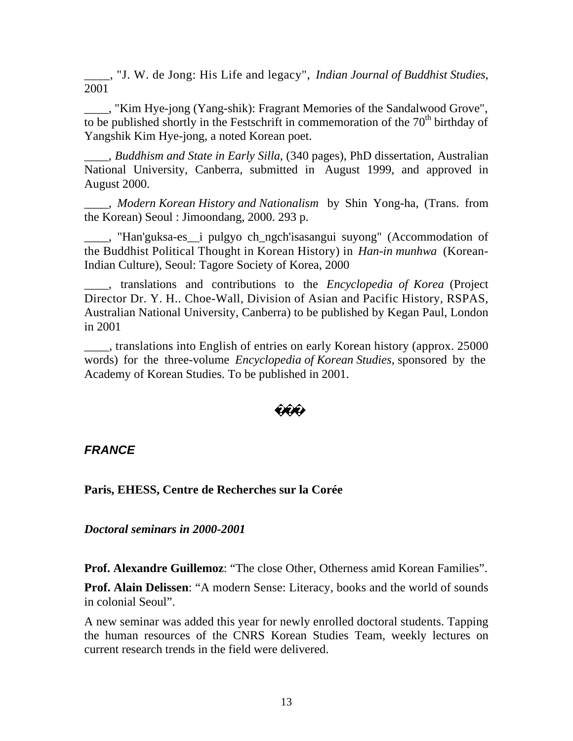\_\_\_\_, "J. W. de Jong: His Life and legacy", *Indian Journal of Buddhist Studies*, 2001

\_\_\_\_, "Kim Hye-jong (Yang-shik): Fragrant Memories of the Sandalwood Grove", to be published shortly in the Festschrift in commemoration of the 70th birthday of Yangshik Kim Hye-jong, a noted Korean poet.

\_\_\_\_, *Buddhism and State in Early Silla*, (340 pages), PhD dissertation, Australian National University, Canberra, submitted in August 1999, and approved in August 2000.

\_\_\_\_, *Modern Korean History and Nationalism* by Shin Yong-ha, (Trans. from the Korean) Seoul : Jimoondang, 2000. 293 p.

\_\_\_\_, "Han'guksa-es__i pulgyo ch_ngch'isasangui suyong" (Accommodation of the Buddhist Political Thought in Korean History) in *Han-in munhwa* (Korean-Indian Culture), Seoul: Tagore Society of Korea, 2000

\_\_\_\_, translations and contributions to the *Encyclopedia of Korea* (Project Director Dr. Y. H.. Choe-Wall, Division of Asian and Pacific History, RSPAS, Australian National University, Canberra) to be published by Kegan Paul, London in 2001

\_\_\_\_, translations into English of entries on early Korean history (approx. 25000 words) for the three-volume *Encyclopedia of Korean Studies*, sponsored by the Academy of Korean Studies. To be published in 2001.

***

## *FRANCE*

### Paris, EHESS, Centre de Recherches sur la Corée

***Doctoral seminars in 2000-2001***

**Prof. Alexandre Guillemoz**: "The close Other, Otherness amid Korean Families".

**Prof. Alain Delissen**: "A modern Sense: Literacy, books and the world of sounds in colonial Seoul".

A new seminar was added this year for newly enrolled doctoral students. Tapping the human resources of the CNRS Korean Studies Team, weekly lectures on current research trends in the field were delivered.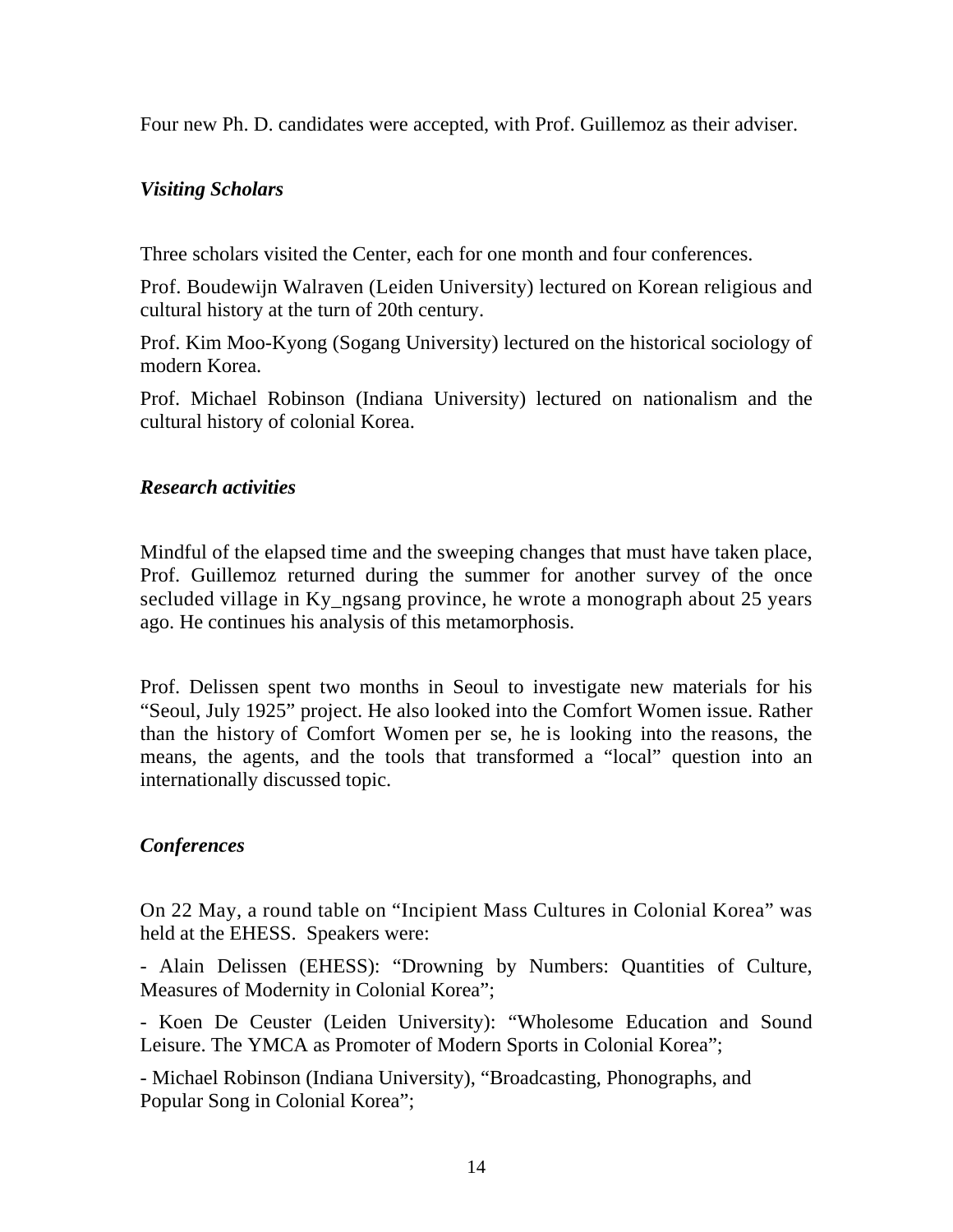Four new Ph. D. candidates were accepted, with Prof. Guillemoz as their adviser.

### *Visiting Scholars*

Three scholars visited the Center, each for one month and four conferences.

Prof. Boudewijn Walraven (Leiden University) lectured on Korean religious and cultural history at the turn of 20th century.

Prof. Kim Moo-Kyong (Sogang University) lectured on the historical sociology of modern Korea.

Prof. Michael Robinson (Indiana University) lectured on nationalism and the cultural history of colonial Korea.

### *Research activities*

Mindful of the elapsed time and the sweeping changes that must have taken place, Prof. Guillemoz returned during the summer for another survey of the once secluded village in Ky_ngsang province, he wrote a monograph about 25 years ago. He continues his analysis of this metamorphosis.

Prof. Delissen spent two months in Seoul to investigate new materials for his "Seoul, July 1925" project. He also looked into the Comfort Women issue. Rather than the history of Comfort Women per se, he is looking into the reasons, the means, the agents, and the tools that transformed a "local" question into an internationally discussed topic.

### *Conferences*

On 22 May, a round table on "Incipient Mass Cultures in Colonial Korea" was held at the EHESS. Speakers were:

- Alain Delissen (EHESS): "Drowning by Numbers: Quantities of Culture, Measures of Modernity in Colonial Korea";
- Koen De Ceuster (Leiden University): "Wholesome Education and Sound Leisure. The YMCA as Promoter of Modern Sports in Colonial Korea";
- Michael Robinson (Indiana University), "Broadcasting, Phonographs, and Popular Song in Colonial Korea";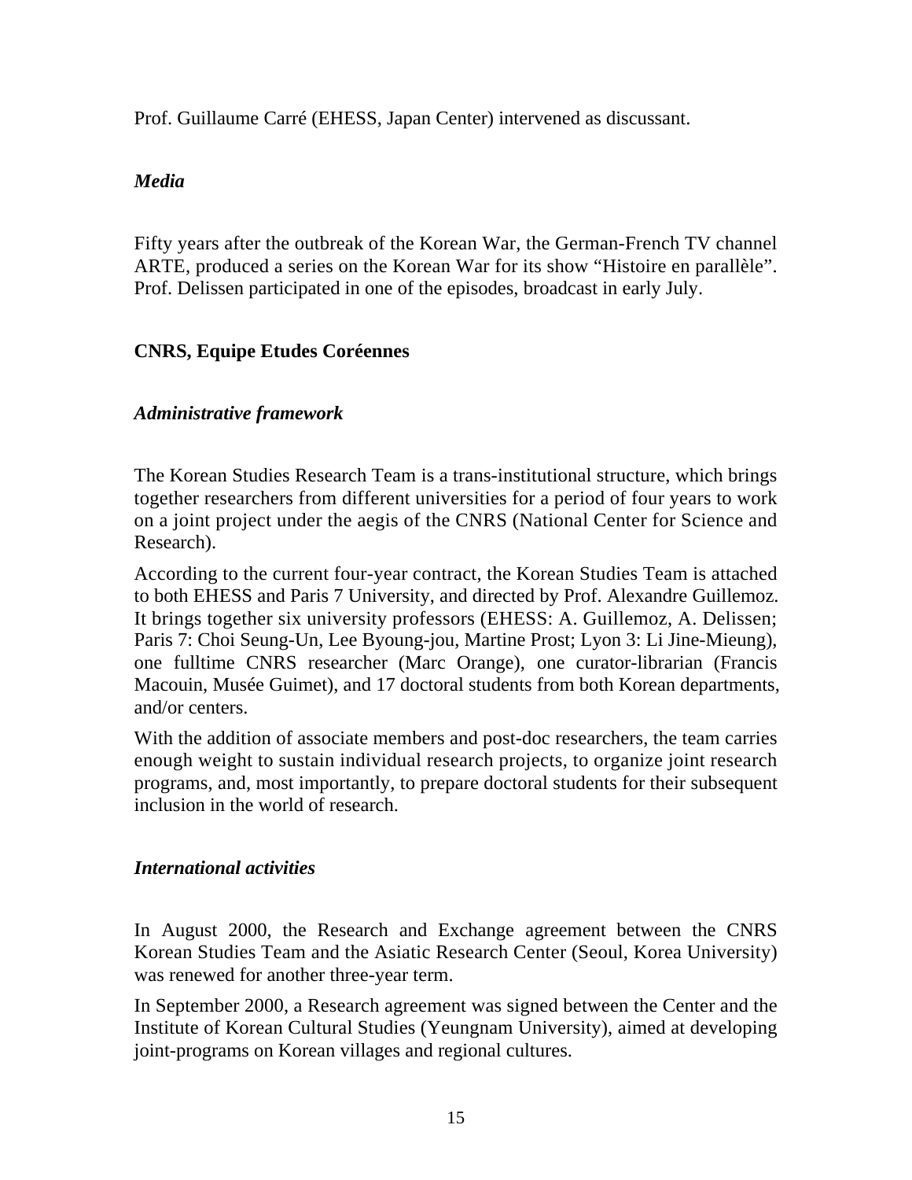Prof. Guillaume Carré (EHESS, Japan Center) intervened as discussant.

### *Media*

Fifty years after the outbreak of the Korean War, the German-French TV channel ARTE, produced a series on the Korean War for its show “Histoire en parallèle”. Prof. Delissen participated in one of the episodes, broadcast in early July.

## CNRS, Equipe Etudes Coréennes

### *Administrative framework*

The Korean Studies Research Team is a trans-institutional structure, which brings together researchers from different universities for a period of four years to work on a joint project under the aegis of the CNRS (National Center for Science and Research).

According to the current four-year contract, the Korean Studies Team is attached to both EHESS and Paris 7 University, and directed by Prof. Alexandre Guillemoz. It brings together six university professors (EHESS: A. Guillemoz, A. Delissen; Paris 7: Choi Seung-Un, Lee Byoung-jou, Martine Prost; Lyon 3: Li Jine-Mieung), one fulltime CNRS researcher (Marc Orange), one curator-librarian (Francis Macouin, Musée Guimet), and 17 doctoral students from both Korean departments, and/or centers.

With the addition of associate members and post-doc researchers, the team carries enough weight to sustain individual research projects, to organize joint research programs, and, most importantly, to prepare doctoral students for their subsequent inclusion in the world of research.

### *International activities*

In August 2000, the Research and Exchange agreement between the CNRS Korean Studies Team and the Asiatic Research Center (Seoul, Korea University) was renewed for another three-year term.

In September 2000, a Research agreement was signed between the Center and the Institute of Korean Cultural Studies (Yeungnam University), aimed at developing joint-programs on Korean villages and regional cultures.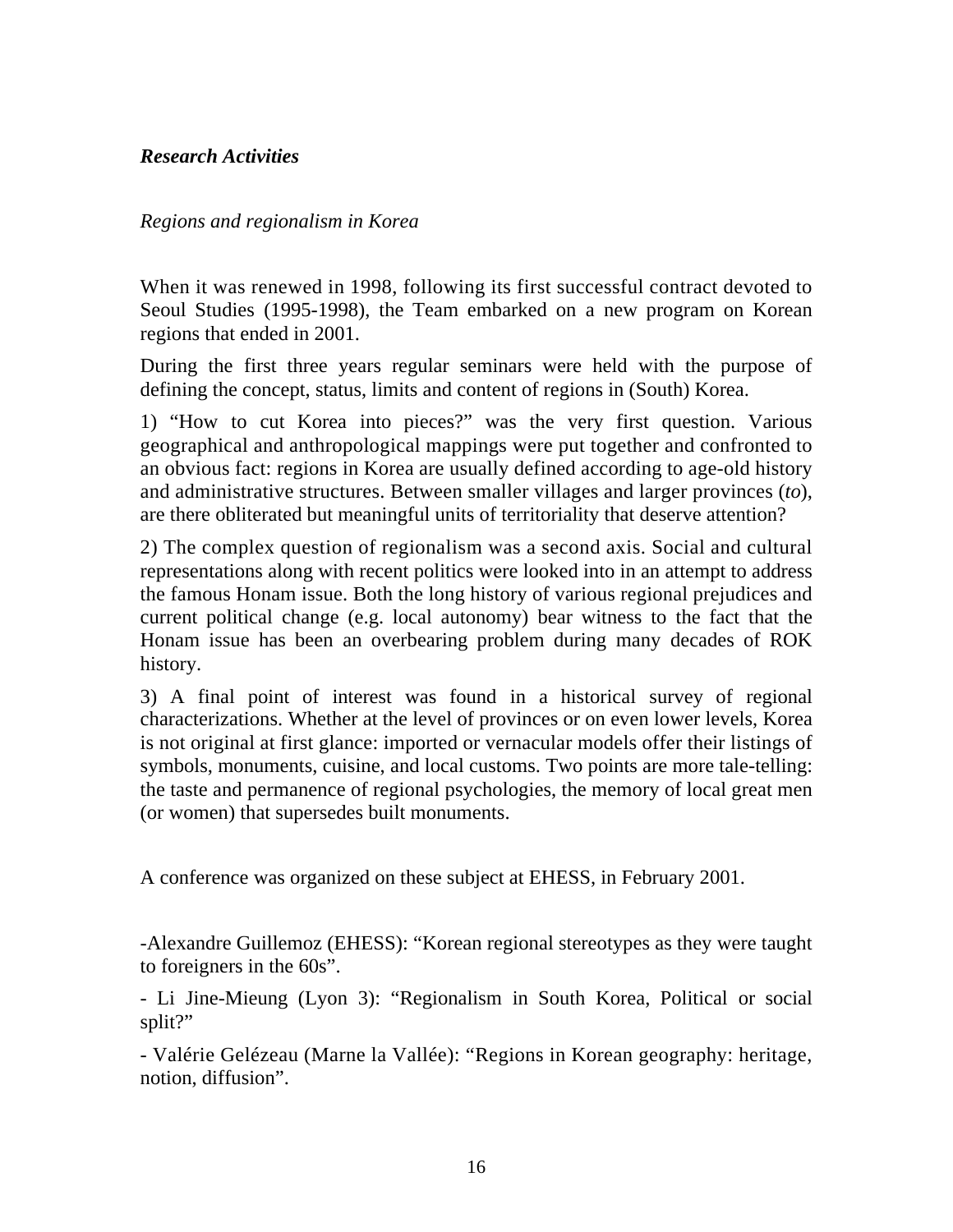***Research Activities***

*Regions and regionalism in Korea*

When it was renewed in 1998, following its first successful contract devoted to Seoul Studies (1995-1998), the Team embarked on a new program on Korean regions that ended in 2001.

During the first three years regular seminars were held with the purpose of defining the concept, status, limits and content of regions in (South) Korea.

1) "How to cut Korea into pieces?" was the very first question. Various geographical and anthropological mappings were put together and confronted to an obvious fact: regions in Korea are usually defined according to age-old history and administrative structures. Between smaller villages and larger provinces (*to*), are there obliterated but meaningful units of territoriality that deserve attention?

2) The complex question of regionalism was a second axis. Social and cultural representations along with recent politics were looked into in an attempt to address the famous Honam issue. Both the long history of various regional prejudices and current political change (e.g. local autonomy) bear witness to the fact that the Honam issue has been an overbearing problem during many decades of ROK history.

3) A final point of interest was found in a historical survey of regional characterizations. Whether at the level of provinces or on even lower levels, Korea is not original at first glance: imported or vernacular models offer their listings of symbols, monuments, cuisine, and local customs. Two points are more tale-telling: the taste and permanence of regional psychologies, the memory of local great men (or women) that supersedes built monuments.

A conference was organized on these subject at EHESS, in February 2001.

-Alexandre Guillemoz (EHESS): "Korean regional stereotypes as they were taught to foreigners in the 60s".

- Li Jine-Mieung (Lyon 3): "Regionalism in South Korea, Political or social split?"

- Valérie Gelézeau (Marne la Vallée): "Regions in Korean geography: heritage, notion, diffusion".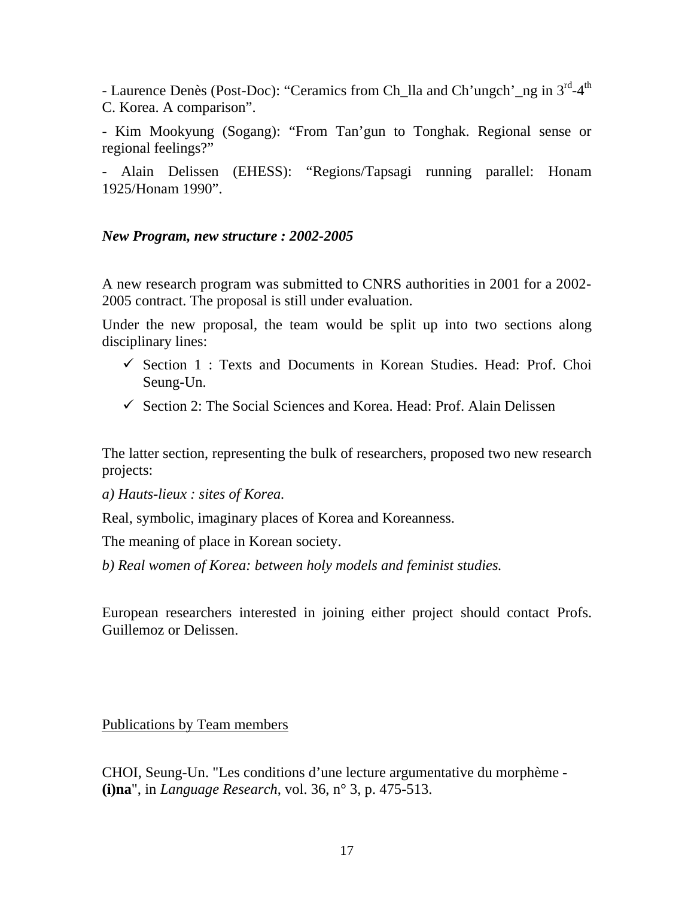- Laurence Denès (Post-Doc): “Ceramics from Ch_lla and Ch’ungch’_ng in 3rd-4th C. Korea. A comparison”.

- Kim Mookyung (Sogang): “From Tan’gun to Tonghak. Regional sense or regional feelings?”

- Alain Delissen (EHESS): “Regions/Tapsagi running parallel: Honam 1925/Honam 1990”.

***New Program, new structure : 2002-2005***

A new research program was submitted to CNRS authorities in 2001 for a 2002-2005 contract. The proposal is still under evaluation.

Under the new proposal, the team would be split up into two sections along disciplinary lines:

- ✓ Section 1 : Texts and Documents in Korean Studies. Head: Prof. Choi Seung-Un.
- ✓ Section 2: The Social Sciences and Korea. Head: Prof. Alain Delissen

The latter section, representing the bulk of researchers, proposed two new research projects:

*a) Hauts-lieux : sites of Korea.*

Real, symbolic, imaginary places of Korea and Koreanness.

The meaning of place in Korean society.

*b) Real women of Korea: between holy models and feminist studies.*

European researchers interested in joining either project should contact Profs. Guillemoz or Delissen.

<u>Publications by Team members</u>

CHOI, Seung-Un. "Les conditions d’une lecture argumentative du morphème **-(i)na**", in *Language Research*, vol. 36, n° 3, p. 475-513.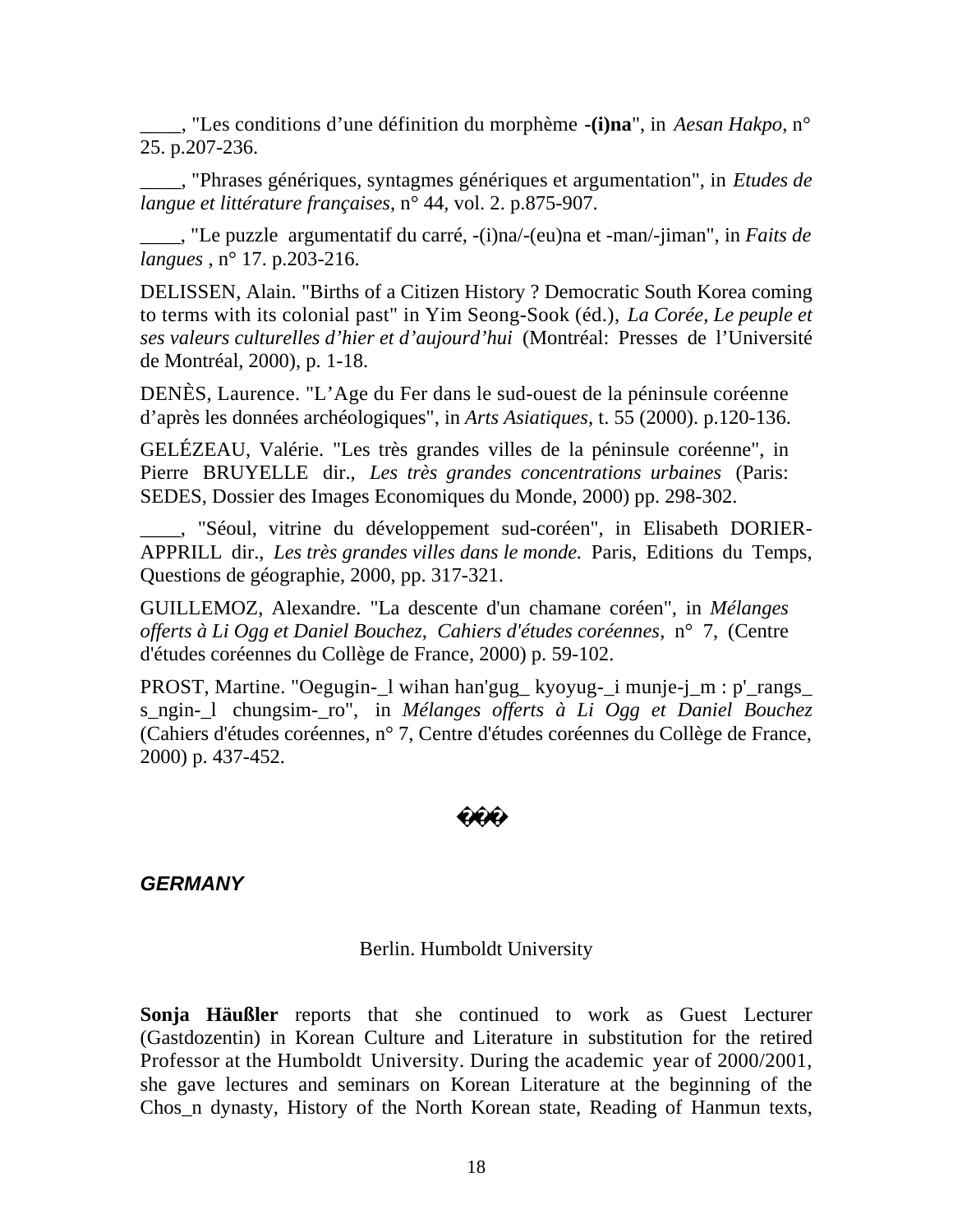____, "Les conditions d'une définition du morphème **-(i)na**", in *Aesan Hakpo*, n° 25. p.207-236.

____, "Phrases génériques, syntagmes génériques et argumentation", in *Etudes de langue et littérature françaises*, n° 44, vol. 2. p.875-907.

____, "Le puzzle argumentatif du carré, -(i)na/-(eu)na et -man/-jiman", in *Faits de langues* , n° 17. p.203-216.

DELISSEN, Alain. "Births of a Citizen History ? Democratic South Korea coming to terms with its colonial past" in Yim Seong-Sook (éd.), *La Corée, Le peuple et ses valeurs culturelles d'hier et d'aujourd'hui* (Montréal: Presses de l'Université de Montréal, 2000), p. 1-18.

DENÈS, Laurence. "L'Age du Fer dans le sud-ouest de la péninsule coréenne d'après les données archéologiques", in *Arts Asiatiques*, t. 55 (2000). p.120-136.

GELÉZEAU, Valérie. "Les très grandes villes de la péninsule coréenne", in Pierre BRUYELLE dir., *Les très grandes concentrations urbaines* (Paris: SEDES, Dossier des Images Economiques du Monde, 2000) pp. 298-302.

____, "Séoul, vitrine du développement sud-coréen", in Elisabeth DORIER-APPRILL dir., *Les très grandes villes dans le monde.* Paris, Editions du Temps, Questions de géographie, 2000, pp. 317-321.

GUILLEMOZ, Alexandre. "La descente d'un chamane coréen", in *Mélanges offerts à Li Ogg et Daniel Bouchez, Cahiers d'études coréennes*, n° 7, (Centre d'études coréennes du Collège de France, 2000) p. 59-102.

PROST, Martine. "Oegugin-_l wihan han'gug_ kyoyug-_i munje-j_m : p'_rangs_ s_ngin-_l chungsim-_ro", in *Mélanges offerts à Li Ogg et Daniel Bouchez* (Cahiers d'études coréennes, n° 7, Centre d'études coréennes du Collège de France, 2000) p. 437-452.

���

## *GERMANY*

Berlin. Humboldt University

**Sonja Häußler** reports that she continued to work as Guest Lecturer (Gastdozentin) in Korean Culture and Literature in substitution for the retired Professor at the Humboldt University. During the academic year of 2000/2001, she gave lectures and seminars on Korean Literature at the beginning of the Chos_n dynasty, History of the North Korean state, Reading of Hanmun texts,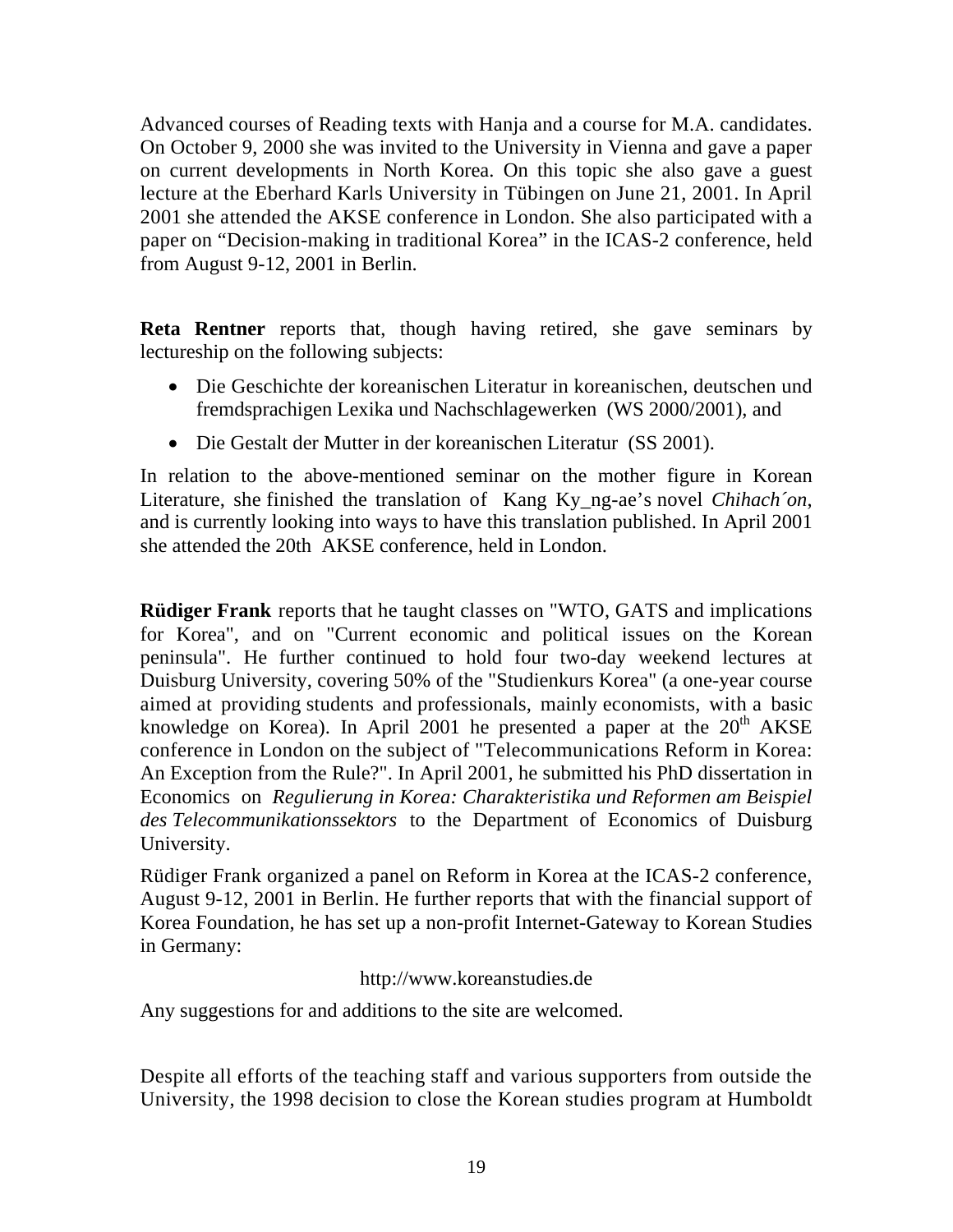Advanced courses of Reading texts with Hanja and a course for M.A. candidates. On October 9, 2000 she was invited to the University in Vienna and gave a paper on current developments in North Korea. On this topic she also gave a guest lecture at the Eberhard Karls University in Tübingen on June 21, 2001. In April 2001 she attended the AKSE conference in London. She also participated with a paper on "Decision-making in traditional Korea" in the ICAS-2 conference, held from August 9-12, 2001 in Berlin.

**Reta Rentner** reports that, though having retired, she gave seminars by lectureship on the following subjects:

- Die Geschichte der koreanischen Literatur in koreanischen, deutschen und fremdsprachigen Lexika und Nachschlagewerken (WS 2000/2001), and
- Die Gestalt der Mutter in der koreanischen Literatur (SS 2001).

In relation to the above-mentioned seminar on the mother figure in Korean Literature, she finished the translation of Kang Ky_ng-ae's novel *Chihach´on*, and is currently looking into ways to have this translation published. In April 2001 she attended the 20th AKSE conference, held in London.

**Rüdiger Frank** reports that he taught classes on "WTO, GATS and implications for Korea", and on "Current economic and political issues on the Korean peninsula". He further continued to hold four two-day weekend lectures at Duisburg University, covering 50% of the "Studienkurs Korea" (a one-year course aimed at providing students and professionals, mainly economists, with a basic knowledge on Korea). In April 2001 he presented a paper at the 20th AKSE conference in London on the subject of "Telecommunications Reform in Korea: An Exception from the Rule?". In April 2001, he submitted his PhD dissertation in Economics on *Regulierung in Korea: Charakteristika und Reformen am Beispiel des Telecommunikationssektors* to the Department of Economics of Duisburg University.

Rüdiger Frank organized a panel on Reform in Korea at the ICAS-2 conference, August 9-12, 2001 in Berlin. He further reports that with the financial support of Korea Foundation, he has set up a non-profit Internet-Gateway to Korean Studies in Germany:

http://www.koreanstudies.de

Any suggestions for and additions to the site are welcomed.

Despite all efforts of the teaching staff and various supporters from outside the University, the 1998 decision to close the Korean studies program at Humboldt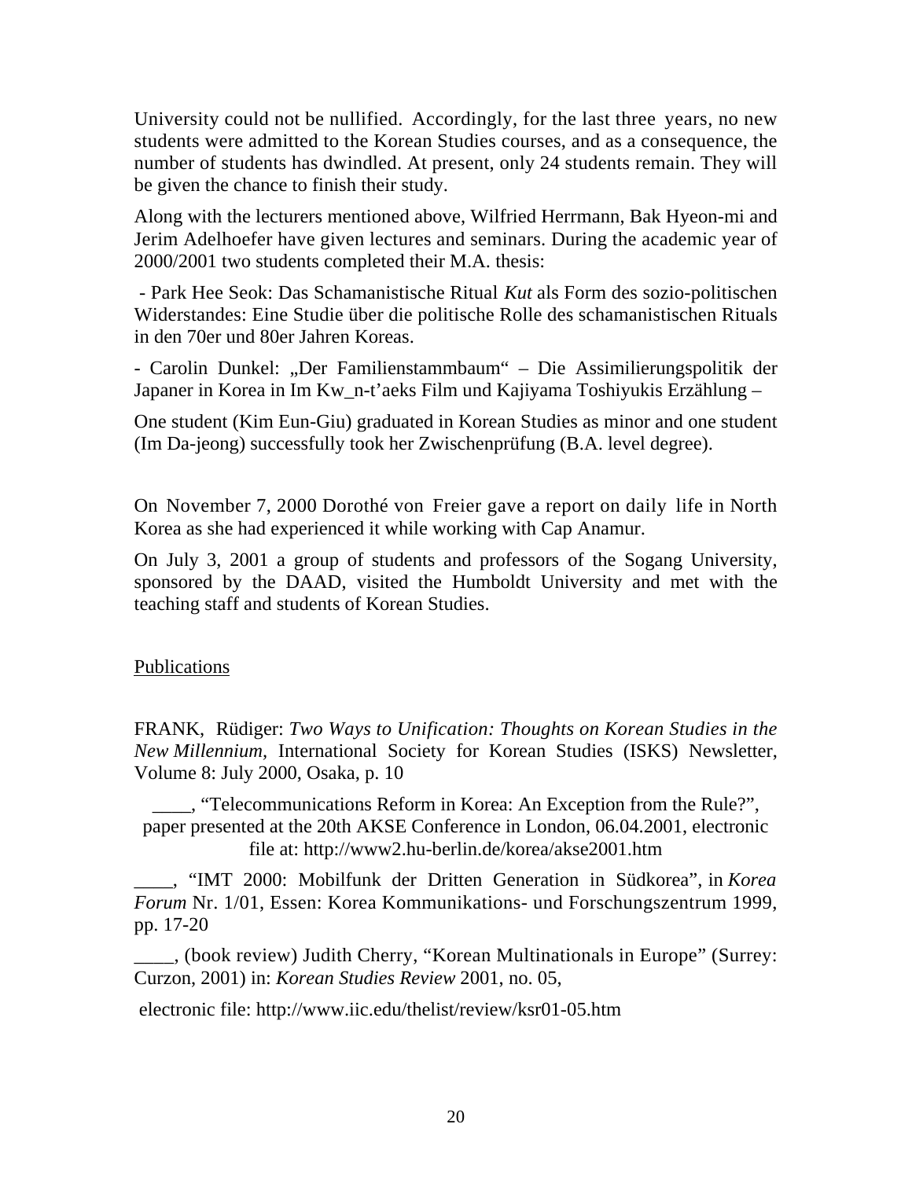University could not be nullified. Accordingly, for the last three years, no new students were admitted to the Korean Studies courses, and as a consequence, the number of students has dwindled. At present, only 24 students remain. They will be given the chance to finish their study.

Along with the lecturers mentioned above, Wilfried Herrmann, Bak Hyeon-mi and Jerim Adelhoefer have given lectures and seminars. During the academic year of 2000/2001 two students completed their M.A. thesis:

- Park Hee Seok: Das Schamanistische Ritual *Kut* als Form des sozio-politischen Widerstandes: Eine Studie über die politische Rolle des schamanistischen Rituals in den 70er und 80er Jahren Koreas.

- Carolin Dunkel: „Der Familienstammbaum" – Die Assimilierungspolitik der Japaner in Korea in Im Kw_n-t'aeks Film und Kajiyama Toshiyukis Erzählung –

One student (Kim Eun-Giu) graduated in Korean Studies as minor and one student (Im Da-jeong) successfully took her Zwischenprüfung (B.A. level degree).

On November 7, 2000 Dorothé von Freier gave a report on daily life in North Korea as she had experienced it while working with Cap Anamur.

On July 3, 2001 a group of students and professors of the Sogang University, sponsored by the DAAD, visited the Humboldt University and met with the teaching staff and students of Korean Studies.

Publications

FRANK, Rüdiger: *Two Ways to Unification: Thoughts on Korean Studies in the New Millennium*, International Society for Korean Studies (ISKS) Newsletter, Volume 8: July 2000, Osaka, p. 10

____, "Telecommunications Reform in Korea: An Exception from the Rule?", paper presented at the 20th AKSE Conference in London, 06.04.2001, electronic file at: http://www2.hu-berlin.de/korea/akse2001.htm

____, "IMT 2000: Mobilfunk der Dritten Generation in Südkorea", in *Korea Forum* Nr. 1/01, Essen: Korea Kommunikations- und Forschungszentrum 1999, pp. 17-20

____, (book review) Judith Cherry, "Korean Multinationals in Europe" (Surrey: Curzon, 2001) in: *Korean Studies Review* 2001, no. 05,

electronic file: http://www.iic.edu/thelist/review/ksr01-05.htm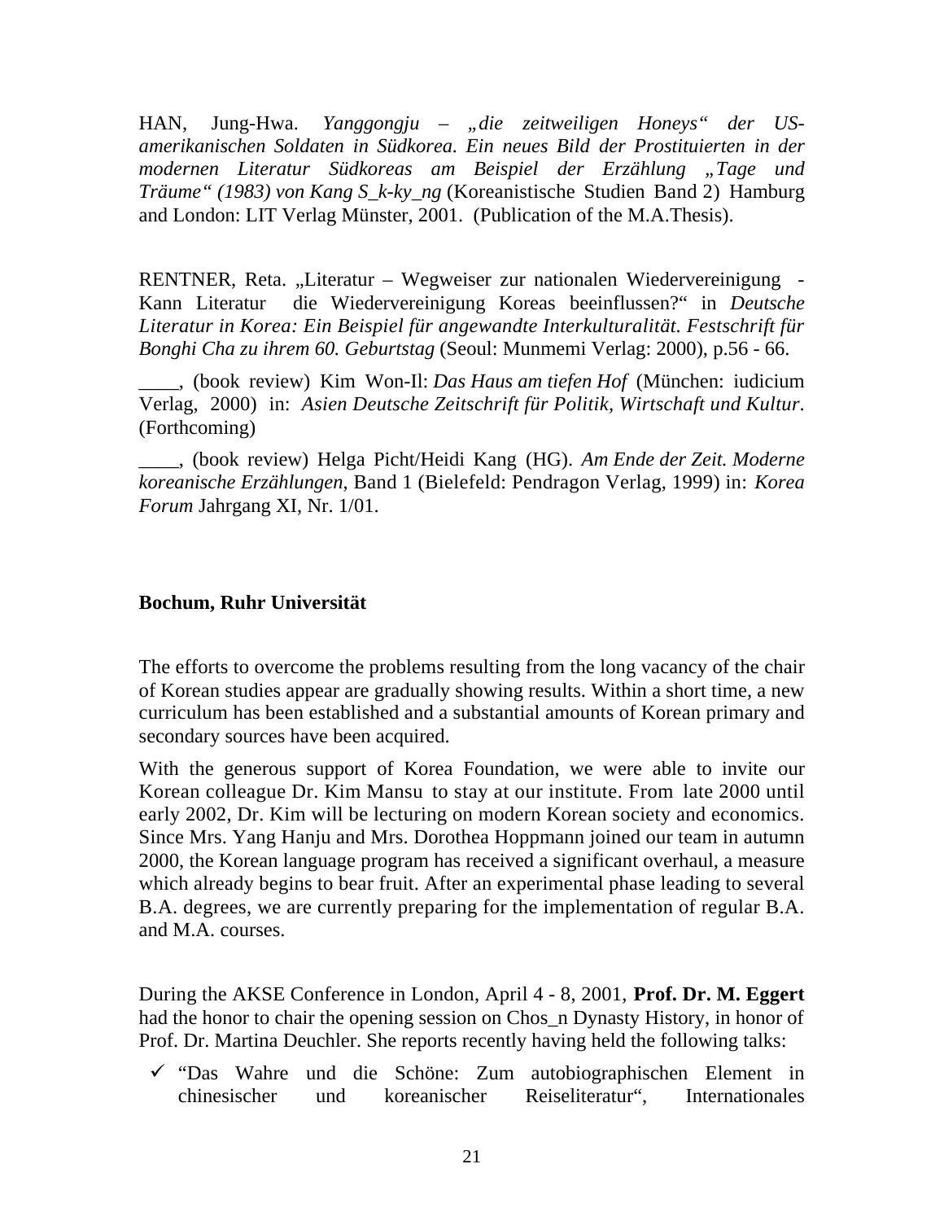HAN, Jung-Hwa. *Yanggongju – „die zeitweiligen Honeys" der US-amerikanischen Soldaten in Südkorea. Ein neues Bild der Prostituierten in der modernen Literatur Südkoreas am Beispiel der Erzählung „Tage und Träume" (1983) von Kang S_k-ky_ng* (Koreanistische Studien Band 2) Hamburg and London: LIT Verlag Münster, 2001. (Publication of the M.A.Thesis).

RENTNER, Reta. „Literatur – Wegweiser zur nationalen Wiedervereinigung - Kann Literatur die Wiedervereinigung Koreas beeinflussen?" in *Deutsche Literatur in Korea: Ein Beispiel für angewandte Interkulturalität. Festschrift für Bonghi Cha zu ihrem 60. Geburtstag* (Seoul: Munmemi Verlag: 2000), p.56 - 66.

____, (book review) Kim Won-Il: *Das Haus am tiefen Hof* (München: iudicium Verlag, 2000) in: *Asien Deutsche Zeitschrift für Politik, Wirtschaft und Kultur*. (Forthcoming)

____, (book review) Helga Picht/Heidi Kang (HG). *Am Ende der Zeit. Moderne koreanische Erzählungen*, Band 1 (Bielefeld: Pendragon Verlag, 1999) in: *Korea Forum* Jahrgang XI, Nr. 1/01.

**Bochum, Ruhr Universität**

The efforts to overcome the problems resulting from the long vacancy of the chair of Korean studies appear are gradually showing results. Within a short time, a new curriculum has been established and a substantial amounts of Korean primary and secondary sources have been acquired.

With the generous support of Korea Foundation, we were able to invite our Korean colleague Dr. Kim Mansu to stay at our institute. From late 2000 until early 2002, Dr. Kim will be lecturing on modern Korean society and economics. Since Mrs. Yang Hanju and Mrs. Dorothea Hoppmann joined our team in autumn 2000, the Korean language program has received a significant overhaul, a measure which already begins to bear fruit. After an experimental phase leading to several B.A. degrees, we are currently preparing for the implementation of regular B.A. and M.A. courses.

During the AKSE Conference in London, April 4 - 8, 2001, **Prof. Dr. M. Eggert** had the honor to chair the opening session on Chos_n Dynasty History, in honor of Prof. Dr. Martina Deuchler. She reports recently having held the following talks:

- ✓ "Das Wahre und die Schöne: Zum autobiographischen Element in chinesischer und koreanischer Reiseliteratur", Internationales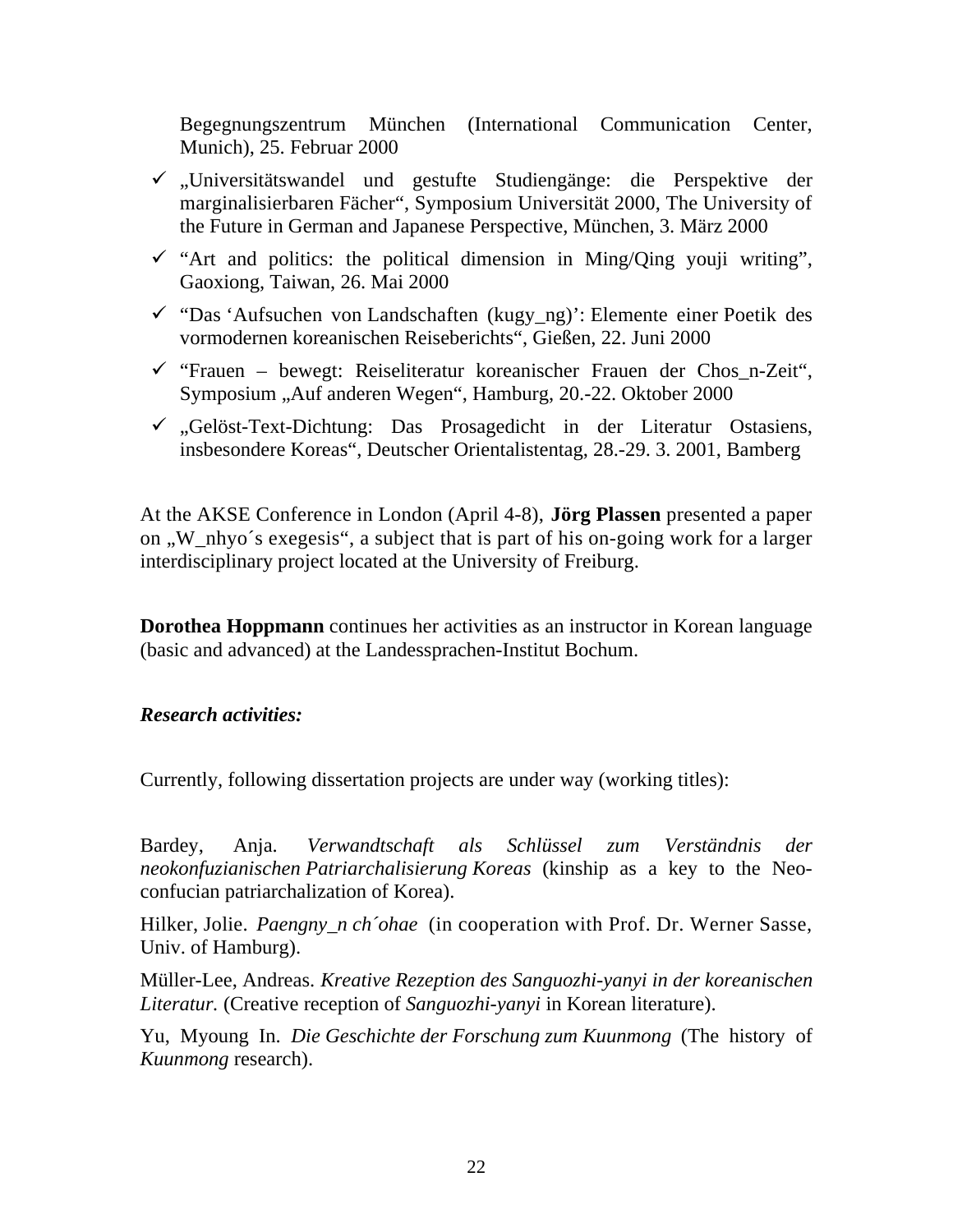Begegnungszentrum München (International Communication Center, Munich), 25. Februar 2000

- ✓ „Universitätswandel und gestufte Studiengänge: die Perspektive der marginalisierbaren Fächer", Symposium Universität 2000, The University of the Future in German and Japanese Perspective, München, 3. März 2000
- ✓ "Art and politics: the political dimension in Ming/Qing youji writing", Gaoxiong, Taiwan, 26. Mai 2000
- ✓ "Das 'Aufsuchen von Landschaften (kugy_ng)': Elemente einer Poetik des vormodernen koreanischen Reiseberichts", Gießen, 22. Juni 2000
- ✓ "Frauen – bewegt: Reiseliteratur koreanischer Frauen der Chos_n-Zeit", Symposium „Auf anderen Wegen", Hamburg, 20.-22. Oktober 2000
- ✓ „Gelöst-Text-Dichtung: Das Prosagedicht in der Literatur Ostasiens, insbesondere Koreas", Deutscher Orientalistentag, 28.-29. 3. 2001, Bamberg

At the AKSE Conference in London (April 4-8), **Jörg Plassen** presented a paper on „W_nhyo´s exegesis", a subject that is part of his on-going work for a larger interdisciplinary project located at the University of Freiburg.

**Dorothea Hoppmann** continues her activities as an instructor in Korean language (basic and advanced) at the Landessprachen-Institut Bochum.

***Research activities:***

Currently, following dissertation projects are under way (working titles):

Bardey, Anja. *Verwandtschaft als Schlüssel zum Verständnis der neokonfuzianischen Patriarchalisierung Koreas* (kinship as a key to the Neo-confucian patriarchalization of Korea).

Hilker, Jolie. *Paengny_n ch´ohae* (in cooperation with Prof. Dr. Werner Sasse, Univ. of Hamburg).

Müller-Lee, Andreas. *Kreative Rezeption des Sanguozhi-yanyi in der koreanischen Literatur.* (Creative reception of *Sanguozhi-yanyi* in Korean literature).

Yu, Myoung In. *Die Geschichte der Forschung zum Kuunmong* (The history of *Kuunmong* research).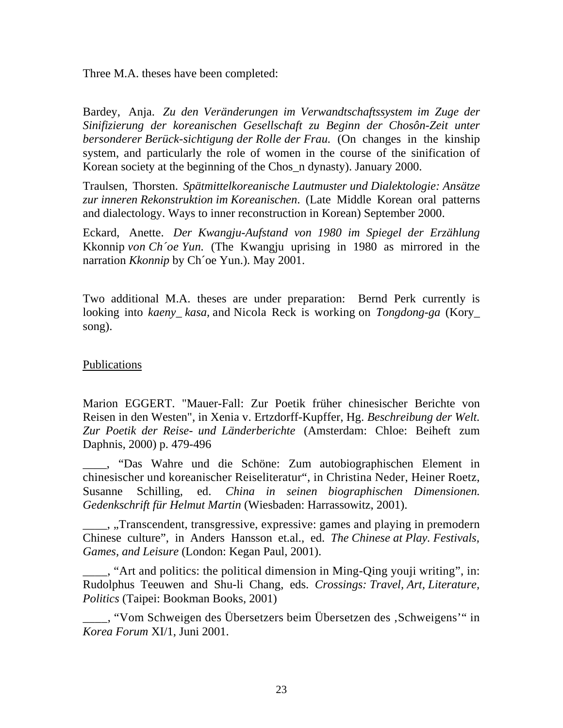Three M.A. theses have been completed:

Bardey, Anja. *Zu den Veränderungen im Verwandtschaftssystem im Zuge der Sinifizierung der koreanischen Gesellschaft zu Beginn der Chosôn-Zeit unter bersonderer Berück-sichtigung der Rolle der Frau.* (On changes in the kinship system, and particularly the role of women in the course of the sinification of Korean society at the beginning of the Chos_n dynasty). January 2000.

Traulsen, Thorsten. *Spätmittelkoreanische Lautmuster und Dialektologie: Ansätze zur inneren Rekonstruktion im Koreanischen*. (Late Middle Korean oral patterns and dialectology. Ways to inner reconstruction in Korean) September 2000.

Eckard, Anette. *Der Kwangju-Aufstand von 1980 im Spiegel der Erzählung* Kkonnip *von Ch´oe Yun.* (The Kwangju uprising in 1980 as mirrored in the narration *Kkonnip* by Ch´oe Yun.). May 2001.

Two additional M.A. theses are under preparation: Bernd Perk currently is looking into *kaeny_ kasa*, and Nicola Reck is working on *Tongdong-ga* (Kory_ song).

Publications

Marion EGGERT. "Mauer-Fall: Zur Poetik früher chinesischer Berichte von Reisen in den Westen", in Xenia v. Ertzdorff-Kupffer, Hg. *Beschreibung der Welt. Zur Poetik der Reise- und Länderberichte* (Amsterdam: Chloe: Beiheft zum Daphnis, 2000) p. 479-496

____, "Das Wahre und die Schöne: Zum autobiographischen Element in chinesischer und koreanischer Reiseliteratur", in Christina Neder, Heiner Roetz, Susanne Schilling, ed. *China in seinen biographischen Dimensionen. Gedenkschrift für Helmut Martin* (Wiesbaden: Harrassowitz, 2001).

____, „Transcendent, transgressive, expressive: games and playing in premodern Chinese culture", in Anders Hansson et.al., ed. *The Chinese at Play. Festivals, Games, and Leisure* (London: Kegan Paul, 2001).

____, "Art and politics: the political dimension in Ming-Qing youji writing", in: Rudolphus Teeuwen and Shu-li Chang, eds. *Crossings: Travel, Art, Literature, Politics* (Taipei: Bookman Books, 2001)

____, "Vom Schweigen des Übersetzers beim Übersetzen des ‚Schweigens'" in *Korea Forum* XI/1, Juni 2001.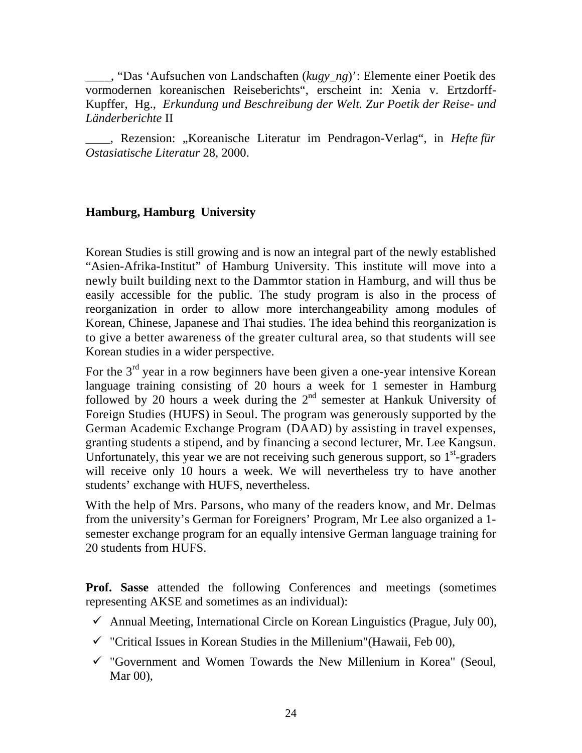____, “Das ‘Aufsuchen von Landschaften (*kugy_ng*)’: Elemente einer Poetik des vormodernen koreanischen Reiseberichts“, erscheint in: Xenia v. Ertzdorff-Kupffer, Hg., *Erkundung und Beschreibung der Welt. Zur Poetik der Reise- und Länderberichte* II

____, Rezension: „Koreanische Literatur im Pendragon-Verlag“, in *Hefte für Ostasiatische Literatur* 28, 2000.

**Hamburg, Hamburg University**

Korean Studies is still growing and is now an integral part of the newly established “Asien-Afrika-Institut” of Hamburg University. This institute will move into a newly built building next to the Dammtor station in Hamburg, and will thus be easily accessible for the public. The study program is also in the process of reorganization in order to allow more interchangeability among modules of Korean, Chinese, Japanese and Thai studies. The idea behind this reorganization is to give a better awareness of the greater cultural area, so that students will see Korean studies in a wider perspective.

For the 3rd year in a row beginners have been given a one-year intensive Korean language training consisting of 20 hours a week for 1 semester in Hamburg followed by 20 hours a week during the 2nd semester at Hankuk University of Foreign Studies (HUFS) in Seoul. The program was generously supported by the German Academic Exchange Program (DAAD) by assisting in travel expenses, granting students a stipend, and by financing a second lecturer, Mr. Lee Kangsun. Unfortunately, this year we are not receiving such generous support, so 1st-graders will receive only 10 hours a week. We will nevertheless try to have another students’ exchange with HUFS, nevertheless.

With the help of Mrs. Parsons, who many of the readers know, and Mr. Delmas from the university’s German for Foreigners’ Program, Mr Lee also organized a 1-semester exchange program for an equally intensive German language training for 20 students from HUFS.

**Prof. Sasse** attended the following Conferences and meetings (sometimes representing AKSE and sometimes as an individual):

- ✓ Annual Meeting, International Circle on Korean Linguistics (Prague, July 00),
- ✓ "Critical Issues in Korean Studies in the Millenium"(Hawaii, Feb 00),
- ✓ "Government and Women Towards the New Millenium in Korea" (Seoul, Mar 00),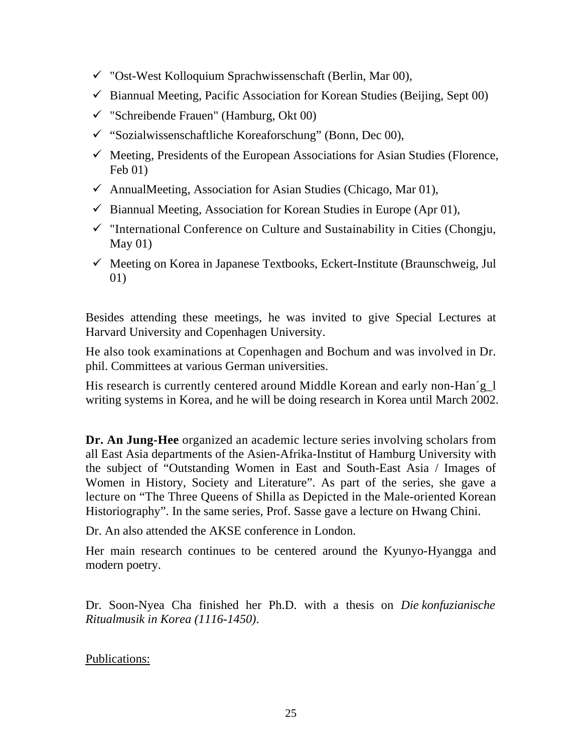- "Ost-West Kolloquium Sprachwissenschaft (Berlin, Mar 00),
- Biannual Meeting, Pacific Association for Korean Studies (Beijing, Sept 00)
- "Schreibende Frauen" (Hamburg, Okt 00)
- "Sozialwissenschaftliche Koreaforschung" (Bonn, Dec 00),
- Meeting, Presidents of the European Associations for Asian Studies (Florence, Feb 01)
- AnnualMeeting, Association for Asian Studies (Chicago, Mar 01),
- Biannual Meeting, Association for Korean Studies in Europe (Apr 01),
- "International Conference on Culture and Sustainability in Cities (Chongju, May 01)
- Meeting on Korea in Japanese Textbooks, Eckert-Institute (Braunschweig, Jul 01)

Besides attending these meetings, he was invited to give Special Lectures at Harvard University and Copenhagen University.

He also took examinations at Copenhagen and Bochum and was involved in Dr. phil. Committees at various German universities.

His research is currently centered around Middle Korean and early non-Han´g_l writing systems in Korea, and he will be doing research in Korea until March 2002.

**Dr. An Jung-Hee** organized an academic lecture series involving scholars from all East Asia departments of the Asien-Afrika-Institut of Hamburg University with the subject of "Outstanding Women in East and South-East Asia / Images of Women in History, Society and Literature". As part of the series, she gave a lecture on "The Three Queens of Shilla as Depicted in the Male-oriented Korean Historiography". In the same series, Prof. Sasse gave a lecture on Hwang Chini.

Dr. An also attended the AKSE conference in London.

Her main research continues to be centered around the Kyunyo-Hyangga and modern poetry.

Dr. Soon-Nyea Cha finished her Ph.D. with a thesis on *Die konfuzianische Ritualmusik in Korea (1116-1450)*.

<u>Publications:</u>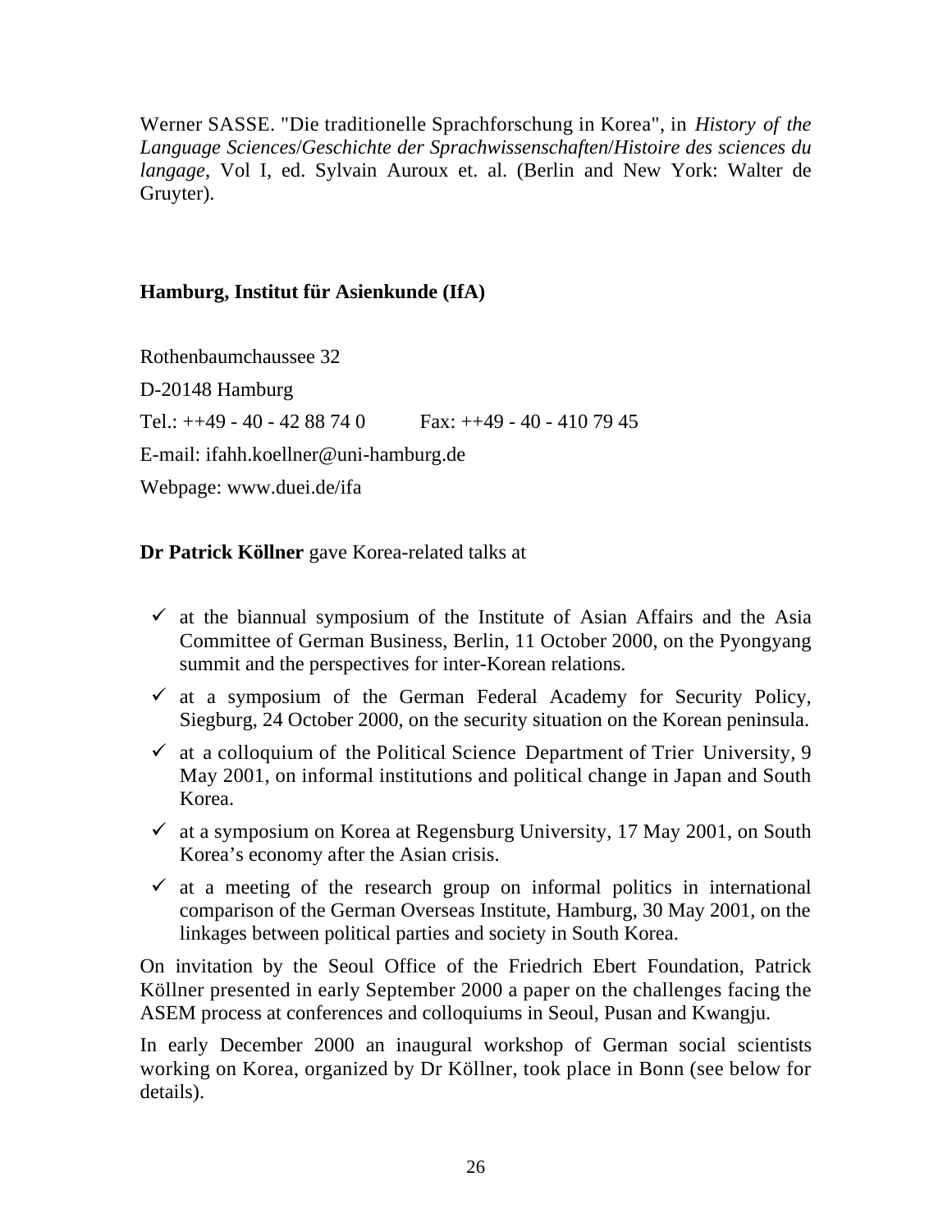Werner SASSE. "Die traditionelle Sprachforschung in Korea", in *History of the Language Sciences/Geschichte der Sprachwissenschaften/Histoire des sciences du langage*, Vol I, ed. Sylvain Auroux et. al. (Berlin and New York: Walter de Gruyter).

**Hamburg, Institut für Asienkunde (IfA)**

Rothenbaumchaussee 32

D-20148 Hamburg

Tel.: ++49 - 40 - 42 88 74 0 Fax: ++49 - 40 - 410 79 45

E-mail: ifahh.koellner@uni-hamburg.de

Webpage: www.duei.de/ifa

**Dr Patrick Köllner** gave Korea-related talks at

- ✓ at the biannual symposium of the Institute of Asian Affairs and the Asia Committee of German Business, Berlin, 11 October 2000, on the Pyongyang summit and the perspectives for inter-Korean relations.
- ✓ at a symposium of the German Federal Academy for Security Policy, Siegburg, 24 October 2000, on the security situation on the Korean peninsula.
- ✓ at a colloquium of the Political Science Department of Trier University, 9 May 2001, on informal institutions and political change in Japan and South Korea.
- ✓ at a symposium on Korea at Regensburg University, 17 May 2001, on South Korea's economy after the Asian crisis.
- ✓ at a meeting of the research group on informal politics in international comparison of the German Overseas Institute, Hamburg, 30 May 2001, on the linkages between political parties and society in South Korea.

On invitation by the Seoul Office of the Friedrich Ebert Foundation, Patrick Köllner presented in early September 2000 a paper on the challenges facing the ASEM process at conferences and colloquiums in Seoul, Pusan and Kwangju.

In early December 2000 an inaugural workshop of German social scientists working on Korea, organized by Dr Köllner, took place in Bonn (see below for details).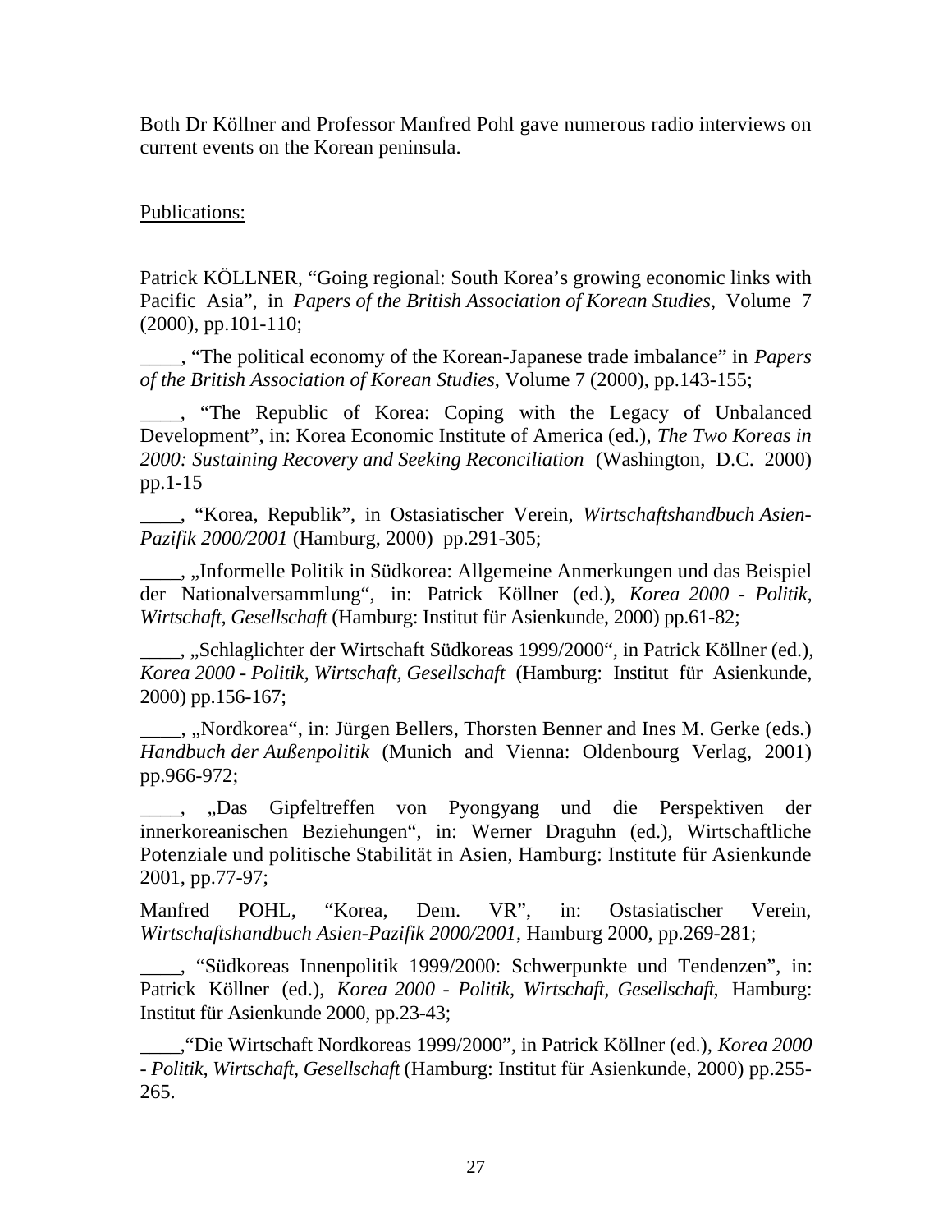Both Dr Köllner and Professor Manfred Pohl gave numerous radio interviews on current events on the Korean peninsula.

Publications:

Patrick KÖLLNER, "Going regional: South Korea's growing economic links with Pacific Asia", in *Papers of the British Association of Korean Studies*, Volume 7 (2000), pp.101-110;

____, "The political economy of the Korean-Japanese trade imbalance" in *Papers of the British Association of Korean Studies*, Volume 7 (2000), pp.143-155;

____, "The Republic of Korea: Coping with the Legacy of Unbalanced Development", in: Korea Economic Institute of America (ed.), *The Two Koreas in 2000: Sustaining Recovery and Seeking Reconciliation* (Washington, D.C. 2000) pp.1-15

____, "Korea, Republik", in Ostasiatischer Verein, *Wirtschaftshandbuch Asien-Pazifik 2000/2001* (Hamburg, 2000) pp.291-305;

____, „Informelle Politik in Südkorea: Allgemeine Anmerkungen und das Beispiel der Nationalversammlung", in: Patrick Köllner (ed.), *Korea 2000 - Politik, Wirtschaft, Gesellschaft* (Hamburg: Institut für Asienkunde, 2000) pp.61-82;

____, „Schlaglichter der Wirtschaft Südkoreas 1999/2000", in Patrick Köllner (ed.), *Korea 2000 - Politik, Wirtschaft, Gesellschaft* (Hamburg: Institut für Asienkunde, 2000) pp.156-167;

____, „Nordkorea", in: Jürgen Bellers, Thorsten Benner and Ines M. Gerke (eds.) *Handbuch der Außenpolitik* (Munich and Vienna: Oldenbourg Verlag, 2001) pp.966-972;

____, „Das Gipfeltreffen von Pyongyang und die Perspektiven der innerkoreanischen Beziehungen", in: Werner Draguhn (ed.), Wirtschaftliche Potenziale und politische Stabilität in Asien, Hamburg: Institute für Asienkunde 2001, pp.77-97;

Manfred POHL, "Korea, Dem. VR", in: Ostasiatischer Verein, *Wirtschaftshandbuch Asien-Pazifik 2000/2001*, Hamburg 2000, pp.269-281;

____, "Südkoreas Innenpolitik 1999/2000: Schwerpunkte und Tendenzen", in: Patrick Köllner (ed.), *Korea 2000 - Politik, Wirtschaft, Gesellschaft*, Hamburg: Institut für Asienkunde 2000, pp.23-43;

____,"Die Wirtschaft Nordkoreas 1999/2000", in Patrick Köllner (ed.), *Korea 2000 - Politik, Wirtschaft, Gesellschaft* (Hamburg: Institut für Asienkunde, 2000) pp.255-265.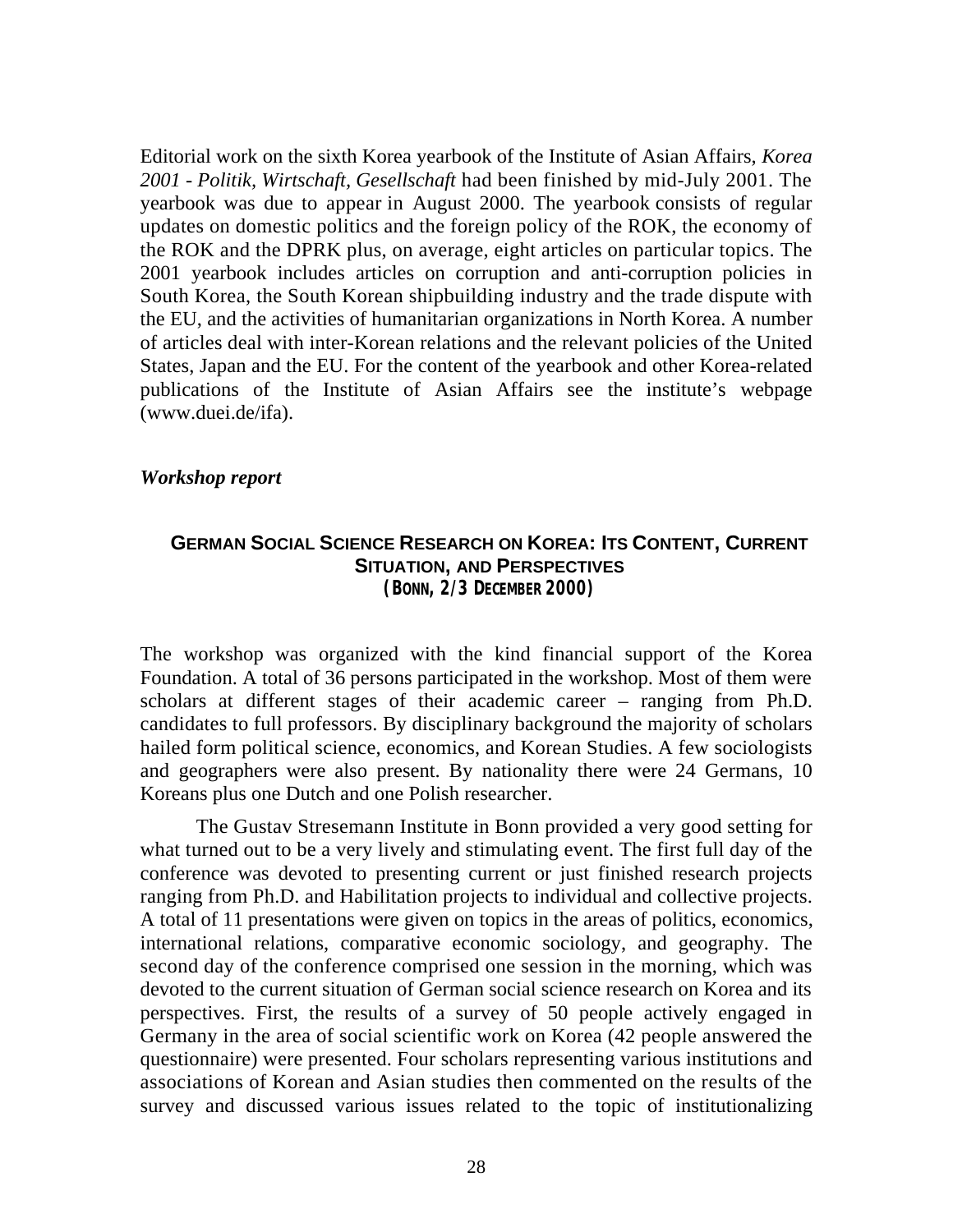Editorial work on the sixth Korea yearbook of the Institute of Asian Affairs, *Korea 2001 - Politik, Wirtschaft, Gesellschaft* had been finished by mid-July 2001. The yearbook was due to appear in August 2000. The yearbook consists of regular updates on domestic politics and the foreign policy of the ROK, the economy of the ROK and the DPRK plus, on average, eight articles on particular topics. The 2001 yearbook includes articles on corruption and anti-corruption policies in South Korea, the South Korean shipbuilding industry and the trade dispute with the EU, and the activities of humanitarian organizations in North Korea. A number of articles deal with inter-Korean relations and the relevant policies of the United States, Japan and the EU. For the content of the yearbook and other Korea-related publications of the Institute of Asian Affairs see the institute's webpage (www.duei.de/ifa).

***Workshop report***

### GERMAN SOCIAL SCIENCE RESEARCH ON KOREA: ITS CONTENT, CURRENT SITUATION, AND PERSPECTIVES
### (BONN, 2/3 DECEMBER 2000)

The workshop was organized with the kind financial support of the Korea Foundation. A total of 36 persons participated in the workshop. Most of them were scholars at different stages of their academic career – ranging from Ph.D. candidates to full professors. By disciplinary background the majority of scholars hailed form political science, economics, and Korean Studies. A few sociologists and geographers were also present. By nationality there were 24 Germans, 10 Koreans plus one Dutch and one Polish researcher.

The Gustav Stresemann Institute in Bonn provided a very good setting for what turned out to be a very lively and stimulating event. The first full day of the conference was devoted to presenting current or just finished research projects ranging from Ph.D. and Habilitation projects to individual and collective projects. A total of 11 presentations were given on topics in the areas of politics, economics, international relations, comparative economic sociology, and geography. The second day of the conference comprised one session in the morning, which was devoted to the current situation of German social science research on Korea and its perspectives. First, the results of a survey of 50 people actively engaged in Germany in the area of social scientific work on Korea (42 people answered the questionnaire) were presented. Four scholars representing various institutions and associations of Korean and Asian studies then commented on the results of the survey and discussed various issues related to the topic of institutionalizing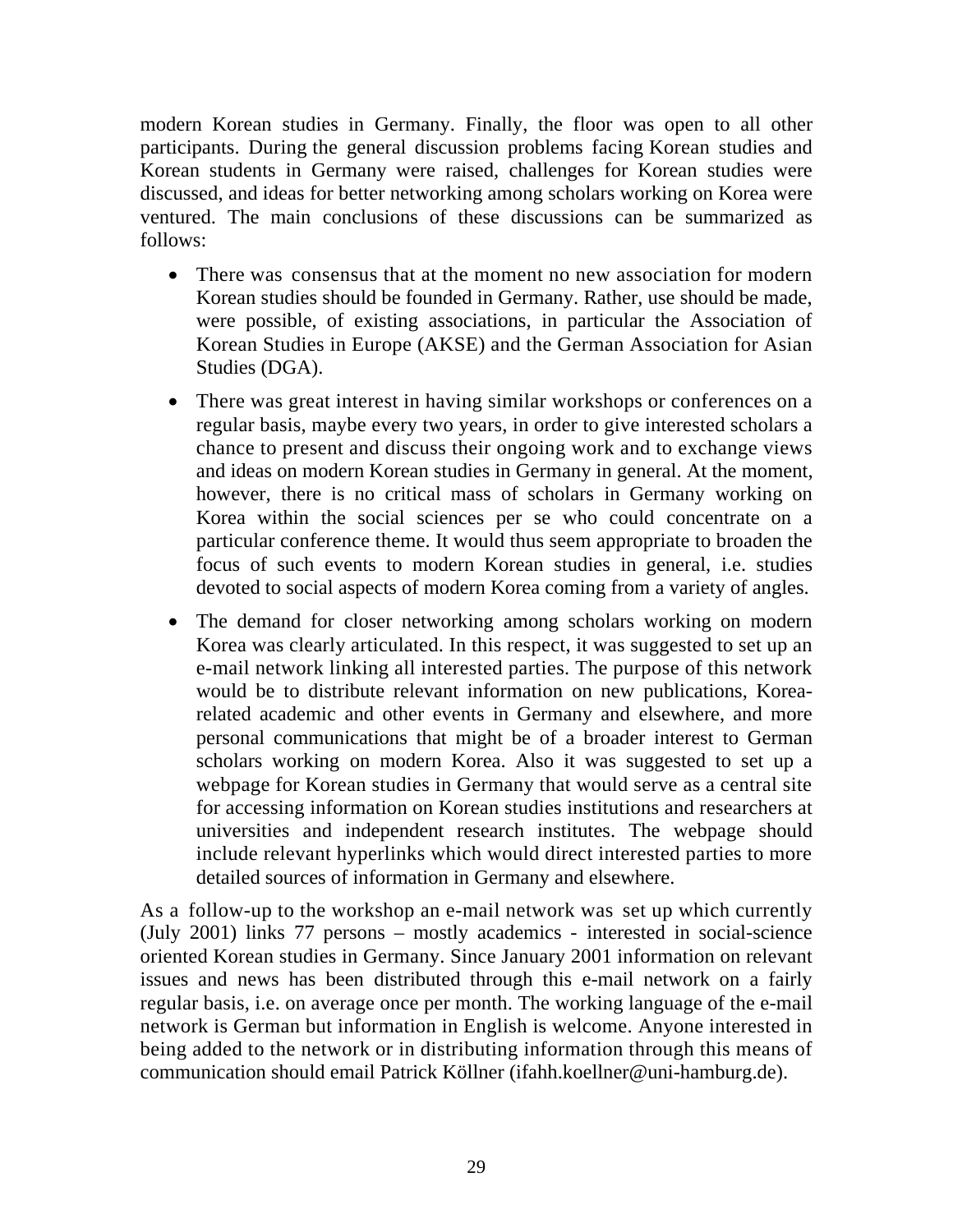modern Korean studies in Germany. Finally, the floor was open to all other participants. During the general discussion problems facing Korean studies and Korean students in Germany were raised, challenges for Korean studies were discussed, and ideas for better networking among scholars working on Korea were ventured. The main conclusions of these discussions can be summarized as follows:

- There was consensus that at the moment no new association for modern Korean studies should be founded in Germany. Rather, use should be made, were possible, of existing associations, in particular the Association of Korean Studies in Europe (AKSE) and the German Association for Asian Studies (DGA).
- There was great interest in having similar workshops or conferences on a regular basis, maybe every two years, in order to give interested scholars a chance to present and discuss their ongoing work and to exchange views and ideas on modern Korean studies in Germany in general. At the moment, however, there is no critical mass of scholars in Germany working on Korea within the social sciences per se who could concentrate on a particular conference theme. It would thus seem appropriate to broaden the focus of such events to modern Korean studies in general, i.e. studies devoted to social aspects of modern Korea coming from a variety of angles.
- The demand for closer networking among scholars working on modern Korea was clearly articulated. In this respect, it was suggested to set up an e-mail network linking all interested parties. The purpose of this network would be to distribute relevant information on new publications, Korea-related academic and other events in Germany and elsewhere, and more personal communications that might be of a broader interest to German scholars working on modern Korea. Also it was suggested to set up a webpage for Korean studies in Germany that would serve as a central site for accessing information on Korean studies institutions and researchers at universities and independent research institutes. The webpage should include relevant hyperlinks which would direct interested parties to more detailed sources of information in Germany and elsewhere.

As a follow-up to the workshop an e-mail network was set up which currently (July 2001) links 77 persons – mostly academics - interested in social-science oriented Korean studies in Germany. Since January 2001 information on relevant issues and news has been distributed through this e-mail network on a fairly regular basis, i.e. on average once per month. The working language of the e-mail network is German but information in English is welcome. Anyone interested in being added to the network or in distributing information through this means of communication should email Patrick Köllner (ifahh.koellner@uni-hamburg.de).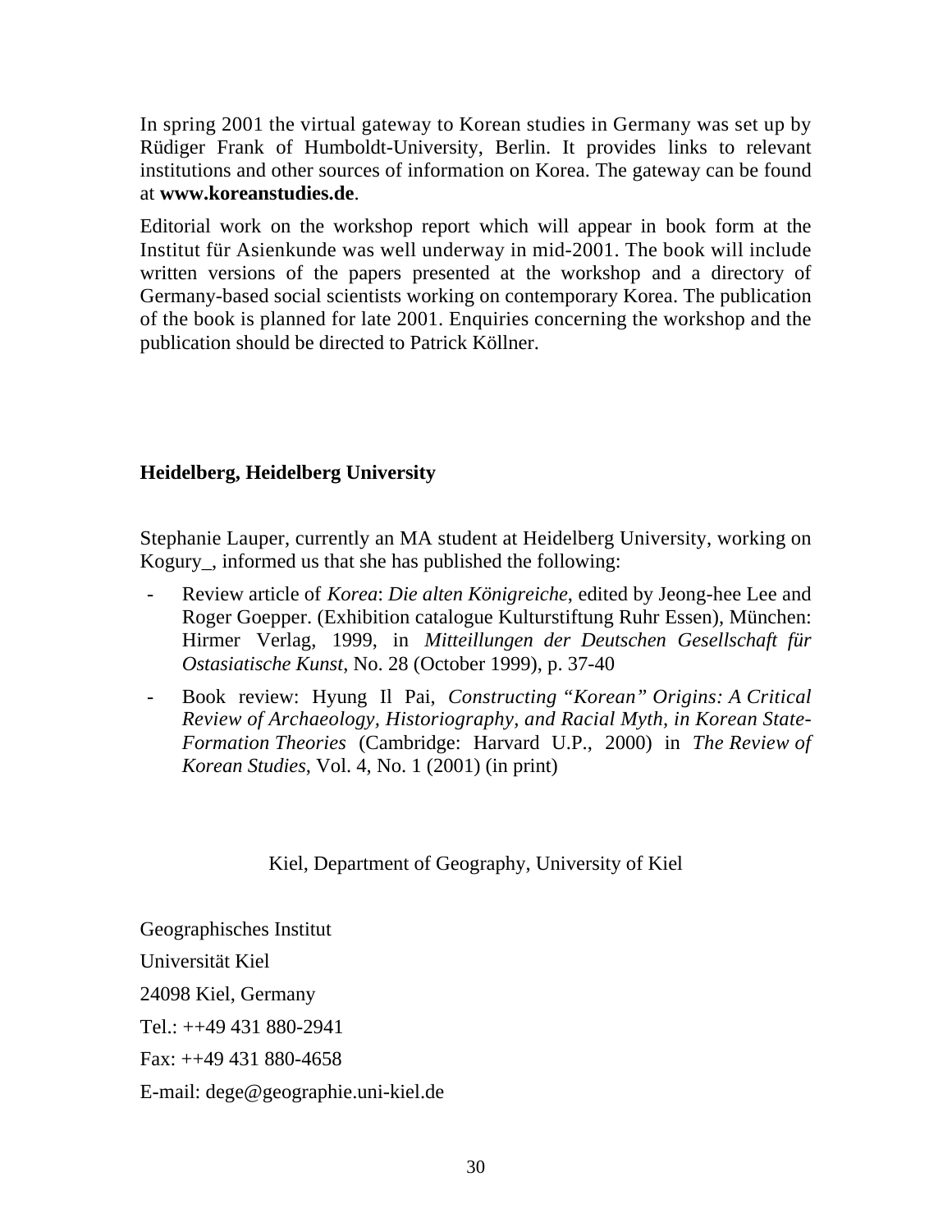In spring 2001 the virtual gateway to Korean studies in Germany was set up by Rüdiger Frank of Humboldt-University, Berlin. It provides links to relevant institutions and other sources of information on Korea. The gateway can be found at **www.koreanstudies.de**.

Editorial work on the workshop report which will appear in book form at the Institut für Asienkunde was well underway in mid-2001. The book will include written versions of the papers presented at the workshop and a directory of Germany-based social scientists working on contemporary Korea. The publication of the book is planned for late 2001. Enquiries concerning the workshop and the publication should be directed to Patrick Köllner.

## Heidelberg, Heidelberg University

Stephanie Lauper, currently an MA student at Heidelberg University, working on Kogury_, informed us that she has published the following:

- Review article of *Korea*: *Die alten Königreiche*, edited by Jeong-hee Lee and Roger Goepper. (Exhibition catalogue Kulturstiftung Ruhr Essen), München: Hirmer Verlag, 1999, in *Mitteillungen der Deutschen Gesellschaft für Ostasiatische Kunst*, No. 28 (October 1999), p. 37-40
- Book review: Hyung Il Pai, *Constructing "Korean" Origins: A Critical Review of Archaeology, Historiography, and Racial Myth, in Korean State-Formation Theories* (Cambridge: Harvard U.P., 2000) in *The Review of Korean Studies*, Vol. 4, No. 1 (2001) (in print)

## Kiel, Department of Geography, University of Kiel

Geographisches Institut

Universität Kiel

24098 Kiel, Germany

Tel.: ++49 431 880-2941

Fax: ++49 431 880-4658

E-mail: dege@geographie.uni-kiel.de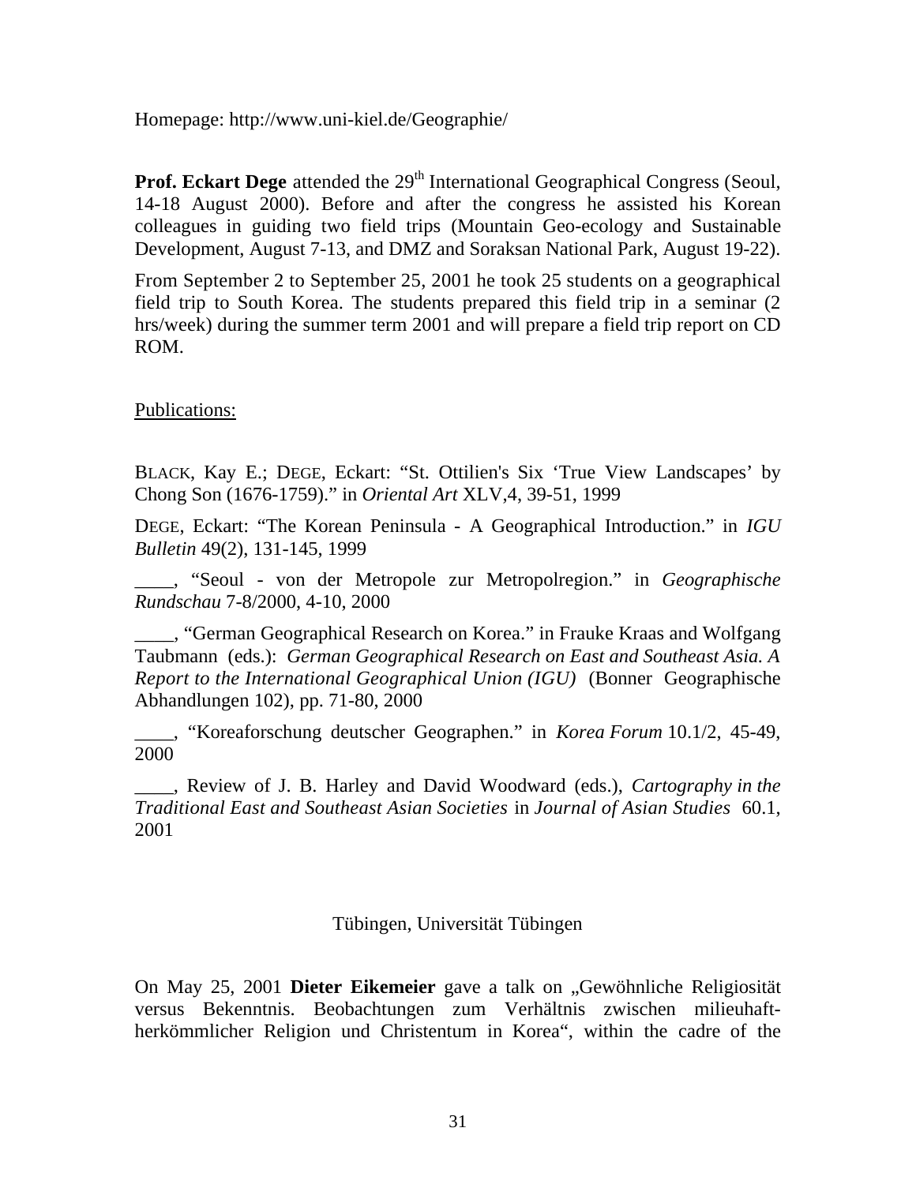Homepage: http://www.uni-kiel.de/Geographie/

**Prof. Eckart Dege** attended the 29th International Geographical Congress (Seoul, 14-18 August 2000). Before and after the congress he assisted his Korean colleagues in guiding two field trips (Mountain Geo-ecology and Sustainable Development, August 7-13, and DMZ and Soraksan National Park, August 19-22).

From September 2 to September 25, 2001 he took 25 students on a geographical field trip to South Korea. The students prepared this field trip in a seminar (2 hrs/week) during the summer term 2001 and will prepare a field trip report on CD ROM.

Publications:

BLACK, Kay E.; DEGE, Eckart: "St. Ottilien's Six 'True View Landscapes' by Chong Son (1676-1759)." in *Oriental Art* XLV,4, 39-51, 1999

DEGE, Eckart: "The Korean Peninsula - A Geographical Introduction." in *IGU Bulletin* 49(2), 131-145, 1999

____, "Seoul - von der Metropole zur Metropolregion." in *Geographische Rundschau* 7-8/2000, 4-10, 2000

____, "German Geographical Research on Korea." in Frauke Kraas and Wolfgang Taubmann (eds.): *German Geographical Research on East and Southeast Asia. A Report to the International Geographical Union (IGU)* (Bonner Geographische Abhandlungen 102), pp. 71-80, 2000

____, "Koreaforschung deutscher Geographen." in *Korea Forum* 10.1/2, 45-49, 2000

____, Review of J. B. Harley and David Woodward (eds.), *Cartography in the Traditional East and Southeast Asian Societies* in *Journal of Asian Studies* 60.1, 2001

## Tübingen, Universität Tübingen

On May 25, 2001 **Dieter Eikemeier** gave a talk on „Gewöhnliche Religiosität versus Bekenntnis. Beobachtungen zum Verhältnis zwischen milieuhaft-herkömmlicher Religion und Christentum in Korea", within the cadre of the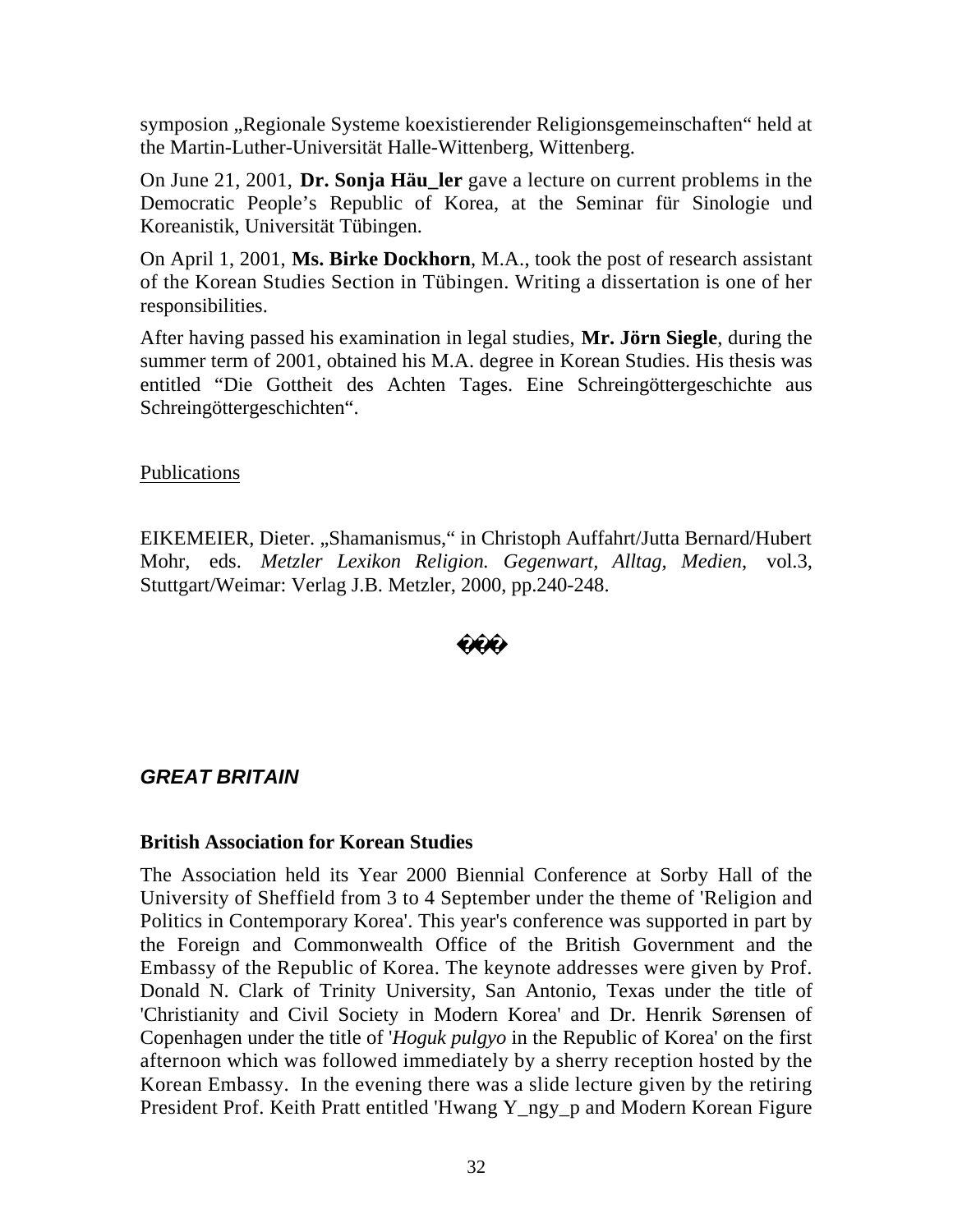symposion „Regionale Systeme koexistierender Religionsgemeinschaften" held at the Martin-Luther-Universität Halle-Wittenberg, Wittenberg.

On June 21, 2001, **Dr. Sonja Häu_ler** gave a lecture on current problems in the Democratic People's Republic of Korea, at the Seminar für Sinologie und Koreanistik, Universität Tübingen.

On April 1, 2001, **Ms. Birke Dockhorn**, M.A., took the post of research assistant of the Korean Studies Section in Tübingen. Writing a dissertation is one of her responsibilities.

After having passed his examination in legal studies, **Mr. Jörn Siegle**, during the summer term of 2001, obtained his M.A. degree in Korean Studies. His thesis was entitled "Die Gottheit des Achten Tages. Eine Schreingöttergeschichte aus Schreingöttergeschichten".

Publications

EIKEMEIER, Dieter. „Shamanismus," in Christoph Auffahrt/Jutta Bernard/Hubert Mohr, eds. *Metzler Lexikon Religion. Gegenwart, Alltag, Medien*, vol.3, Stuttgart/Weimar: Verlag J.B. Metzler, 2000, pp.240-248.

���

## *GREAT BRITAIN*

### British Association for Korean Studies

The Association held its Year 2000 Biennial Conference at Sorby Hall of the University of Sheffield from 3 to 4 September under the theme of 'Religion and Politics in Contemporary Korea'. This year's conference was supported in part by the Foreign and Commonwealth Office of the British Government and the Embassy of the Republic of Korea. The keynote addresses were given by Prof. Donald N. Clark of Trinity University, San Antonio, Texas under the title of 'Christianity and Civil Society in Modern Korea' and Dr. Henrik Sørensen of Copenhagen under the title of '*Hoguk pulgyo* in the Republic of Korea' on the first afternoon which was followed immediately by a sherry reception hosted by the Korean Embassy. In the evening there was a slide lecture given by the retiring President Prof. Keith Pratt entitled 'Hwang Y_ngy_p and Modern Korean Figure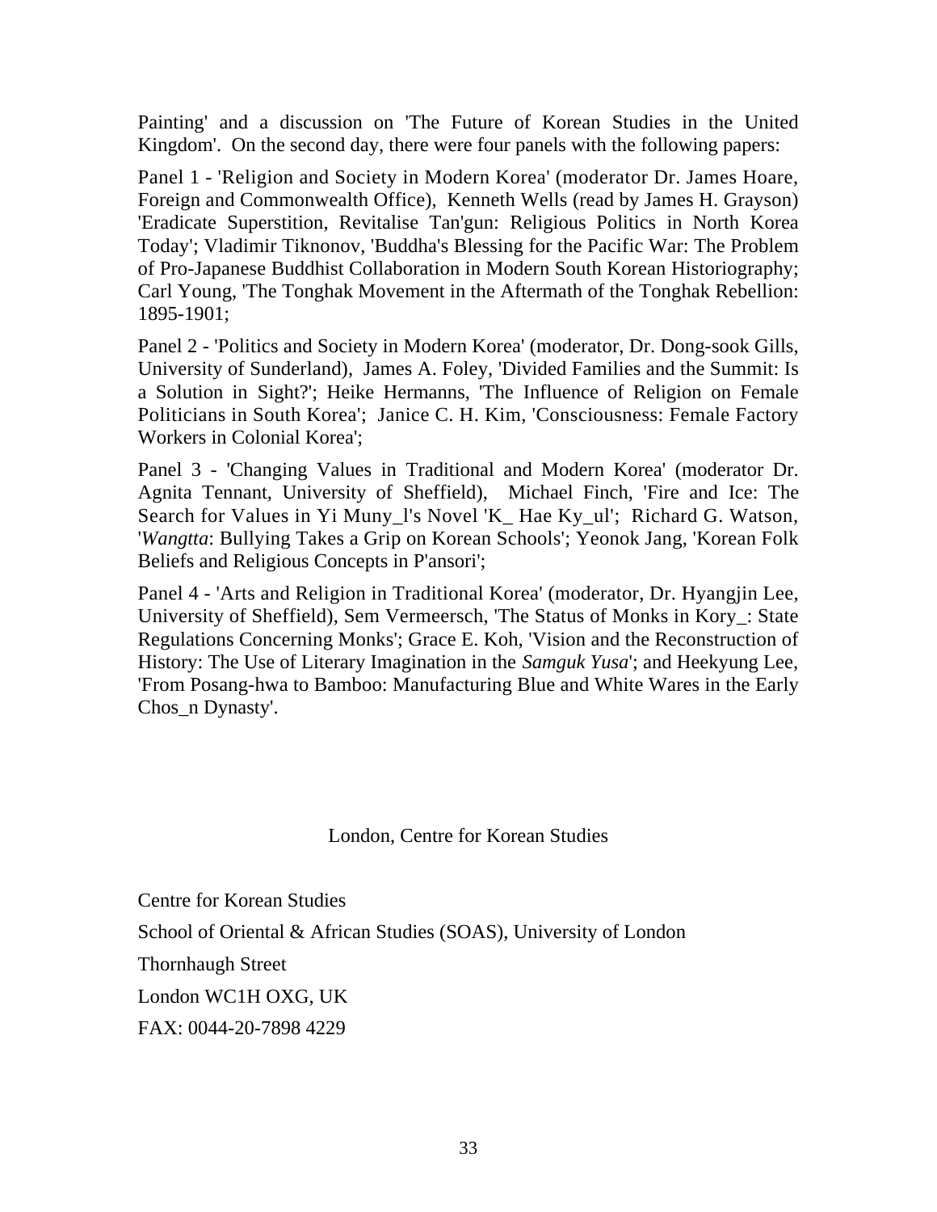Painting' and a discussion on 'The Future of Korean Studies in the United Kingdom'. On the second day, there were four panels with the following papers:

Panel 1 - 'Religion and Society in Modern Korea' (moderator Dr. James Hoare, Foreign and Commonwealth Office), Kenneth Wells (read by James H. Grayson) 'Eradicate Superstition, Revitalise Tan'gun: Religious Politics in North Korea Today'; Vladimir Tiknonov, 'Buddha's Blessing for the Pacific War: The Problem of Pro-Japanese Buddhist Collaboration in Modern South Korean Historiography; Carl Young, 'The Tonghak Movement in the Aftermath of the Tonghak Rebellion: 1895-1901;

Panel 2 - 'Politics and Society in Modern Korea' (moderator, Dr. Dong-sook Gills, University of Sunderland), James A. Foley, 'Divided Families and the Summit: Is a Solution in Sight?'; Heike Hermanns, 'The Influence of Religion on Female Politicians in South Korea'; Janice C. H. Kim, 'Consciousness: Female Factory Workers in Colonial Korea';

Panel 3 - 'Changing Values in Traditional and Modern Korea' (moderator Dr. Agnita Tennant, University of Sheffield), Michael Finch, 'Fire and Ice: The Search for Values in Yi Muny_l's Novel 'K_ Hae Ky_ul'; Richard G. Watson, '*Wangtta*: Bullying Takes a Grip on Korean Schools'; Yeonok Jang, 'Korean Folk Beliefs and Religious Concepts in P'ansori';

Panel 4 - 'Arts and Religion in Traditional Korea' (moderator, Dr. Hyangjin Lee, University of Sheffield), Sem Vermeersch, 'The Status of Monks in Kory_: State Regulations Concerning Monks'; Grace E. Koh, 'Vision and the Reconstruction of History: The Use of Literary Imagination in the *Samguk Yusa*'; and Heekyung Lee, 'From Posang-hwa to Bamboo: Manufacturing Blue and White Wares in the Early Chos_n Dynasty'.

London, Centre for Korean Studies

Centre for Korean Studies

School of Oriental & African Studies (SOAS), University of London

Thornhaugh Street

London WC1H OXG, UK

FAX: 0044-20-7898 4229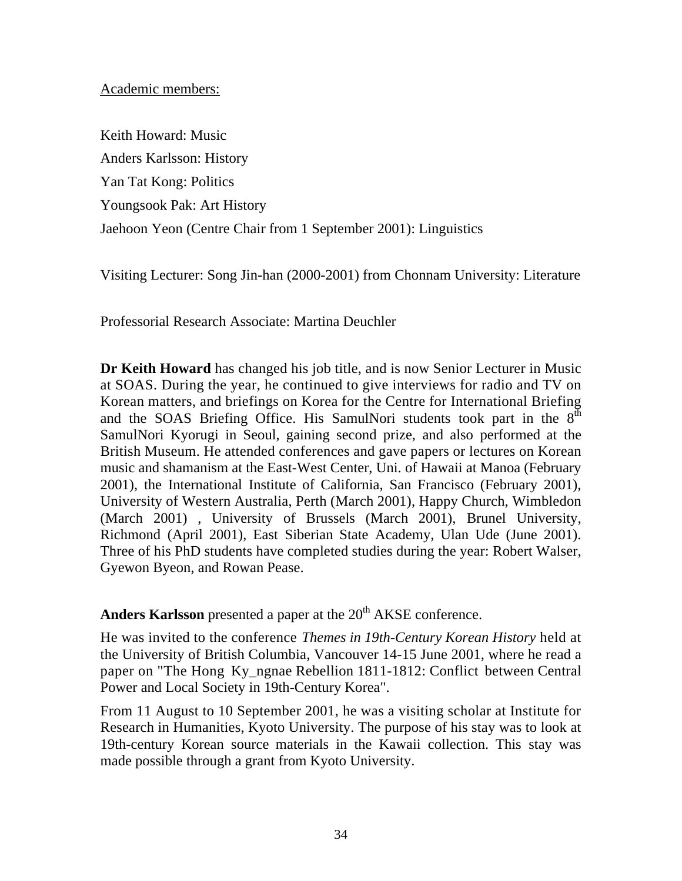Academic members:

Keith Howard: Music

Anders Karlsson: History

Yan Tat Kong: Politics

Youngsook Pak: Art History

Jaehoon Yeon (Centre Chair from 1 September 2001): Linguistics

Visiting Lecturer: Song Jin-han (2000-2001) from Chonnam University: Literature

Professorial Research Associate: Martina Deuchler

**Dr Keith Howard** has changed his job title, and is now Senior Lecturer in Music at SOAS. During the year, he continued to give interviews for radio and TV on Korean matters, and briefings on Korea for the Centre for International Briefing and the SOAS Briefing Office. His SamulNori students took part in the 8th SamulNori Kyorugi in Seoul, gaining second prize, and also performed at the British Museum. He attended conferences and gave papers or lectures on Korean music and shamanism at the East-West Center, Uni. of Hawaii at Manoa (February 2001), the International Institute of California, San Francisco (February 2001), University of Western Australia, Perth (March 2001), Happy Church, Wimbledon (March 2001) , University of Brussels (March 2001), Brunel University, Richmond (April 2001), East Siberian State Academy, Ulan Ude (June 2001). Three of his PhD students have completed studies during the year: Robert Walser, Gyewon Byeon, and Rowan Pease.

**Anders Karlsson** presented a paper at the 20th AKSE conference.

He was invited to the conference *Themes in 19th-Century Korean History* held at the University of British Columbia, Vancouver 14-15 June 2001, where he read a paper on "The Hong Ky_ngnae Rebellion 1811-1812: Conflict between Central Power and Local Society in 19th-Century Korea".

From 11 August to 10 September 2001, he was a visiting scholar at Institute for Research in Humanities, Kyoto University. The purpose of his stay was to look at 19th-century Korean source materials in the Kawaii collection. This stay was made possible through a grant from Kyoto University.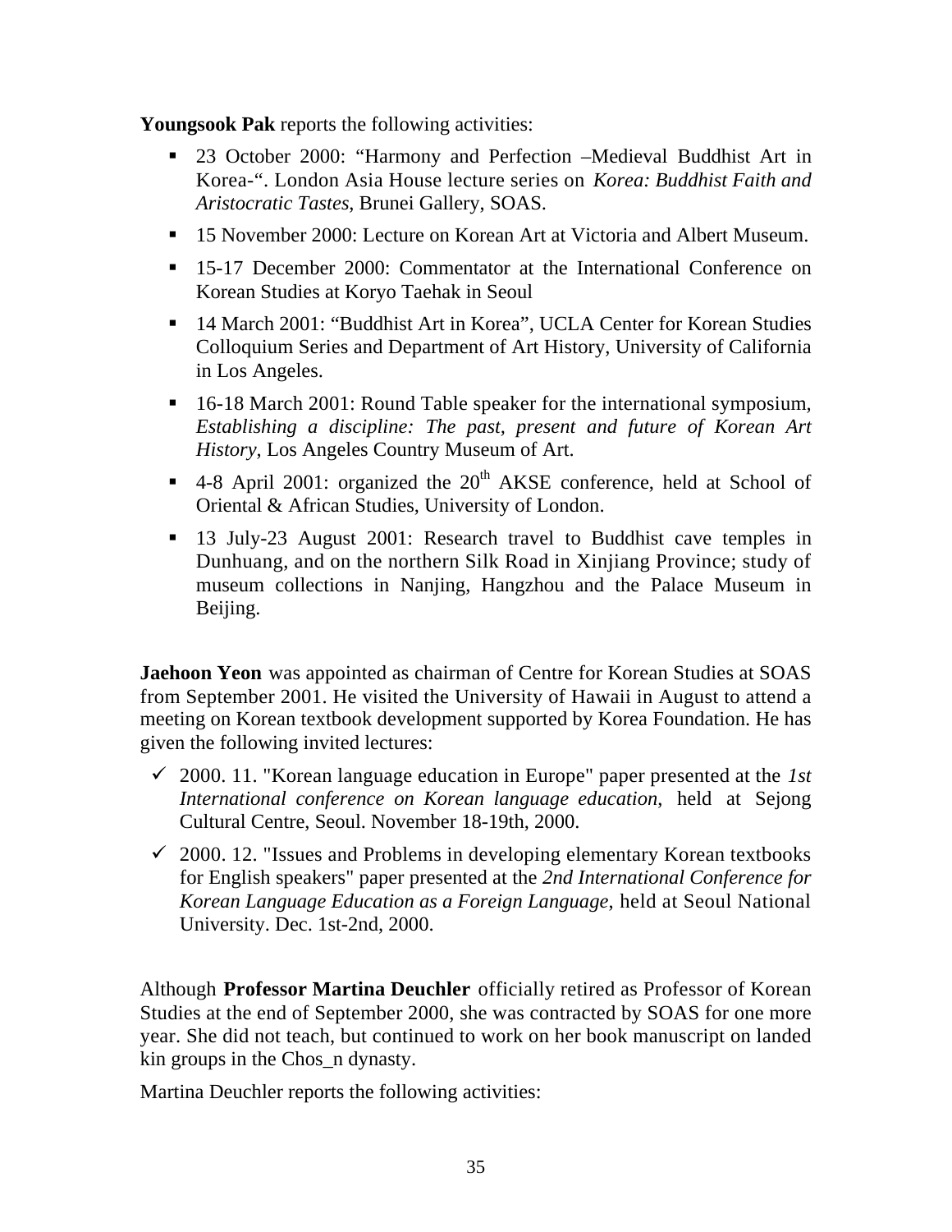**Youngsook Pak** reports the following activities:

- 23 October 2000: "Harmony and Perfection –Medieval Buddhist Art in Korea-". London Asia House lecture series on *Korea: Buddhist Faith and Aristocratic Tastes*, Brunei Gallery, SOAS.
- 15 November 2000: Lecture on Korean Art at Victoria and Albert Museum.
- 15-17 December 2000: Commentator at the International Conference on Korean Studies at Koryo Taehak in Seoul
- 14 March 2001: "Buddhist Art in Korea", UCLA Center for Korean Studies Colloquium Series and Department of Art History, University of California in Los Angeles.
- 16-18 March 2001: Round Table speaker for the international symposium, *Establishing a discipline: The past, present and future of Korean Art History*, Los Angeles Country Museum of Art.
- 4-8 April 2001: organized the 20th AKSE conference, held at School of Oriental & African Studies, University of London.
- 13 July-23 August 2001: Research travel to Buddhist cave temples in Dunhuang, and on the northern Silk Road in Xinjiang Province; study of museum collections in Nanjing, Hangzhou and the Palace Museum in Beijing.

**Jaehoon Yeon** was appointed as chairman of Centre for Korean Studies at SOAS from September 2001. He visited the University of Hawaii in August to attend a meeting on Korean textbook development supported by Korea Foundation. He has given the following invited lectures:

- ✓ 2000. 11. "Korean language education in Europe" paper presented at the *1st International conference on Korean language education*, held at Sejong Cultural Centre, Seoul. November 18-19th, 2000.
- ✓ 2000. 12. "Issues and Problems in developing elementary Korean textbooks for English speakers" paper presented at the *2nd International Conference for Korean Language Education as a Foreign Language*, held at Seoul National University. Dec. 1st-2nd, 2000.

Although **Professor Martina Deuchler** officially retired as Professor of Korean Studies at the end of September 2000, she was contracted by SOAS for one more year. She did not teach, but continued to work on her book manuscript on landed kin groups in the Chos_n dynasty.

Martina Deuchler reports the following activities: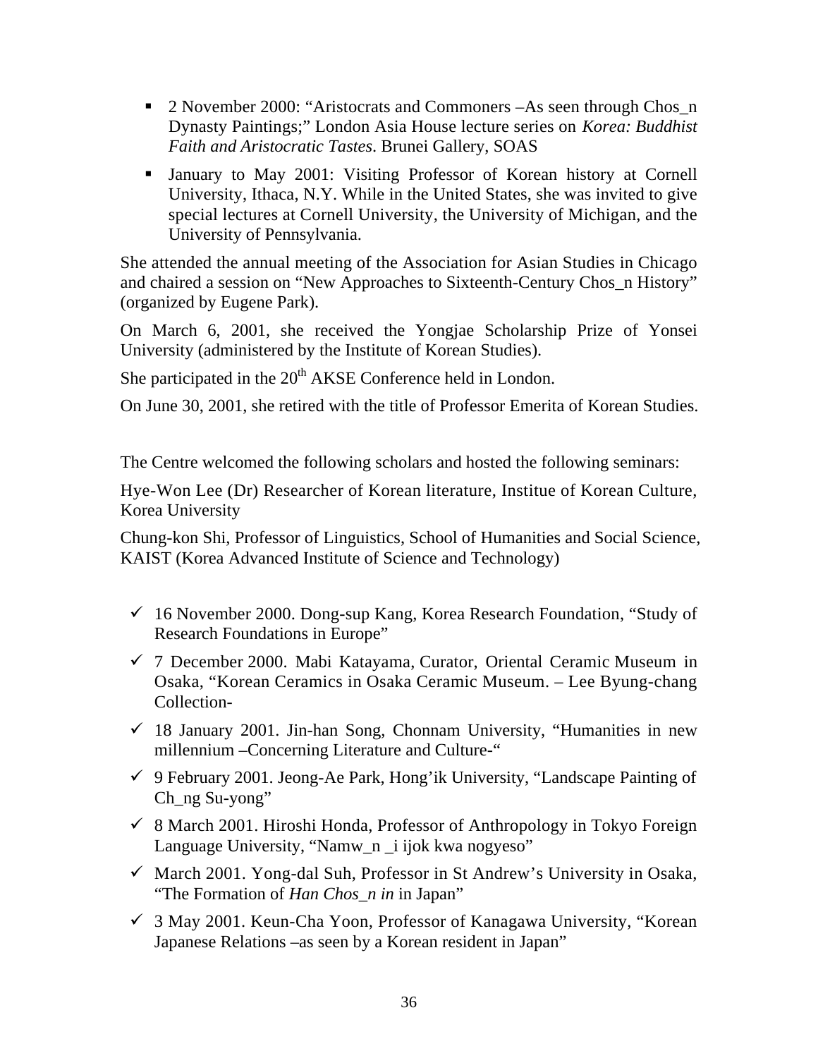- 2 November 2000: "Aristocrats and Commoners –As seen through Chos_n Dynasty Paintings;" London Asia House lecture series on *Korea: Buddhist Faith and Aristocratic Tastes*. Brunei Gallery, SOAS
- January to May 2001: Visiting Professor of Korean history at Cornell University, Ithaca, N.Y. While in the United States, she was invited to give special lectures at Cornell University, the University of Michigan, and the University of Pennsylvania.

She attended the annual meeting of the Association for Asian Studies in Chicago and chaired a session on "New Approaches to Sixteenth-Century Chos_n History" (organized by Eugene Park).

On March 6, 2001, she received the Yongjae Scholarship Prize of Yonsei University (administered by the Institute of Korean Studies).

She participated in the 20th AKSE Conference held in London.

On June 30, 2001, she retired with the title of Professor Emerita of Korean Studies.

The Centre welcomed the following scholars and hosted the following seminars:

Hye-Won Lee (Dr) Researcher of Korean literature, Institue of Korean Culture, Korea University

Chung-kon Shi, Professor of Linguistics, School of Humanities and Social Science, KAIST (Korea Advanced Institute of Science and Technology)

- ✓ 16 November 2000. Dong-sup Kang, Korea Research Foundation, "Study of Research Foundations in Europe"
- ✓ 7 December 2000. Mabi Katayama, Curator, Oriental Ceramic Museum in Osaka, "Korean Ceramics in Osaka Ceramic Museum. – Lee Byung-chang Collection-
- ✓ 18 January 2001. Jin-han Song, Chonnam University, "Humanities in new millennium –Concerning Literature and Culture-"
- ✓ 9 February 2001. Jeong-Ae Park, Hong'ik University, "Landscape Painting of Ch_ng Su-yong"
- ✓ 8 March 2001. Hiroshi Honda, Professor of Anthropology in Tokyo Foreign Language University, "Namw_n _i ijok kwa nogyeso"
- ✓ March 2001. Yong-dal Suh, Professor in St Andrew's University in Osaka, "The Formation of *Han Chos_n in* in Japan"
- ✓ 3 May 2001. Keun-Cha Yoon, Professor of Kanagawa University, "Korean Japanese Relations –as seen by a Korean resident in Japan"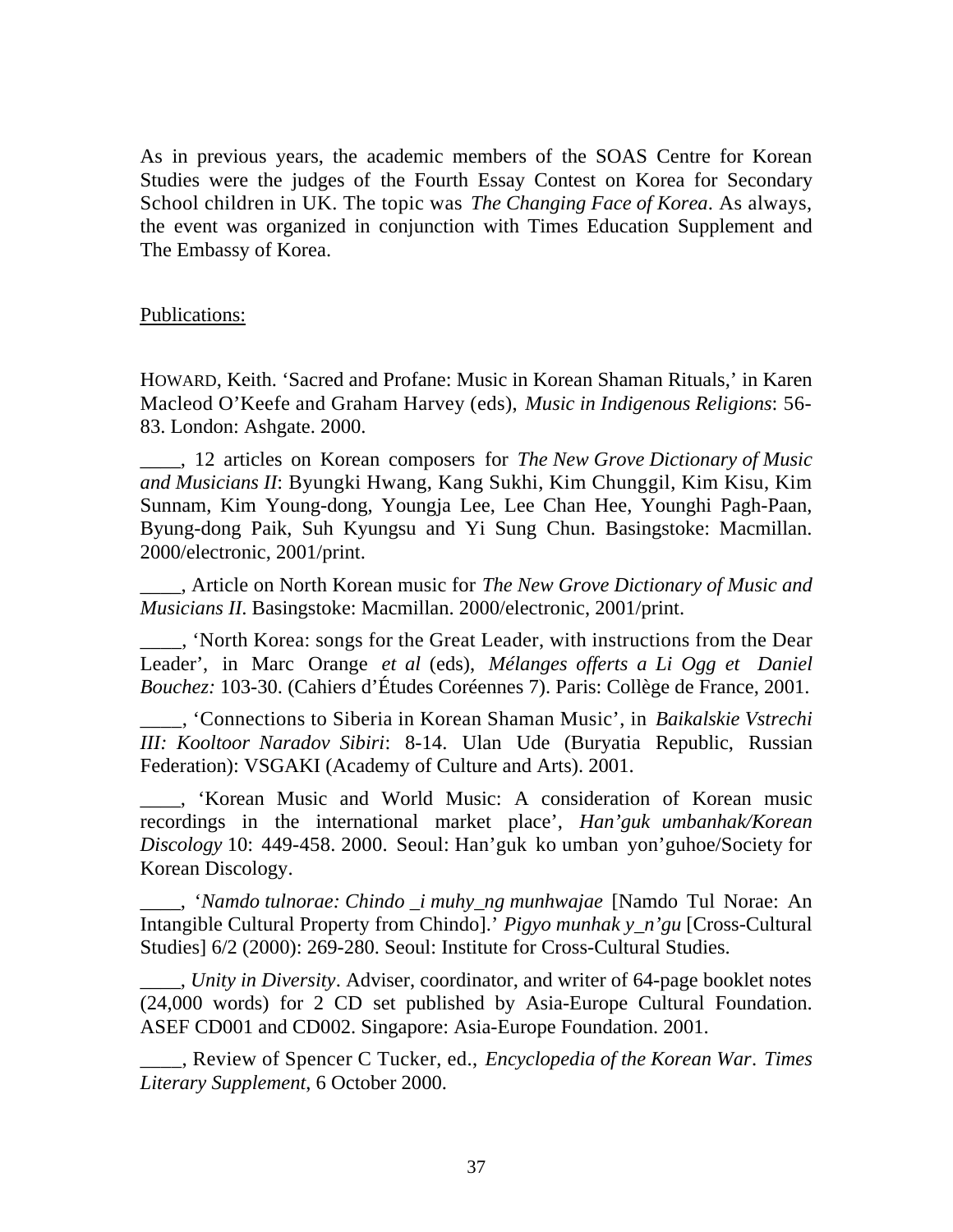As in previous years, the academic members of the SOAS Centre for Korean Studies were the judges of the Fourth Essay Contest on Korea for Secondary School children in UK. The topic was *The Changing Face of Korea*. As always, the event was organized in conjunction with Times Education Supplement and The Embassy of Korea.

Publications:

HOWARD, Keith. 'Sacred and Profane: Music in Korean Shaman Rituals,' in Karen Macleod O'Keefe and Graham Harvey (eds), *Music in Indigenous Religions*: 56-83. London: Ashgate. 2000.

____, 12 articles on Korean composers for *The New Grove Dictionary of Music and Musicians II*: Byungki Hwang, Kang Sukhi, Kim Chunggil, Kim Kisu, Kim Sunnam, Kim Young-dong, Youngja Lee, Lee Chan Hee, Younghi Pagh-Paan, Byung-dong Paik, Suh Kyungsu and Yi Sung Chun. Basingstoke: Macmillan. 2000/electronic, 2001/print.

____, Article on North Korean music for *The New Grove Dictionary of Music and Musicians II*. Basingstoke: Macmillan. 2000/electronic, 2001/print.

____, 'North Korea: songs for the Great Leader, with instructions from the Dear Leader', in Marc Orange *et al* (eds), *Mélanges offerts a Li Ogg et Daniel Bouchez:* 103-30. (Cahiers d'Études Coréennes 7). Paris: Collège de France, 2001.

____, 'Connections to Siberia in Korean Shaman Music', in *Baikalskie Vstrechi III: Kooltoor Naradov Sibiri*: 8-14. Ulan Ude (Buryatia Republic, Russian Federation): VSGAKI (Academy of Culture and Arts). 2001.

____, 'Korean Music and World Music: A consideration of Korean music recordings in the international market place', *Han'guk umbanhak/Korean Discology* 10: 449-458. 2000. Seoul: Han'guk ko umban yon'guhoe/Society for Korean Discology.

____, '*Namdo tulnorae: Chindo _i muhy_ng munhwajae* [Namdo Tul Norae: An Intangible Cultural Property from Chindo].' *Pigyo munhak y_n'gu* [Cross-Cultural Studies] 6/2 (2000): 269-280. Seoul: Institute for Cross-Cultural Studies.

____, *Unity in Diversity*. Adviser, coordinator, and writer of 64-page booklet notes (24,000 words) for 2 CD set published by Asia-Europe Cultural Foundation. ASEF CD001 and CD002. Singapore: Asia-Europe Foundation. 2001.

____, Review of Spencer C Tucker, ed., *Encyclopedia of the Korean War*. *Times Literary Supplement*, 6 October 2000.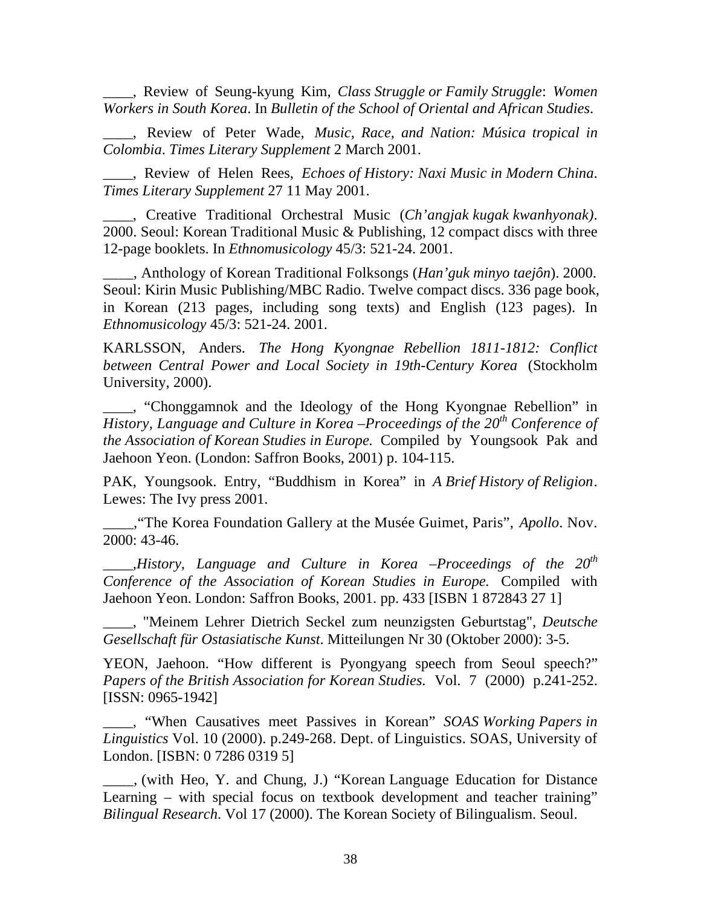____, Review of Seung-kyung Kim, *Class Struggle or Family Struggle*: *Women Workers in South Korea*. In *Bulletin of the School of Oriental and African Studies*.

____, Review of Peter Wade, *Music, Race, and Nation: Música tropical in Colombia*. *Times Literary Supplement* 2 March 2001.

____, Review of Helen Rees, *Echoes of History: Naxi Music in Modern China*. *Times Literary Supplement* 27 11 May 2001.

____, Creative Traditional Orchestral Music (*Ch'angjak kugak kwanhyonak)*. 2000. Seoul: Korean Traditional Music & Publishing, 12 compact discs with three 12-page booklets. In *Ethnomusicology* 45/3: 521-24. 2001.

____, Anthology of Korean Traditional Folksongs (*Han'guk minyo taejôn*). 2000. Seoul: Kirin Music Publishing/MBC Radio. Twelve compact discs. 336 page book, in Korean (213 pages, including song texts) and English (123 pages). In *Ethnomusicology* 45/3: 521-24. 2001.

KARLSSON, Anders. *The Hong Kyongnae Rebellion 1811-1812: Conflict between Central Power and Local Society in 19th-Century Korea* (Stockholm University, 2000).

____, "Chonggamnok and the Ideology of the Hong Kyongnae Rebellion" in *History, Language and Culture in Korea –Proceedings of the 20th Conference of the Association of Korean Studies in Europe.* Compiled by Youngsook Pak and Jaehoon Yeon. (London: Saffron Books, 2001) p. 104-115.

PAK, Youngsook. Entry, "Buddhism in Korea" in *A Brief History of Religion*. Lewes: The Ivy press 2001.

____,"The Korea Foundation Gallery at the Musée Guimet, Paris", *Apollo*. Nov. 2000: 43-46.

____,*History, Language and Culture in Korea –Proceedings of the 20th Conference of the Association of Korean Studies in Europe.* Compiled with Jaehoon Yeon. London: Saffron Books, 2001. pp. 433 [ISBN 1 872843 27 1]

____, "Meinem Lehrer Dietrich Seckel zum neunzigsten Geburtstag", *Deutsche Gesellschaft für Ostasiatische Kunst*. Mitteilungen Nr 30 (Oktober 2000): 3-5.

YEON, Jaehoon. "How different is Pyongyang speech from Seoul speech?" *Papers of the British Association for Korean Studies.* Vol. 7 (2000) p.241-252. [ISSN: 0965-1942]

____, "When Causatives meet Passives in Korean" *SOAS Working Papers in Linguistics* Vol. 10 (2000). p.249-268. Dept. of Linguistics. SOAS, University of London. [ISBN: 0 7286 0319 5]

____, (with Heo, Y. and Chung, J.) "Korean Language Education for Distance Learning – with special focus on textbook development and teacher training" *Bilingual Research*. Vol 17 (2000). The Korean Society of Bilingualism. Seoul.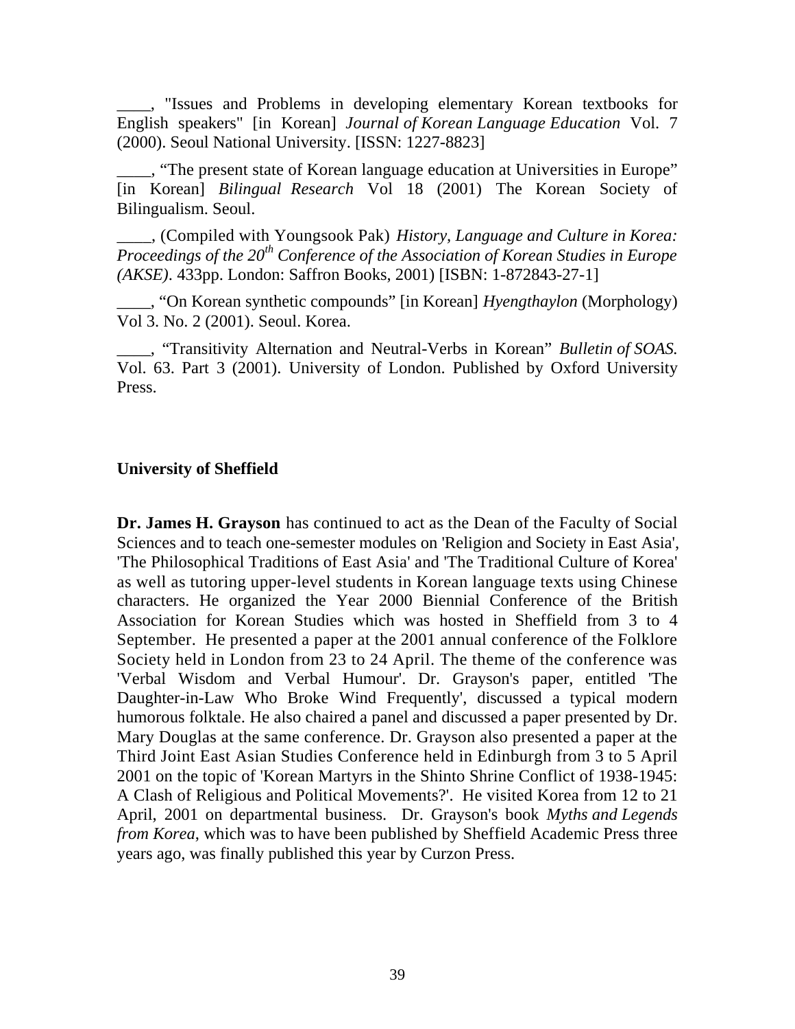____, "Issues and Problems in developing elementary Korean textbooks for English speakers" [in Korean] *Journal of Korean Language Education* Vol. 7 (2000). Seoul National University. [ISSN: 1227-8823]

____, "The present state of Korean language education at Universities in Europe" [in Korean] *Bilingual Research* Vol 18 (2001) The Korean Society of Bilingualism. Seoul.

____, (Compiled with Youngsook Pak) *History, Language and Culture in Korea: Proceedings of the 20th Conference of the Association of Korean Studies in Europe (AKSE)*. 433pp. London: Saffron Books, 2001) [ISBN: 1-872843-27-1]

____, "On Korean synthetic compounds" [in Korean] *Hyengthaylon* (Morphology) Vol 3. No. 2 (2001). Seoul. Korea.

____, "Transitivity Alternation and Neutral-Verbs in Korean" *Bulletin of SOAS.* Vol. 63. Part 3 (2001). University of London. Published by Oxford University Press.

**University of Sheffield**

**Dr. James H. Grayson** has continued to act as the Dean of the Faculty of Social Sciences and to teach one-semester modules on 'Religion and Society in East Asia', 'The Philosophical Traditions of East Asia' and 'The Traditional Culture of Korea' as well as tutoring upper-level students in Korean language texts using Chinese characters. He organized the Year 2000 Biennial Conference of the British Association for Korean Studies which was hosted in Sheffield from 3 to 4 September. He presented a paper at the 2001 annual conference of the Folklore Society held in London from 23 to 24 April. The theme of the conference was 'Verbal Wisdom and Verbal Humour'. Dr. Grayson's paper, entitled 'The Daughter-in-Law Who Broke Wind Frequently', discussed a typical modern humorous folktale. He also chaired a panel and discussed a paper presented by Dr. Mary Douglas at the same conference. Dr. Grayson also presented a paper at the Third Joint East Asian Studies Conference held in Edinburgh from 3 to 5 April 2001 on the topic of 'Korean Martyrs in the Shinto Shrine Conflict of 1938-1945: A Clash of Religious and Political Movements?'. He visited Korea from 12 to 21 April, 2001 on departmental business. Dr. Grayson's book *Myths and Legends from Korea*, which was to have been published by Sheffield Academic Press three years ago, was finally published this year by Curzon Press.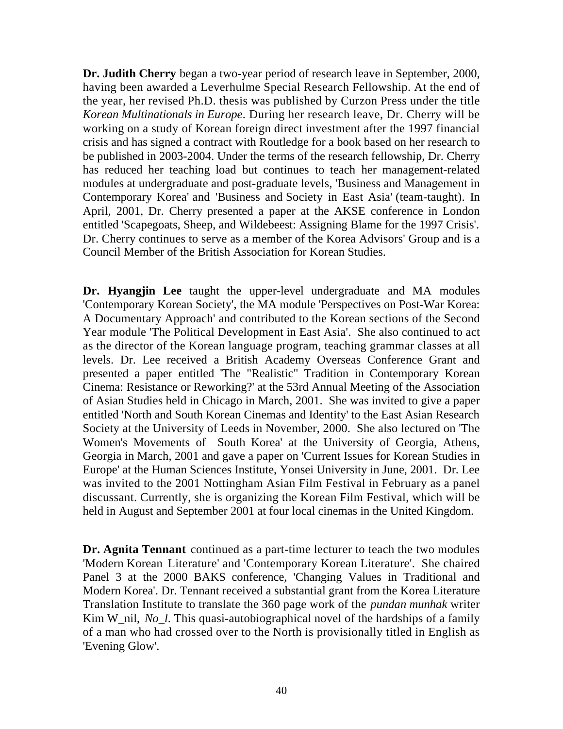**Dr. Judith Cherry** began a two-year period of research leave in September, 2000, having been awarded a Leverhulme Special Research Fellowship. At the end of the year, her revised Ph.D. thesis was published by Curzon Press under the title *Korean Multinationals in Europe*. During her research leave, Dr. Cherry will be working on a study of Korean foreign direct investment after the 1997 financial crisis and has signed a contract with Routledge for a book based on her research to be published in 2003-2004. Under the terms of the research fellowship, Dr. Cherry has reduced her teaching load but continues to teach her management-related modules at undergraduate and post-graduate levels, 'Business and Management in Contemporary Korea' and 'Business and Society in East Asia' (team-taught). In April, 2001, Dr. Cherry presented a paper at the AKSE conference in London entitled 'Scapegoats, Sheep, and Wildebeest: Assigning Blame for the 1997 Crisis'. Dr. Cherry continues to serve as a member of the Korea Advisors' Group and is a Council Member of the British Association for Korean Studies.

**Dr. Hyangjin Lee** taught the upper-level undergraduate and MA modules 'Contemporary Korean Society', the MA module 'Perspectives on Post-War Korea: A Documentary Approach' and contributed to the Korean sections of the Second Year module 'The Political Development in East Asia'. She also continued to act as the director of the Korean language program, teaching grammar classes at all levels. Dr. Lee received a British Academy Overseas Conference Grant and presented a paper entitled 'The "Realistic" Tradition in Contemporary Korean Cinema: Resistance or Reworking?' at the 53rd Annual Meeting of the Association of Asian Studies held in Chicago in March, 2001. She was invited to give a paper entitled 'North and South Korean Cinemas and Identity' to the East Asian Research Society at the University of Leeds in November, 2000. She also lectured on 'The Women's Movements of South Korea' at the University of Georgia, Athens, Georgia in March, 2001 and gave a paper on 'Current Issues for Korean Studies in Europe' at the Human Sciences Institute, Yonsei University in June, 2001. Dr. Lee was invited to the 2001 Nottingham Asian Film Festival in February as a panel discussant. Currently, she is organizing the Korean Film Festival, which will be held in August and September 2001 at four local cinemas in the United Kingdom.

**Dr. Agnita Tennant** continued as a part-time lecturer to teach the two modules 'Modern Korean Literature' and 'Contemporary Korean Literature'. She chaired Panel 3 at the 2000 BAKS conference, 'Changing Values in Traditional and Modern Korea'. Dr. Tennant received a substantial grant from the Korea Literature Translation Institute to translate the 360 page work of the *pundan munhak* writer Kim W_nil, *No_l*. This quasi-autobiographical novel of the hardships of a family of a man who had crossed over to the North is provisionally titled in English as 'Evening Glow'.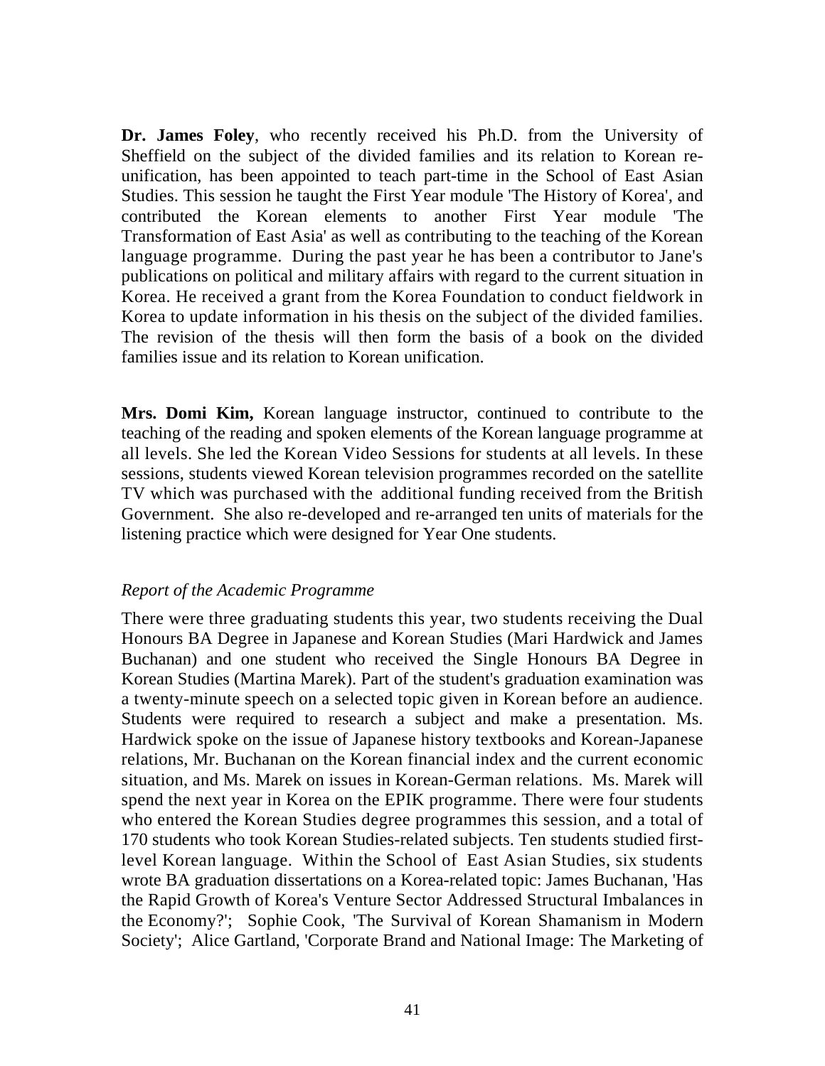**Dr. James Foley**, who recently received his Ph.D. from the University of Sheffield on the subject of the divided families and its relation to Korean re-unification, has been appointed to teach part-time in the School of East Asian Studies. This session he taught the First Year module 'The History of Korea', and contributed the Korean elements to another First Year module 'The Transformation of East Asia' as well as contributing to the teaching of the Korean language programme. During the past year he has been a contributor to Jane's publications on political and military affairs with regard to the current situation in Korea. He received a grant from the Korea Foundation to conduct fieldwork in Korea to update information in his thesis on the subject of the divided families. The revision of the thesis will then form the basis of a book on the divided families issue and its relation to Korean unification.

**Mrs. Domi Kim,** Korean language instructor, continued to contribute to the teaching of the reading and spoken elements of the Korean language programme at all levels. She led the Korean Video Sessions for students at all levels. In these sessions, students viewed Korean television programmes recorded on the satellite TV which was purchased with the additional funding received from the British Government. She also re-developed and re-arranged ten units of materials for the listening practice which were designed for Year One students.

*Report of the Academic Programme*

There were three graduating students this year, two students receiving the Dual Honours BA Degree in Japanese and Korean Studies (Mari Hardwick and James Buchanan) and one student who received the Single Honours BA Degree in Korean Studies (Martina Marek). Part of the student's graduation examination was a twenty-minute speech on a selected topic given in Korean before an audience. Students were required to research a subject and make a presentation. Ms. Hardwick spoke on the issue of Japanese history textbooks and Korean-Japanese relations, Mr. Buchanan on the Korean financial index and the current economic situation, and Ms. Marek on issues in Korean-German relations. Ms. Marek will spend the next year in Korea on the EPIK programme. There were four students who entered the Korean Studies degree programmes this session, and a total of 170 students who took Korean Studies-related subjects. Ten students studied first-level Korean language. Within the School of East Asian Studies, six students wrote BA graduation dissertations on a Korea-related topic: James Buchanan, 'Has the Rapid Growth of Korea's Venture Sector Addressed Structural Imbalances in the Economy?'; Sophie Cook, 'The Survival of Korean Shamanism in Modern Society'; Alice Gartland, 'Corporate Brand and National Image: The Marketing of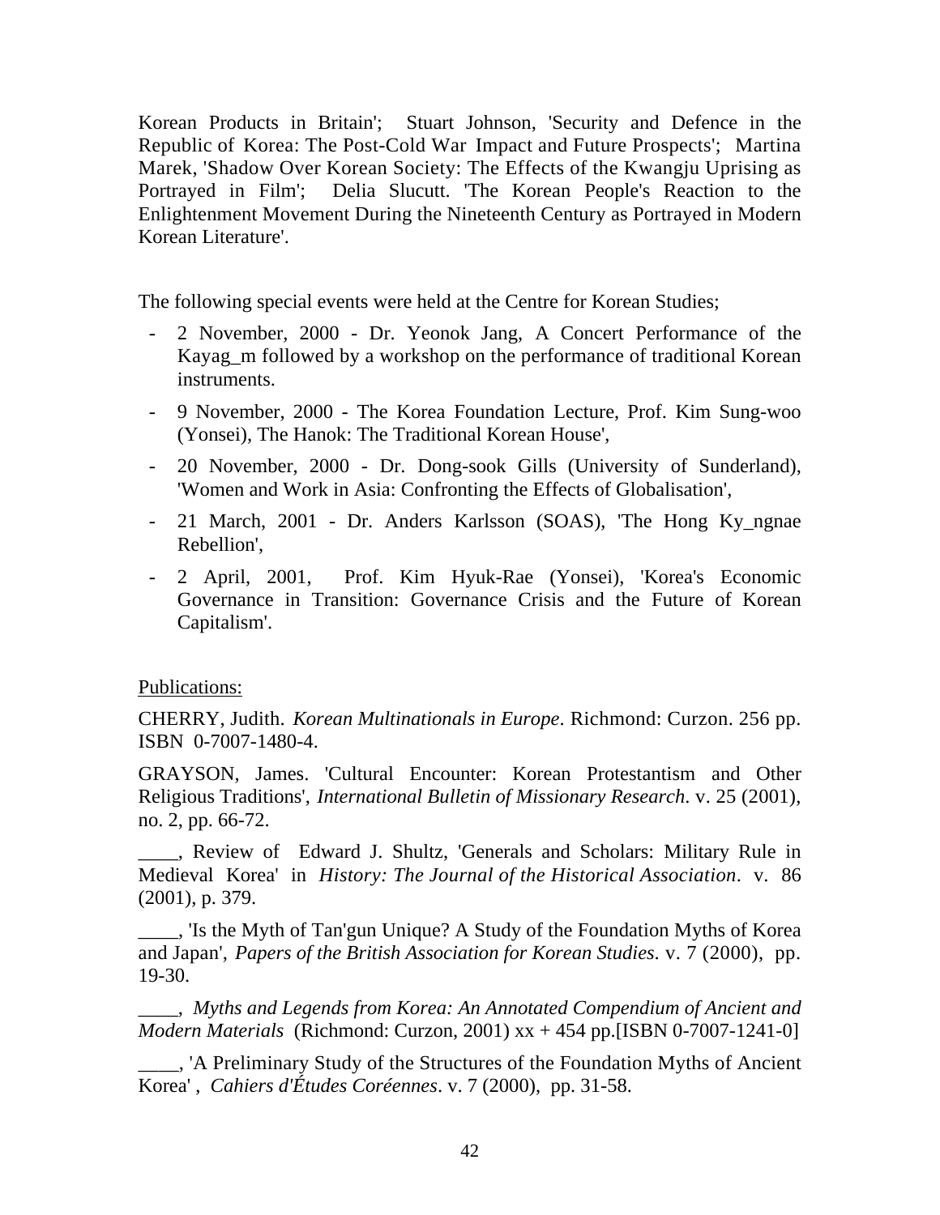Korean Products in Britain'; Stuart Johnson, 'Security and Defence in the Republic of Korea: The Post-Cold War Impact and Future Prospects'; Martina Marek, 'Shadow Over Korean Society: The Effects of the Kwangju Uprising as Portrayed in Film'; Delia Slucutt. 'The Korean People's Reaction to the Enlightenment Movement During the Nineteenth Century as Portrayed in Modern Korean Literature'.

The following special events were held at the Centre for Korean Studies;

- 2 November, 2000 - Dr. Yeonok Jang, A Concert Performance of the Kayag_m followed by a workshop on the performance of traditional Korean instruments.
- 9 November, 2000 - The Korea Foundation Lecture, Prof. Kim Sung-woo (Yonsei), The Hanok: The Traditional Korean House',
- 20 November, 2000 - Dr. Dong-sook Gills (University of Sunderland), 'Women and Work in Asia: Confronting the Effects of Globalisation',
- 21 March, 2001 - Dr. Anders Karlsson (SOAS), 'The Hong Ky_ngnae Rebellion',
- 2 April, 2001, Prof. Kim Hyuk-Rae (Yonsei), 'Korea's Economic Governance in Transition: Governance Crisis and the Future of Korean Capitalism'.

<u>Publications:</u>

CHERRY, Judith. *Korean Multinationals in Europe*. Richmond: Curzon. 256 pp. ISBN 0-7007-1480-4.

GRAYSON, James. 'Cultural Encounter: Korean Protestantism and Other Religious Traditions', *International Bulletin of Missionary Research*. v. 25 (2001), no. 2, pp. 66-72.

____, Review of Edward J. Shultz, 'Generals and Scholars: Military Rule in Medieval Korea' in *History: The Journal of the Historical Association*. v. 86 (2001), p. 379.

____, 'Is the Myth of Tan'gun Unique? A Study of the Foundation Myths of Korea and Japan', *Papers of the British Association for Korean Studies*. v. 7 (2000), pp. 19-30.

____, *Myths and Legends from Korea: An Annotated Compendium of Ancient and Modern Materials* (Richmond: Curzon, 2001) xx + 454 pp.[ISBN 0-7007-1241-0]

____, 'A Preliminary Study of the Structures of the Foundation Myths of Ancient Korea' , *Cahiers d'Études Coréennes*. v. 7 (2000), pp. 31-58.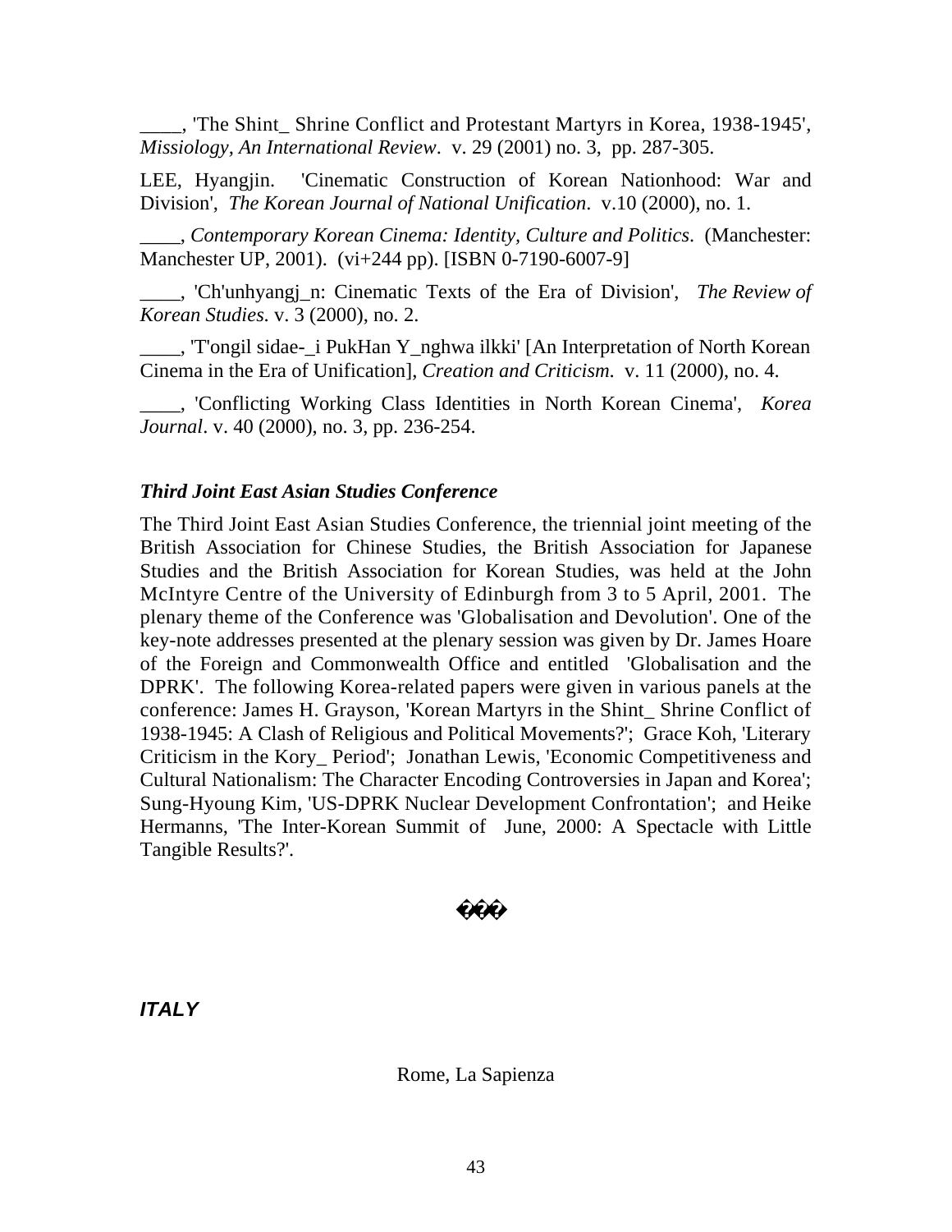____, 'The Shint_ Shrine Conflict and Protestant Martyrs in Korea, 1938-1945', *Missiology, An International Review*. v. 29 (2001) no. 3, pp. 287-305.

LEE, Hyangjin. 'Cinematic Construction of Korean Nationhood: War and Division', *The Korean Journal of National Unification*. v.10 (2000), no. 1.

____, *Contemporary Korean Cinema: Identity, Culture and Politics*. (Manchester: Manchester UP, 2001). (vi+244 pp). [ISBN 0-7190-6007-9]

____, 'Ch'unhyangj_n: Cinematic Texts of the Era of Division', *The Review of Korean Studies*. v. 3 (2000), no. 2.

____, 'T'ongil sidae-_i PukHan Y_nghwa ilkki' [An Interpretation of North Korean Cinema in the Era of Unification], *Creation and Criticism*. v. 11 (2000), no. 4.

____, 'Conflicting Working Class Identities in North Korean Cinema', *Korea Journal*. v. 40 (2000), no. 3, pp. 236-254.

### *Third Joint East Asian Studies Conference*

The Third Joint East Asian Studies Conference, the triennial joint meeting of the British Association for Chinese Studies, the British Association for Japanese Studies and the British Association for Korean Studies, was held at the John McIntyre Centre of the University of Edinburgh from 3 to 5 April, 2001. The plenary theme of the Conference was 'Globalisation and Devolution'. One of the key-note addresses presented at the plenary session was given by Dr. James Hoare of the Foreign and Commonwealth Office and entitled 'Globalisation and the DPRK'. The following Korea-related papers were given in various panels at the conference: James H. Grayson, 'Korean Martyrs in the Shint_ Shrine Conflict of 1938-1945: A Clash of Religious and Political Movements?'; Grace Koh, 'Literary Criticism in the Kory_ Period'; Jonathan Lewis, 'Economic Competitiveness and Cultural Nationalism: The Character Encoding Controversies in Japan and Korea'; Sung-Hyoung Kim, 'US-DPRK Nuclear Development Confrontation'; and Heike Hermanns, 'The Inter-Korean Summit of June, 2000: A Spectacle with Little Tangible Results?'.

���

## *ITALY*

Rome, La Sapienza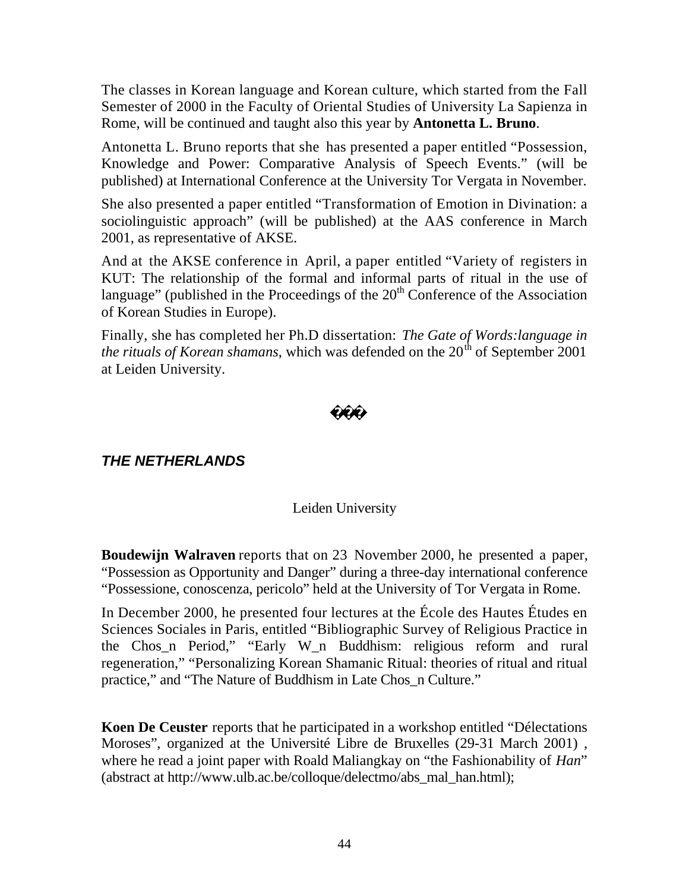The classes in Korean language and Korean culture, which started from the Fall Semester of 2000 in the Faculty of Oriental Studies of University La Sapienza in Rome, will be continued and taught also this year by **Antonetta L. Bruno**.

Antonetta L. Bruno reports that she has presented a paper entitled “Possession, Knowledge and Power: Comparative Analysis of Speech Events.” (will be published) at International Conference at the University Tor Vergata in November.

She also presented a paper entitled “Transformation of Emotion in Divination: a sociolinguistic approach” (will be published) at the AAS conference in March 2001, as representative of AKSE.

And at the AKSE conference in April, a paper entitled “Variety of registers in KUT: The relationship of the formal and informal parts of ritual in the use of language” (published in the Proceedings of the 20th Conference of the Association of Korean Studies in Europe).

Finally, she has completed her Ph.D dissertation: *The Gate of Words:language in the rituals of Korean shamans*, which was defended on the 20th of September 2001 at Leiden University.

���

## *THE NETHERLANDS*

Leiden University

**Boudewijn Walraven** reports that on 23 November 2000, he presented a paper, “Possession as Opportunity and Danger” during a three-day international conference “Possessione, conoscenza, pericolo” held at the University of Tor Vergata in Rome.

In December 2000, he presented four lectures at the École des Hautes Études en Sciences Sociales in Paris, entitled “Bibliographic Survey of Religious Practice in the Chos_n Period,” “Early W_n Buddhism: religious reform and rural regeneration,” “Personalizing Korean Shamanic Ritual: theories of ritual and ritual practice,” and “The Nature of Buddhism in Late Chos_n Culture.”

**Koen De Ceuster** reports that he participated in a workshop entitled “Délectations Moroses”, organized at the Université Libre de Bruxelles (29-31 March 2001) , where he read a joint paper with Roald Maliangkay on “the Fashionability of *Han*” (abstract at http://www.ulb.ac.be/colloque/delectmo/abs_mal_han.html);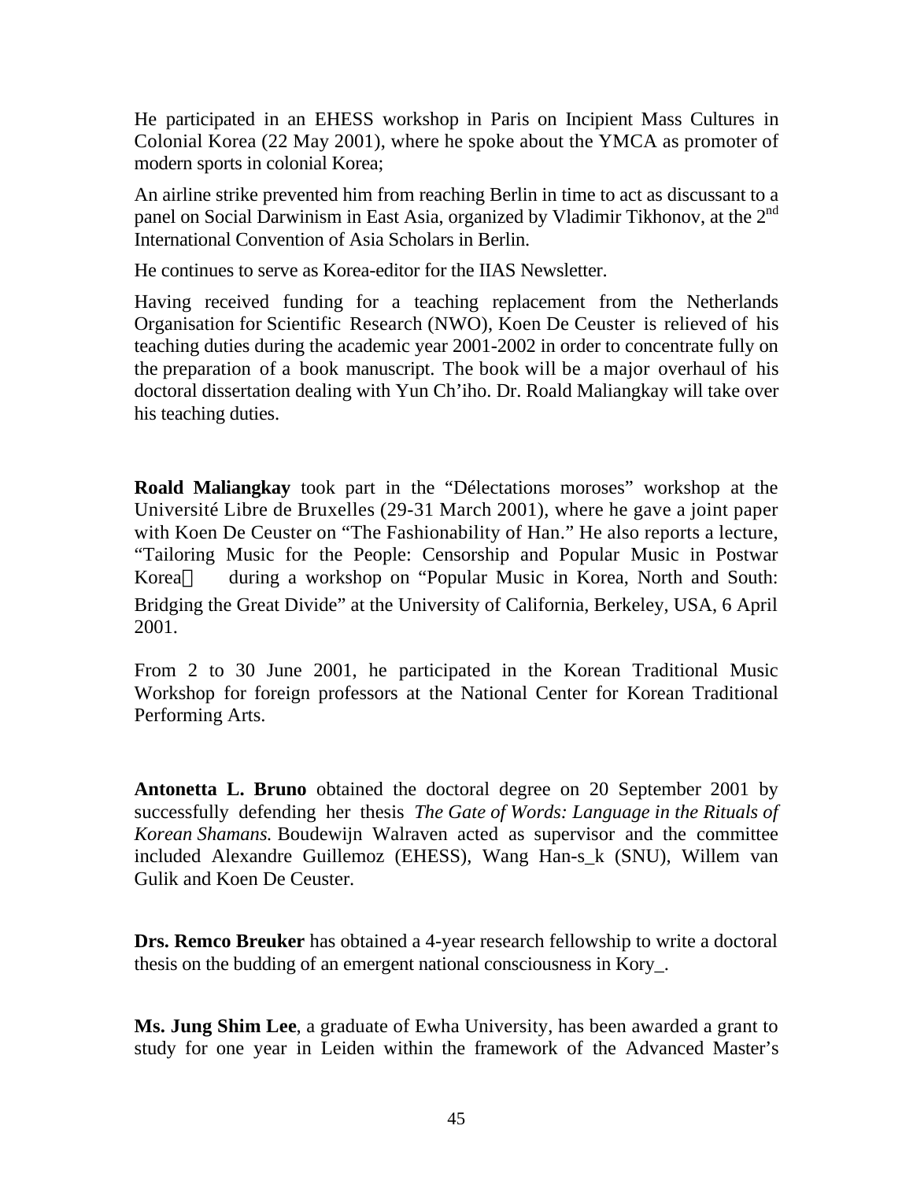He participated in an EHESS workshop in Paris on Incipient Mass Cultures in Colonial Korea (22 May 2001), where he spoke about the YMCA as promoter of modern sports in colonial Korea;

An airline strike prevented him from reaching Berlin in time to act as discussant to a panel on Social Darwinism in East Asia, organized by Vladimir Tikhonov, at the 2nd International Convention of Asia Scholars in Berlin.

He continues to serve as Korea-editor for the IIAS Newsletter.

Having received funding for a teaching replacement from the Netherlands Organisation for Scientific Research (NWO), Koen De Ceuster is relieved of his teaching duties during the academic year 2001-2002 in order to concentrate fully on the preparation of a book manuscript. The book will be a major overhaul of his doctoral dissertation dealing with Yun Ch'iho. Dr. Roald Maliangkay will take over his teaching duties.

**Roald Maliangkay** took part in the "Délectations moroses" workshop at the Université Libre de Bruxelles (29-31 March 2001), where he gave a joint paper with Koen De Ceuster on "The Fashionability of Han." He also reports a lecture, "Tailoring Music for the People: Censorship and Popular Music in Postwar Korea" during a workshop on "Popular Music in Korea, North and South: Bridging the Great Divide" at the University of California, Berkeley, USA, 6 April 2001.

From 2 to 30 June 2001, he participated in the Korean Traditional Music Workshop for foreign professors at the National Center for Korean Traditional Performing Arts.

**Antonetta L. Bruno** obtained the doctoral degree on 20 September 2001 by successfully defending her thesis *The Gate of Words: Language in the Rituals of Korean Shamans.* Boudewijn Walraven acted as supervisor and the committee included Alexandre Guillemoz (EHESS), Wang Han-s_k (SNU), Willem van Gulik and Koen De Ceuster.

**Drs. Remco Breuker** has obtained a 4-year research fellowship to write a doctoral thesis on the budding of an emergent national consciousness in Kory_.

**Ms. Jung Shim Lee**, a graduate of Ewha University, has been awarded a grant to study for one year in Leiden within the framework of the Advanced Master's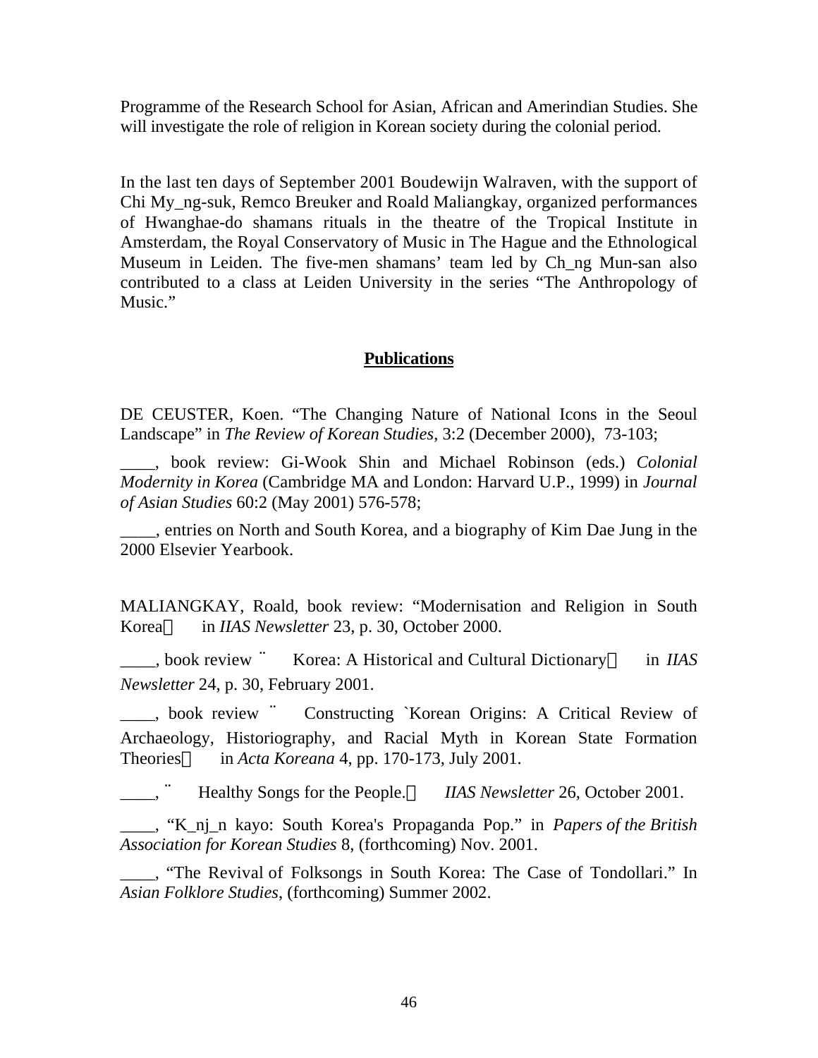Programme of the Research School for Asian, African and Amerindian Studies. She will investigate the role of religion in Korean society during the colonial period.

In the last ten days of September 2001 Boudewijn Walraven, with the support of Chi My_ng-suk, Remco Breuker and Roald Maliangkay, organized performances of Hwanghae-do shamans rituals in the theatre of the Tropical Institute in Amsterdam, the Royal Conservatory of Music in The Hague and the Ethnological Museum in Leiden. The five-men shamans' team led by Ch_ng Mun-san also contributed to a class at Leiden University in the series "The Anthropology of Music."

## Publications

DE CEUSTER, Koen. "The Changing Nature of National Icons in the Seoul Landscape" in *The Review of Korean Studies*, 3:2 (December 2000), 73-103;

____, book review: Gi-Wook Shin and Michael Robinson (eds.) *Colonial Modernity in Korea* (Cambridge MA and London: Harvard U.P., 1999) in *Journal of Asian Studies* 60:2 (May 2001) 576-578;

____, entries on North and South Korea, and a biography of Kim Dae Jung in the 2000 Elsevier Yearbook.

MALIANGKAY, Roald, book review: "Modernisation and Religion in South Korea" in *IIAS Newsletter* 23, p. 30, October 2000.

____, book review "Korea: A Historical and Cultural Dictionary" in *IIAS Newsletter* 24, p. 30, February 2001.

____, book review "Constructing `Korean Origins: A Critical Review of Archaeology, Historiography, and Racial Myth in Korean State Formation Theories" in *Acta Koreana* 4, pp. 170-173, July 2001.

____, "Healthy Songs for the People." *IIAS Newsletter* 26, October 2001.

____, "K_nj_n kayo: South Korea's Propaganda Pop." in *Papers of the British Association for Korean Studies* 8, (forthcoming) Nov. 2001.

____, "The Revival of Folksongs in South Korea: The Case of Tondollari." In *Asian Folklore Studies*, (forthcoming) Summer 2002.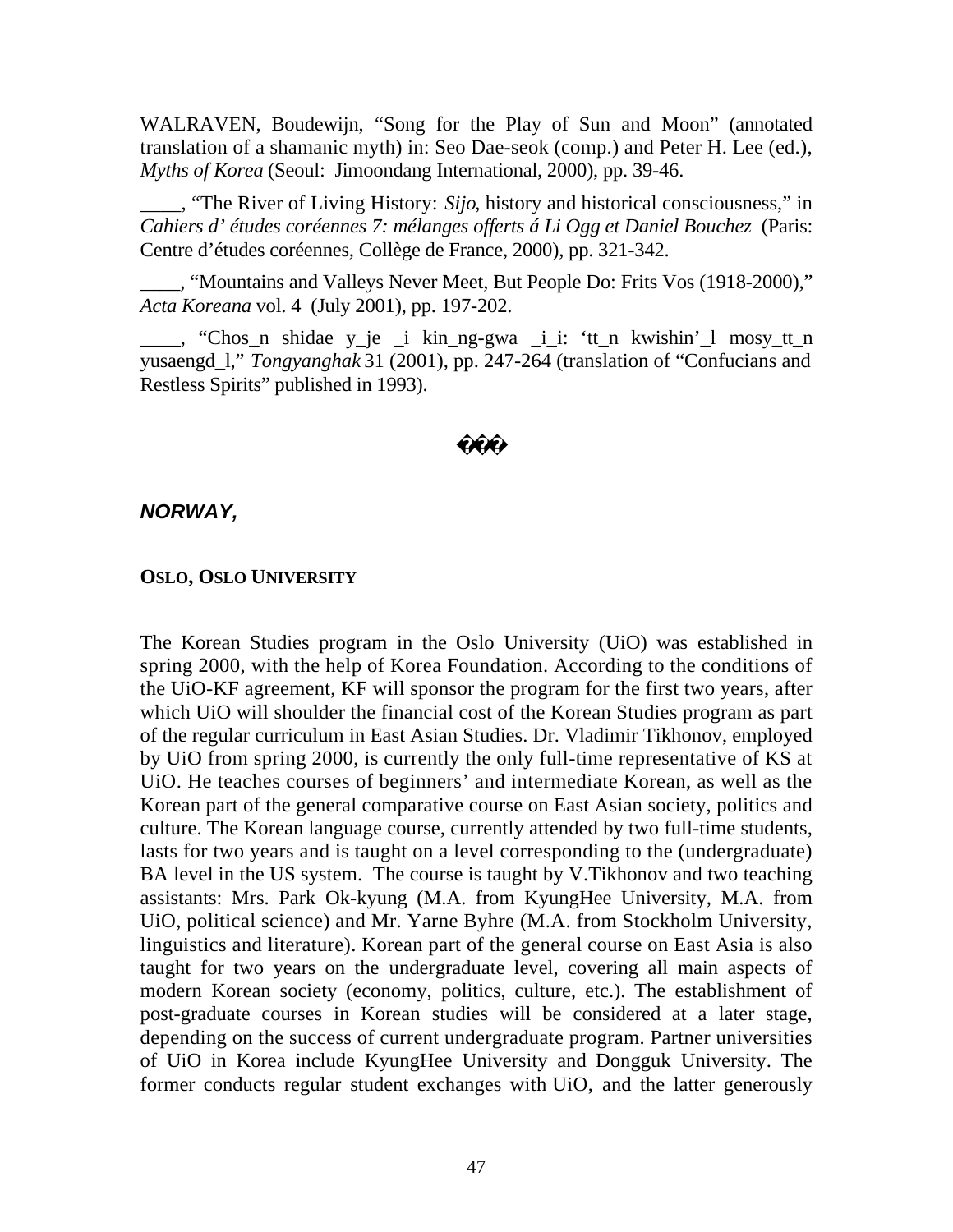WALRAVEN, Boudewijn, “Song for the Play of Sun and Moon” (annotated translation of a shamanic myth) in: Seo Dae-seok (comp.) and Peter H. Lee (ed.), *Myths of Korea* (Seoul: Jimoondang International, 2000), pp. 39-46.

____, “The River of Living History: *Sijo*, history and historical consciousness,” in *Cahiers d’ études coréennes 7: mélanges offerts á Li Ogg et Daniel Bouchez* (Paris: Centre d’études coréennes, Collège de France, 2000), pp. 321-342.

____, “Mountains and Valleys Never Meet, But People Do: Frits Vos (1918-2000),” *Acta Koreana* vol. 4 (July 2001), pp. 197-202.

____, “Chos_n shidae y_je _i kin_ng-gwa _i_i: ‘tt_n kwishin’_l mosy_tt_n yusaengd_l,” *Tongyanghak* 31 (2001), pp. 247-264 (translation of “Confucians and Restless Spirits” published in 1993).

���

### *NORWAY,*

#### OSLO, OSLO UNIVERSITY

The Korean Studies program in the Oslo University (UiO) was established in spring 2000, with the help of Korea Foundation. According to the conditions of the UiO-KF agreement, KF will sponsor the program for the first two years, after which UiO will shoulder the financial cost of the Korean Studies program as part of the regular curriculum in East Asian Studies. Dr. Vladimir Tikhonov, employed by UiO from spring 2000, is currently the only full-time representative of KS at UiO. He teaches courses of beginners’ and intermediate Korean, as well as the Korean part of the general comparative course on East Asian society, politics and culture. The Korean language course, currently attended by two full-time students, lasts for two years and is taught on a level corresponding to the (undergraduate) BA level in the US system. The course is taught by V.Tikhonov and two teaching assistants: Mrs. Park Ok-kyung (M.A. from KyungHee University, M.A. from UiO, political science) and Mr. Yarne Byhre (M.A. from Stockholm University, linguistics and literature). Korean part of the general course on East Asia is also taught for two years on the undergraduate level, covering all main aspects of modern Korean society (economy, politics, culture, etc.). The establishment of post-graduate courses in Korean studies will be considered at a later stage, depending on the success of current undergraduate program. Partner universities of UiO in Korea include KyungHee University and Dongguk University. The former conducts regular student exchanges with UiO, and the latter generously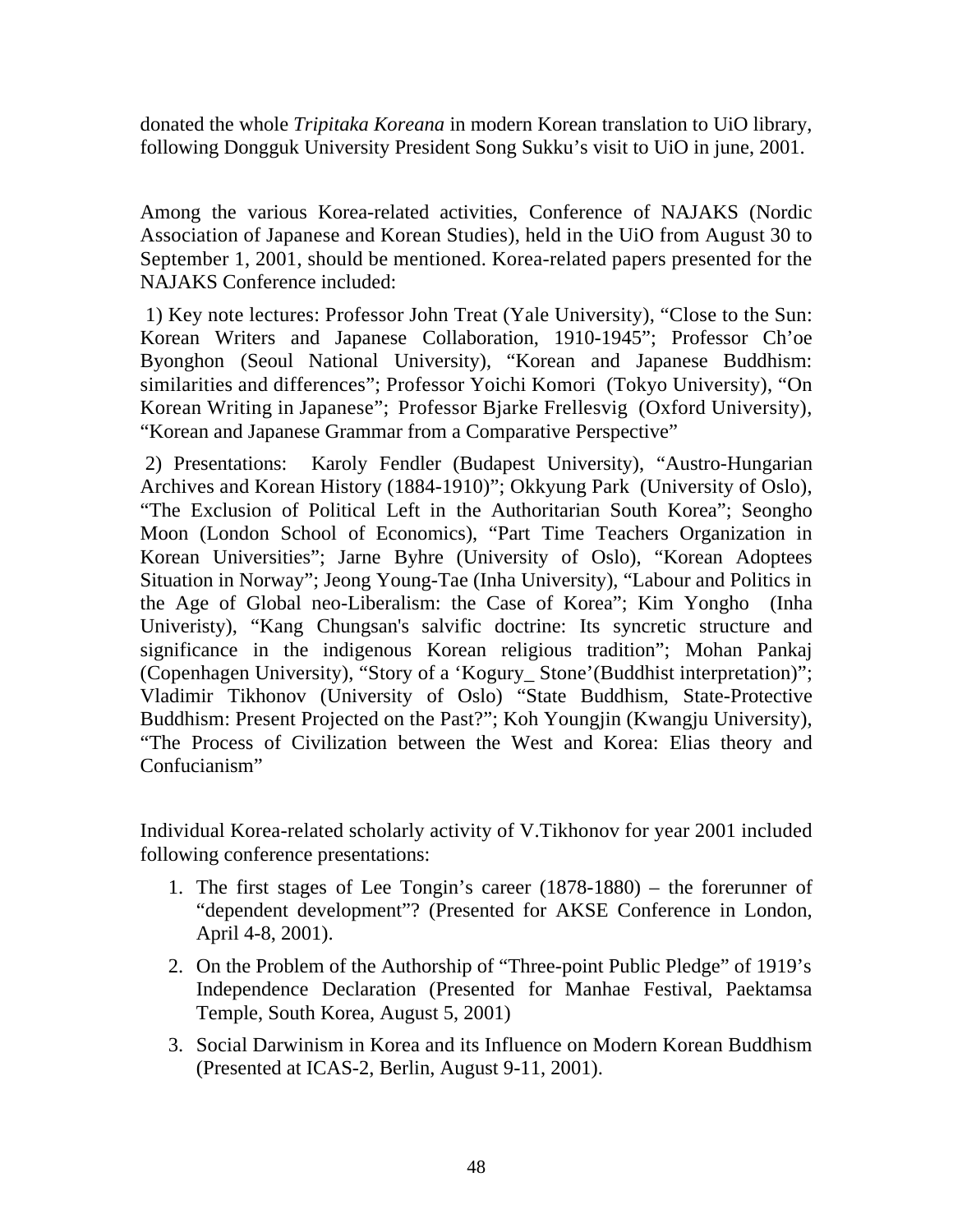donated the whole *Tripitaka Koreana* in modern Korean translation to UiO library, following Dongguk University President Song Sukku's visit to UiO in june, 2001.

Among the various Korea-related activities, Conference of NAJAKS (Nordic Association of Japanese and Korean Studies), held in the UiO from August 30 to September 1, 2001, should be mentioned. Korea-related papers presented for the NAJAKS Conference included:

1) Key note lectures: Professor John Treat (Yale University), "Close to the Sun: Korean Writers and Japanese Collaboration, 1910-1945"; Professor Ch'oe Byonghon (Seoul National University), "Korean and Japanese Buddhism: similarities and differences"; Professor Yoichi Komori (Tokyo University), "On Korean Writing in Japanese"; Professor Bjarke Frellesvig (Oxford University), "Korean and Japanese Grammar from a Comparative Perspective"

2) Presentations: Karoly Fendler (Budapest University), "Austro-Hungarian Archives and Korean History (1884-1910)"; Okkyung Park (University of Oslo), "The Exclusion of Political Left in the Authoritarian South Korea"; Seongho Moon (London School of Economics), "Part Time Teachers Organization in Korean Universities"; Jarne Byhre (University of Oslo), "Korean Adoptees Situation in Norway"; Jeong Young-Tae (Inha University), "Labour and Politics in the Age of Global neo-Liberalism: the Case of Korea"; Kim Yongho (Inha Univeristy), "Kang Chungsan's salvific doctrine: Its syncretic structure and significance in the indigenous Korean religious tradition"; Mohan Pankaj (Copenhagen University), "Story of a 'Kogury_ Stone'(Buddhist interpretation)"; Vladimir Tikhonov (University of Oslo) "State Buddhism, State-Protective Buddhism: Present Projected on the Past?"; Koh Youngjin (Kwangju University), "The Process of Civilization between the West and Korea: Elias theory and Confucianism"

Individual Korea-related scholarly activity of V.Tikhonov for year 2001 included following conference presentations:

1. The first stages of Lee Tongin's career (1878-1880) – the forerunner of "dependent development"? (Presented for AKSE Conference in London, April 4-8, 2001).
2. On the Problem of the Authorship of "Three-point Public Pledge" of 1919's Independence Declaration (Presented for Manhae Festival, Paektamsa Temple, South Korea, August 5, 2001)
3. Social Darwinism in Korea and its Influence on Modern Korean Buddhism (Presented at ICAS-2, Berlin, August 9-11, 2001).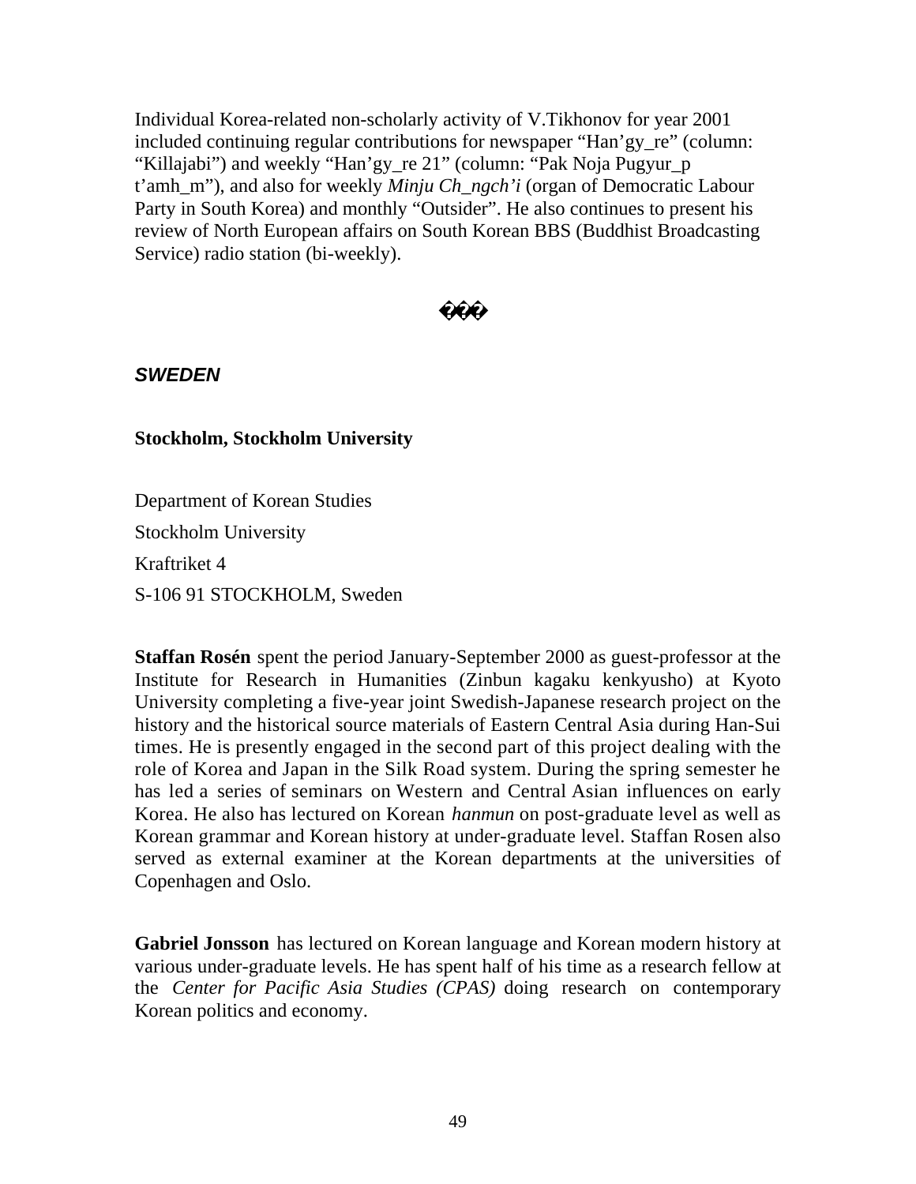Individual Korea-related non-scholarly activity of V.Tikhonov for year 2001 included continuing regular contributions for newspaper "Han'gy_re" (column: "Killajabi") and weekly "Han'gy_re 21" (column: "Pak Noja Pugyur_p t'amh_m"), and also for weekly *Minju Ch_ngch'i* (organ of Democratic Labour Party in South Korea) and monthly "Outsider". He also continues to present his review of North European affairs on South Korean BBS (Buddhist Broadcasting Service) radio station (bi-weekly).

���

## *SWEDEN*

### Stockholm, Stockholm University

Department of Korean Studies

Stockholm University

Kraftriket 4

S-106 91 STOCKHOLM, Sweden

**Staffan Rosén** spent the period January-September 2000 as guest-professor at the Institute for Research in Humanities (Zinbun kagaku kenkyusho) at Kyoto University completing a five-year joint Swedish-Japanese research project on the history and the historical source materials of Eastern Central Asia during Han-Sui times. He is presently engaged in the second part of this project dealing with the role of Korea and Japan in the Silk Road system. During the spring semester he has led a series of seminars on Western and Central Asian influences on early Korea. He also has lectured on Korean *hanmun* on post-graduate level as well as Korean grammar and Korean history at under-graduate level. Staffan Rosen also served as external examiner at the Korean departments at the universities of Copenhagen and Oslo.

**Gabriel Jonsson** has lectured on Korean language and Korean modern history at various under-graduate levels. He has spent half of his time as a research fellow at the *Center for Pacific Asia Studies (CPAS)* doing research on contemporary Korean politics and economy.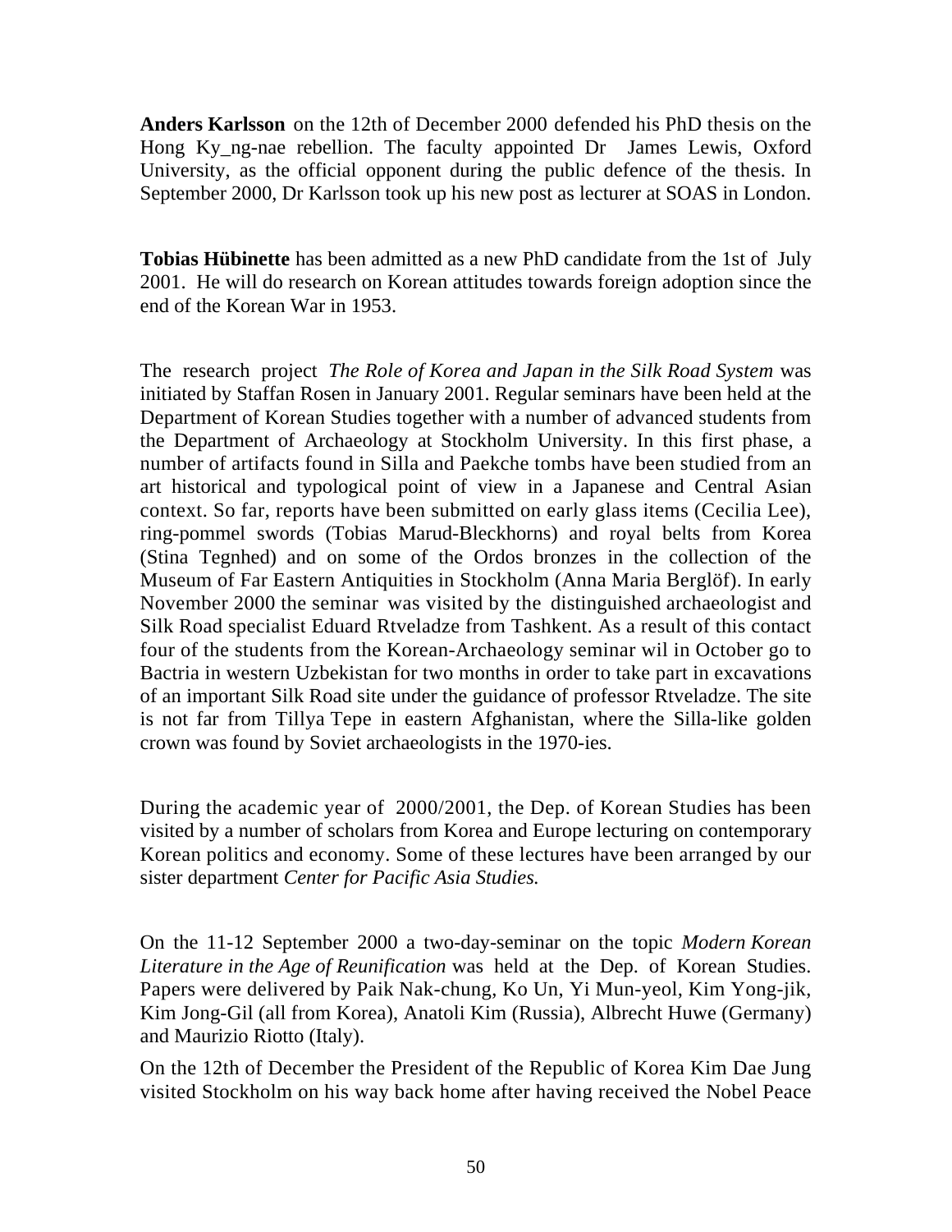**Anders Karlsson** on the 12th of December 2000 defended his PhD thesis on the Hong Ky_ng-nae rebellion. The faculty appointed Dr James Lewis, Oxford University, as the official opponent during the public defence of the thesis. In September 2000, Dr Karlsson took up his new post as lecturer at SOAS in London.

**Tobias Hübinette** has been admitted as a new PhD candidate from the 1st of July 2001. He will do research on Korean attitudes towards foreign adoption since the end of the Korean War in 1953.

The research project *The Role of Korea and Japan in the Silk Road System* was initiated by Staffan Rosen in January 2001. Regular seminars have been held at the Department of Korean Studies together with a number of advanced students from the Department of Archaeology at Stockholm University. In this first phase, a number of artifacts found in Silla and Paekche tombs have been studied from an art historical and typological point of view in a Japanese and Central Asian context. So far, reports have been submitted on early glass items (Cecilia Lee), ring-pommel swords (Tobias Marud-Bleckhorns) and royal belts from Korea (Stina Tegnhed) and on some of the Ordos bronzes in the collection of the Museum of Far Eastern Antiquities in Stockholm (Anna Maria Berglöf). In early November 2000 the seminar was visited by the distinguished archaeologist and Silk Road specialist Eduard Rtveladze from Tashkent. As a result of this contact four of the students from the Korean-Archaeology seminar wil in October go to Bactria in western Uzbekistan for two months in order to take part in excavations of an important Silk Road site under the guidance of professor Rtveladze. The site is not far from Tillya Tepe in eastern Afghanistan, where the Silla-like golden crown was found by Soviet archaeologists in the 1970-ies.

During the academic year of 2000/2001, the Dep. of Korean Studies has been visited by a number of scholars from Korea and Europe lecturing on contemporary Korean politics and economy. Some of these lectures have been arranged by our sister department *Center for Pacific Asia Studies.*

On the 11-12 September 2000 a two-day-seminar on the topic *Modern Korean Literature in the Age of Reunification* was held at the Dep. of Korean Studies. Papers were delivered by Paik Nak-chung, Ko Un, Yi Mun-yeol, Kim Yong-jik, Kim Jong-Gil (all from Korea), Anatoli Kim (Russia), Albrecht Huwe (Germany) and Maurizio Riotto (Italy).

On the 12th of December the President of the Republic of Korea Kim Dae Jung visited Stockholm on his way back home after having received the Nobel Peace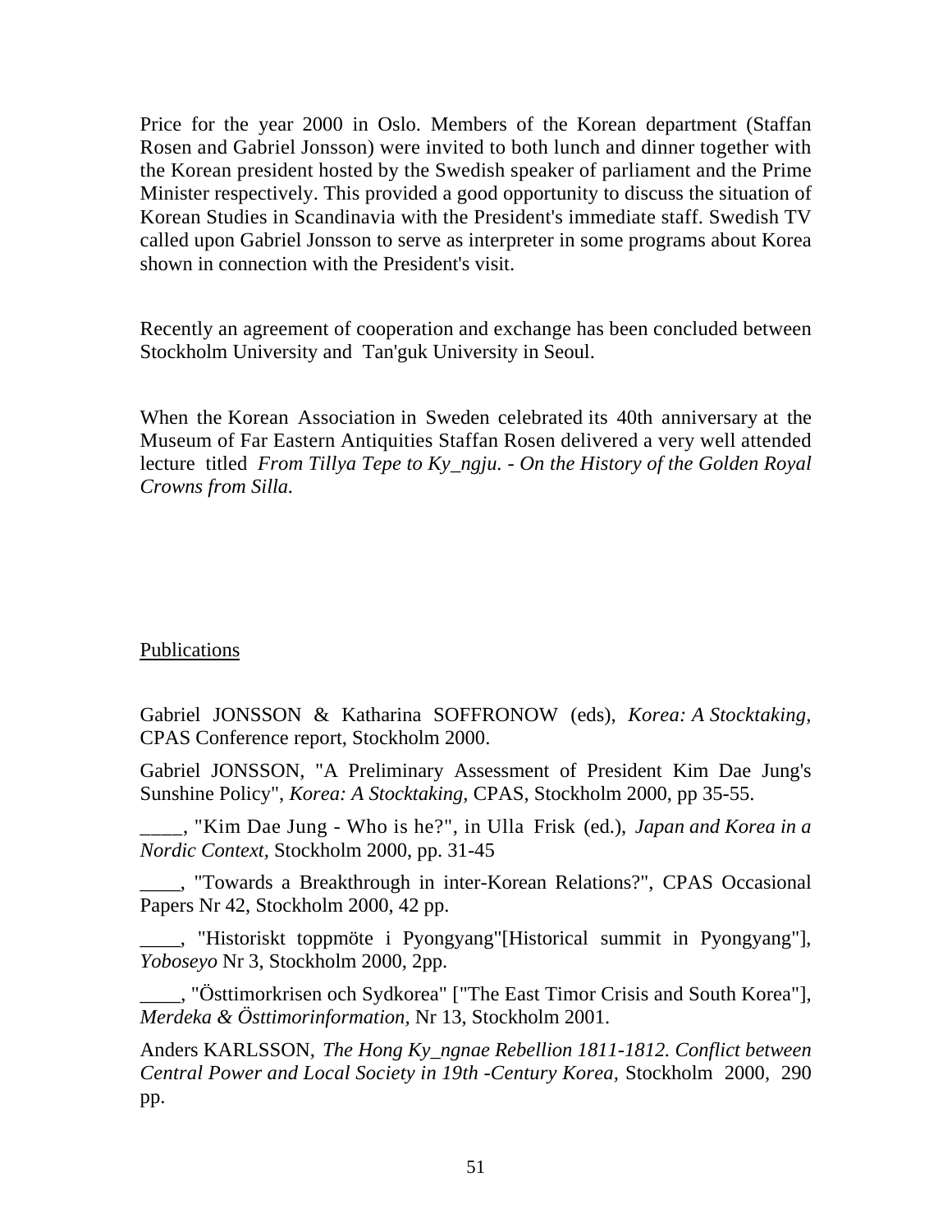Price for the year 2000 in Oslo. Members of the Korean department (Staffan Rosen and Gabriel Jonsson) were invited to both lunch and dinner together with the Korean president hosted by the Swedish speaker of parliament and the Prime Minister respectively. This provided a good opportunity to discuss the situation of Korean Studies in Scandinavia with the President's immediate staff. Swedish TV called upon Gabriel Jonsson to serve as interpreter in some programs about Korea shown in connection with the President's visit.

Recently an agreement of cooperation and exchange has been concluded between Stockholm University and Tan'guk University in Seoul.

When the Korean Association in Sweden celebrated its 40th anniversary at the Museum of Far Eastern Antiquities Staffan Rosen delivered a very well attended lecture titled *From Tillya Tepe to Ky_ngju. - On the History of the Golden Royal Crowns from Silla.*

<u>Publications</u>

Gabriel JONSSON & Katharina SOFFRONOW (eds), *Korea: A Stocktaking,* CPAS Conference report, Stockholm 2000.

Gabriel JONSSON, "A Preliminary Assessment of President Kim Dae Jung's Sunshine Policy", *Korea: A Stocktaking,* CPAS, Stockholm 2000, pp 35-55.

____, "Kim Dae Jung - Who is he?", in Ulla Frisk (ed.), *Japan and Korea in a Nordic Context,* Stockholm 2000, pp. 31-45

____, "Towards a Breakthrough in inter-Korean Relations?", CPAS Occasional Papers Nr 42, Stockholm 2000, 42 pp.

____, "Historiskt toppmöte i Pyongyang"[Historical summit in Pyongyang"], *Yoboseyo* Nr 3, Stockholm 2000, 2pp.

____, "Östtimorkrisen och Sydkorea" ["The East Timor Crisis and South Korea"], *Merdeka & Östtimorinformation,* Nr 13, Stockholm 2001.

Anders KARLSSON, *The Hong Ky_ngnae Rebellion 1811-1812. Conflict between Central Power and Local Society in 19th -Century Korea,* Stockholm 2000, 290 pp.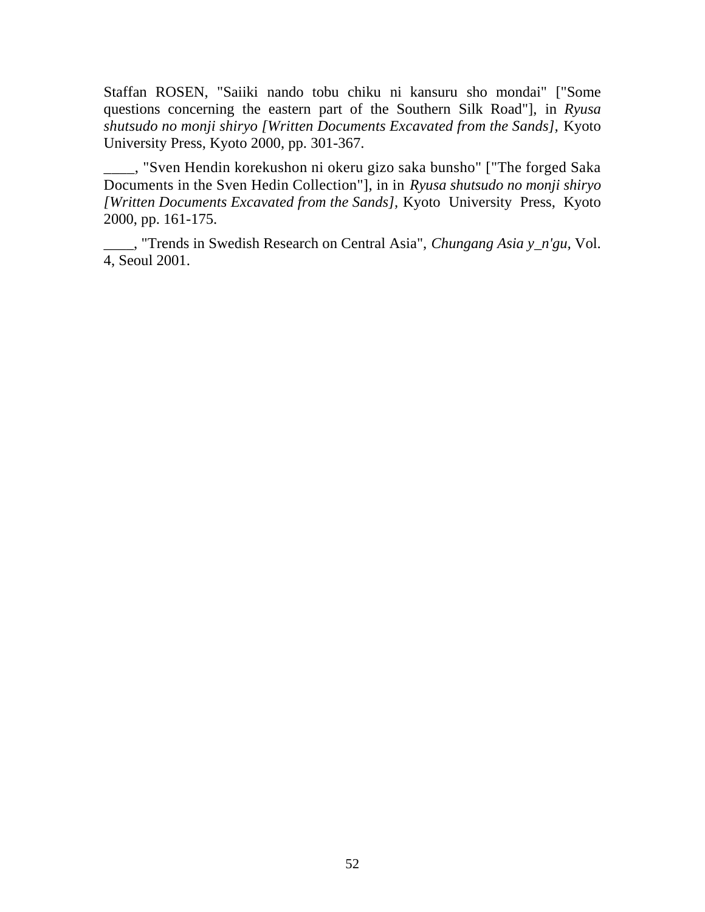Staffan ROSEN, "Saiiki nando tobu chiku ni kansuru sho mondai" ["Some questions concerning the eastern part of the Southern Silk Road"], in *Ryusa shutsudo no monji shiryo [Written Documents Excavated from the Sands],* Kyoto University Press, Kyoto 2000, pp. 301-367.

____, "Sven Hendin korekushon ni okeru gizo saka bunsho" ["The forged Saka Documents in the Sven Hedin Collection"], in in *Ryusa shutsudo no monji shiryo [Written Documents Excavated from the Sands],* Kyoto University Press, Kyoto 2000, pp. 161-175.

____, "Trends in Swedish Research on Central Asia", *Chungang Asia y_n'gu,* Vol. 4, Seoul 2001.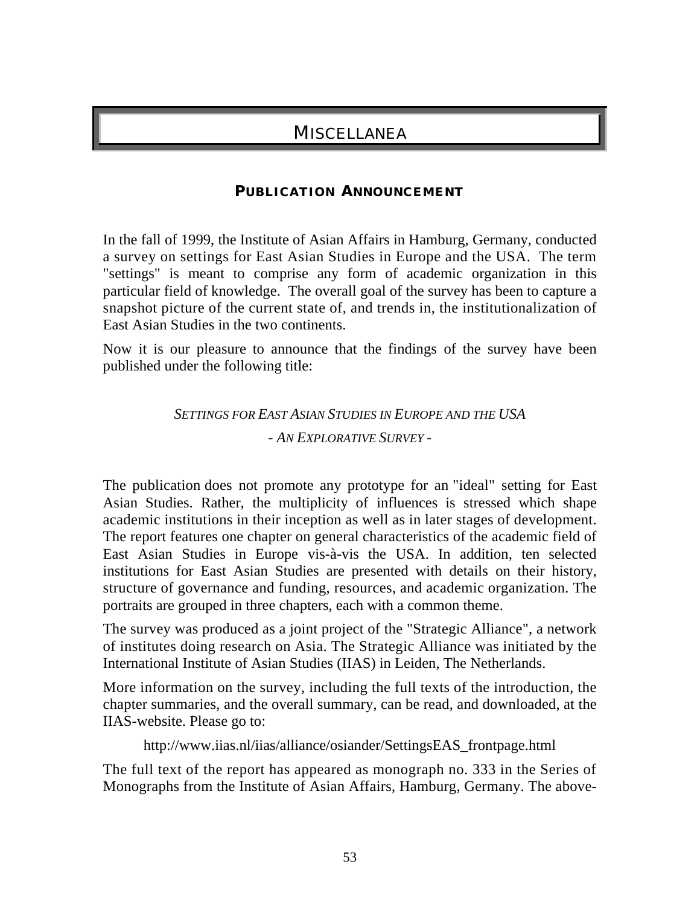# MISCELLANEA

## PUBLICATION ANNOUNCEMENT

In the fall of 1999, the Institute of Asian Affairs in Hamburg, Germany, conducted a survey on settings for East Asian Studies in Europe and the USA. The term "settings" is meant to comprise any form of academic organization in this particular field of knowledge. The overall goal of the survey has been to capture a snapshot picture of the current state of, and trends in, the institutionalization of East Asian Studies in the two continents.

Now it is our pleasure to announce that the findings of the survey have been published under the following title:

*SETTINGS FOR EAST ASIAN STUDIES IN EUROPE AND THE USA*

*- AN EXPLORATIVE SURVEY -*

The publication does not promote any prototype for an "ideal" setting for East Asian Studies. Rather, the multiplicity of influences is stressed which shape academic institutions in their inception as well as in later stages of development. The report features one chapter on general characteristics of the academic field of East Asian Studies in Europe vis-à-vis the USA. In addition, ten selected institutions for East Asian Studies are presented with details on their history, structure of governance and funding, resources, and academic organization. The portraits are grouped in three chapters, each with a common theme.

The survey was produced as a joint project of the "Strategic Alliance", a network of institutes doing research on Asia. The Strategic Alliance was initiated by the International Institute of Asian Studies (IIAS) in Leiden, The Netherlands.

More information on the survey, including the full texts of the introduction, the chapter summaries, and the overall summary, can be read, and downloaded, at the IIAS-website. Please go to:

http://www.iias.nl/iias/alliance/osiander/SettingsEAS_frontpage.html

The full text of the report has appeared as monograph no. 333 in the Series of Monographs from the Institute of Asian Affairs, Hamburg, Germany. The above-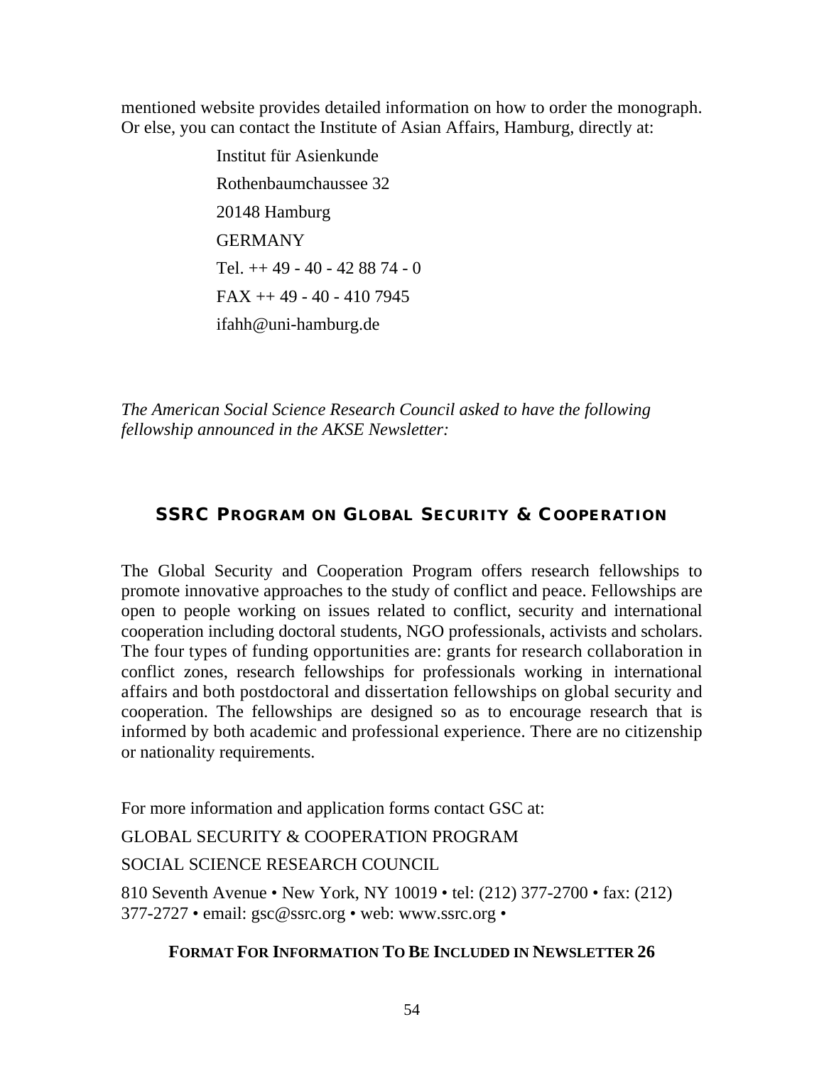mentioned website provides detailed information on how to order the monograph. Or else, you can contact the Institute of Asian Affairs, Hamburg, directly at:

Institut für Asienkunde

Rothenbaumchaussee 32

20148 Hamburg

GERMANY

Tel. ++ 49 - 40 - 42 88 74 - 0

FAX ++ 49 - 40 - 410 7945

ifahh@uni-hamburg.de

*The American Social Science Research Council asked to have the following fellowship announced in the AKSE Newsletter:*

## SSRC Program on Global Security & Cooperation

The Global Security and Cooperation Program offers research fellowships to promote innovative approaches to the study of conflict and peace. Fellowships are open to people working on issues related to conflict, security and international cooperation including doctoral students, NGO professionals, activists and scholars. The four types of funding opportunities are: grants for research collaboration in conflict zones, research fellowships for professionals working in international affairs and both postdoctoral and dissertation fellowships on global security and cooperation. The fellowships are designed so as to encourage research that is informed by both academic and professional experience. There are no citizenship or nationality requirements.

For more information and application forms contact GSC at:

GLOBAL SECURITY & COOPERATION PROGRAM

SOCIAL SCIENCE RESEARCH COUNCIL

810 Seventh Avenue • New York, NY 10019 • tel: (212) 377-2700 • fax: (212) 377-2727 • email: gsc@ssrc.org • web: www.ssrc.org •

## Format For Information To Be Included in Newsletter 26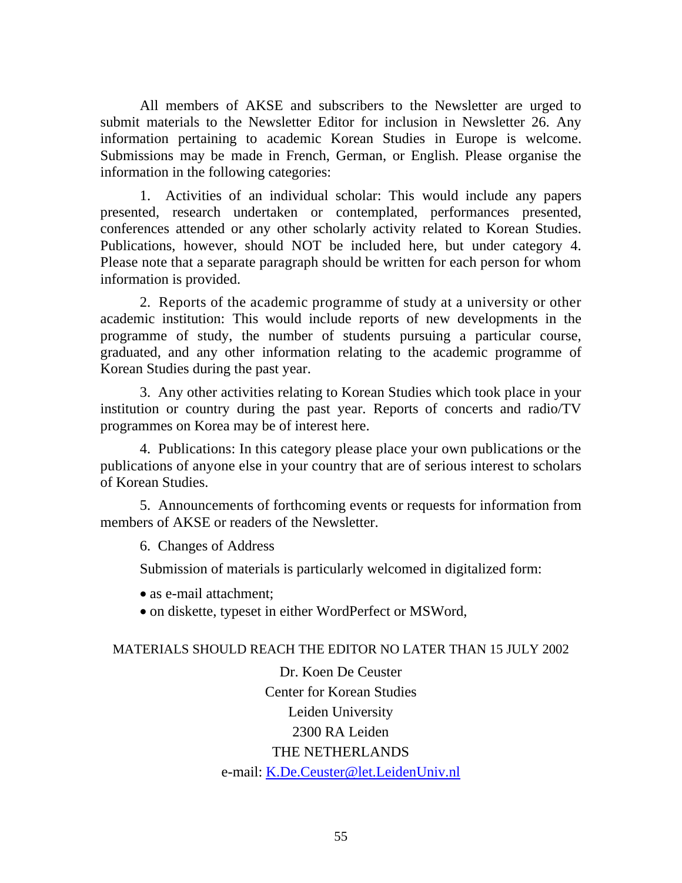All members of AKSE and subscribers to the Newsletter are urged to submit materials to the Newsletter Editor for inclusion in Newsletter 26. Any information pertaining to academic Korean Studies in Europe is welcome. Submissions may be made in French, German, or English. Please organise the information in the following categories:

1. Activities of an individual scholar: This would include any papers presented, research undertaken or contemplated, performances presented, conferences attended or any other scholarly activity related to Korean Studies. Publications, however, should NOT be included here, but under category 4. Please note that a separate paragraph should be written for each person for whom information is provided.

2. Reports of the academic programme of study at a university or other academic institution: This would include reports of new developments in the programme of study, the number of students pursuing a particular course, graduated, and any other information relating to the academic programme of Korean Studies during the past year.

3. Any other activities relating to Korean Studies which took place in your institution or country during the past year. Reports of concerts and radio/TV programmes on Korea may be of interest here.

4. Publications: In this category please place your own publications or the publications of anyone else in your country that are of serious interest to scholars of Korean Studies.

5. Announcements of forthcoming events or requests for information from members of AKSE or readers of the Newsletter.

6. Changes of Address

Submission of materials is particularly welcomed in digitalized form:

- as e-mail attachment;
- on diskette, typeset in either WordPerfect or MSWord,

MATERIALS SHOULD REACH THE EDITOR NO LATER THAN 15 JULY 2002

Dr. Koen De Ceuster
Center for Korean Studies
Leiden University
2300 RA Leiden
THE NETHERLANDS
e-mail: K.De.Ceuster@let.LeidenUniv.nl